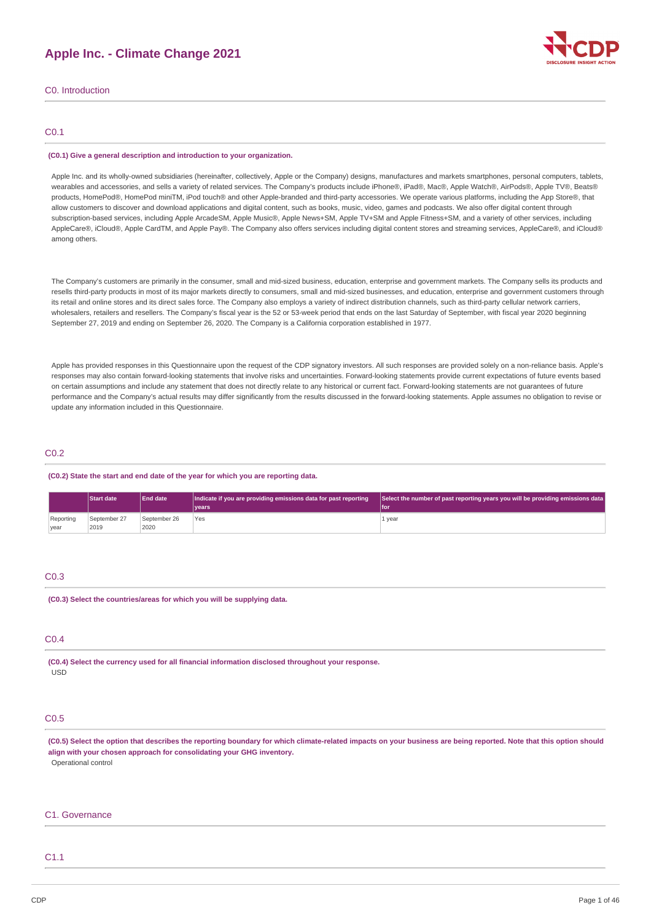# Apple Inc. - Climate Change 2021

## C0. Introduction

### C0.1

**(C0.1) Give a general description and introduction to your organization.**

Apple Inc. and its wholly-owned subsidiaries (hereinafter, collectively, Apple or the Company) designs, manufactures and markets smartphones, personal computers, tablets, wearables and accessories, and sells a variety of related services. The Company's products include iPhone®, iPad®, Mac®, Apple Watch®, AirPods®, Apple TV®, Beats® products, HomePod®, HomePod miniTM, iPod touch® and other Apple-branded and third-party accessories. We operate various platforms, including the App Store®, that allow customers to discover and download applications and digital content, such as books, music, video, games and podcasts. We also offer digital content through subscription-based services, including Apple ArcadeSM, Apple Music®, Apple News+SM, Apple TV+SM and Apple Fitness+SM, and a variety of other services, including AppleCare®, iCloud®, Apple CardTM, and Apple Pay®. The Company also offers services including digital content stores and streaming services, AppleCare®, and iCloud® among others.

The Company's customers are primarily in the consumer, small and mid-sized business, education, enterprise and government markets. The Company sells its products and resells third-party products in most of its major markets directly to consumers, small and mid-sized businesses, and education, enterprise and government customers through its retail and online stores and its direct sales force. The Company also employs a variety of indirect distribution channels, such as third-party cellular network carriers, wholesalers, retailers and resellers. The Company's fiscal year is the 52 or 53-week period that ends on the last Saturday of September, with fiscal year 2020 beginning September 27, 2019 and ending on September 26, 2020. The Company is a California corporation established in 1977.

Apple has provided responses in this Questionnaire upon the request of the CDP signatory investors. All such responses are provided solely on a non-reliance basis. Apple's responses may also contain forward-looking statements that involve risks and uncertainties. Forward-looking statements provide current expectations of future events based on certain assumptions and include any statement that does not directly relate to any historical or current fact. Forward-looking statements are not guarantees of future performance and the Company's actual results may differ significantly from the results discussed in the forward-looking statements. Apple assumes no obligation to revise or update any information included in this Questionnaire.

### C0.2

**(C0.2) State the start and end date of the year for which you are reporting data.**

| | Start date | End date | Indicate if you are providing emissions data for past reporting years | Select the number of past reporting years you will be providing emissions data for |
|---|---|---|---|---|
| Reporting year | September 27 2019 | September 26 2020 | Yes | 1 year |

### C0.3

**(C0.3) Select the countries/areas for which you will be supplying data.**

### C0.4

**(C0.4) Select the currency used for all financial information disclosed throughout your response.**

USD

### C0.5

**(C0.5) Select the option that describes the reporting boundary for which climate-related impacts on your business are being reported. Note that this option should align with your chosen approach for consolidating your GHG inventory.**

Operational control

## C1. Governance

### C1.1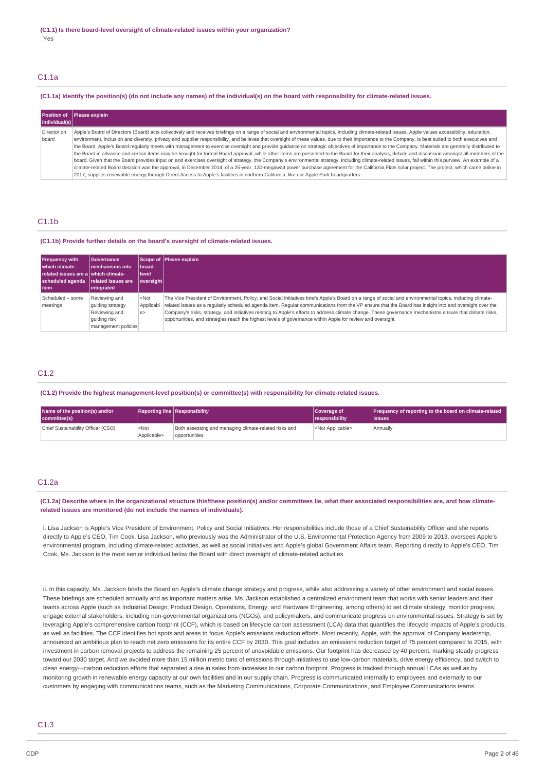**(C1.1) Is there board-level oversight of climate-related issues within your organization?**

Yes

## C1.1a

**(C1.1a) Identify the position(s) (do not include any names) of the individual(s) on the board with responsibility for climate-related issues.**

| Position of individual(s) | Please explain |
|---|---|
| Director on board | Apple's Board of Directors (Board) acts collectively and receives briefings on a range of social and environmental topics, including climate-related issues. Apple values accessibility, education, environment, inclusion and diversity, privacy and supplier responsibility, and believes that oversight of these values, due to their importance to the Company, is best suited to both executives and the Board. Apple's Board regularly meets with management to exercise oversight and provide guidance on strategic objectives of importance to the Company. Materials are generally distributed to the Board in advance and certain items may be brought for formal Board approval, while other items are presented to the Board for their analysis, debate and discussion amongst all members of the board. Given that the Board provides input on and exercises oversight of strategy, the Company's environmental strategy, including climate-related issues, fall within this purview. An example of a climate-related Board decision was the approval, in December 2014, of a 25-year, 130-megawatt power purchase agreement for the California Flats solar project. The project, which came online in 2017, supplies renewable energy through Direct Access to Apple's facilities in northern California, like our Apple Park headquarters. |

## C1.1b

**(C1.1b) Provide further details on the board's oversight of climate-related issues.**

| Frequency with which climate-related issues are a scheduled agenda item | Governance mechanisms into which climate-related issues are integrated | Scope of board-level oversight | Please explain |
|---|---|---|---|
| Scheduled – some meetings | Reviewing and guiding strategy<br>Reviewing and guiding risk management policies | <Not Applicable> | The Vice President of Environment, Policy, and Social Initiatives briefs Apple's Board on a range of social and environmental topics, including climate-related issues as a regularly scheduled agenda item. Regular communications from the VP ensure that the Board has insight into and oversight over the Company's risks, strategy, and initiatives relating to Apple's efforts to address climate change. These governance mechanisms ensure that climate risks, opportunities, and strategies reach the highest levels of governance within Apple for review and oversight. |

## C1.2

**(C1.2) Provide the highest management-level position(s) or committee(s) with responsibility for climate-related issues.**

| Name of the position(s) and/or committee(s) | Reporting line | Responsibility | Coverage of responsibility | Frequency of reporting to the board on climate-related issues |
|---|---|---|---|---|
| Chief Sustainability Officer (CSO) | <Not Applicable> | Both assessing and managing climate-related risks and opportunities | <Not Applicable> | Annually |

## C1.2a

**(C1.2a) Describe where in the organizational structure this/these position(s) and/or committees lie, what their associated responsibilities are, and how climate-related issues are monitored (do not include the names of individuals).**

i. Lisa Jackson is Apple's Vice President of Environment, Policy and Social Initiatives. Her responsibilities include those of a Chief Sustainability Officer and she reports directly to Apple's CEO, Tim Cook. Lisa Jackson, who previously was the Administrator of the U.S. Environmental Protection Agency from 2009 to 2013, oversees Apple's environmental program, including climate-related activities, as well as social initiatives and Apple's global Government Affairs team. Reporting directly to Apple's CEO, Tim Cook, Ms. Jackson is the most senior individual below the Board with direct oversight of climate-related activities.

ii. In this capacity, Ms. Jackson briefs the Board on Apple's climate change strategy and progress, while also addressing a variety of other environment and social issues. These briefings are scheduled annually and as important matters arise. Ms. Jackson established a centralized environment team that works with senior leaders and their teams across Apple (such as Industrial Design, Product Design, Operations, Energy, and Hardware Engineering, among others) to set climate strategy, monitor progress, engage external stakeholders, including non-governmental organizations (NGOs), and policymakers, and communicate progress on environmental issues. Strategy is set by leveraging Apple's comprehensive carbon footprint (CCF), which is based on lifecycle carbon assessment (LCA) data that quantifies the lifecycle impacts of Apple's products, as well as facilities. The CCF identifies hot spots and areas to focus Apple's emissions reduction efforts. Most recently, Apple, with the approval of Company leadership, announced an ambitious plan to reach net zero emissions for its entire CCF by 2030. This goal includes an emissions reduction target of 75 percent compared to 2015, with investment in carbon removal projects to address the remaining 25 percent of unavoidable emissions. Our footprint has decreased by 40 percent, marking steady progress toward our 2030 target. And we avoided more than 15 million metric tons of emissions through initiatives to use low-carbon materials, drive energy efficiency, and switch to clean energy—carbon reduction efforts that separated a rise in sales from increases in our carbon footprint. Progress is tracked through annual LCAs as well as by monitoring growth in renewable energy capacity at our own facilities and in our supply chain. Progress is communicated internally to employees and externally to our customers by engaging with communications teams, such as the Marketing Communications, Corporate Communications, and Employee Communications teams.

## C1.3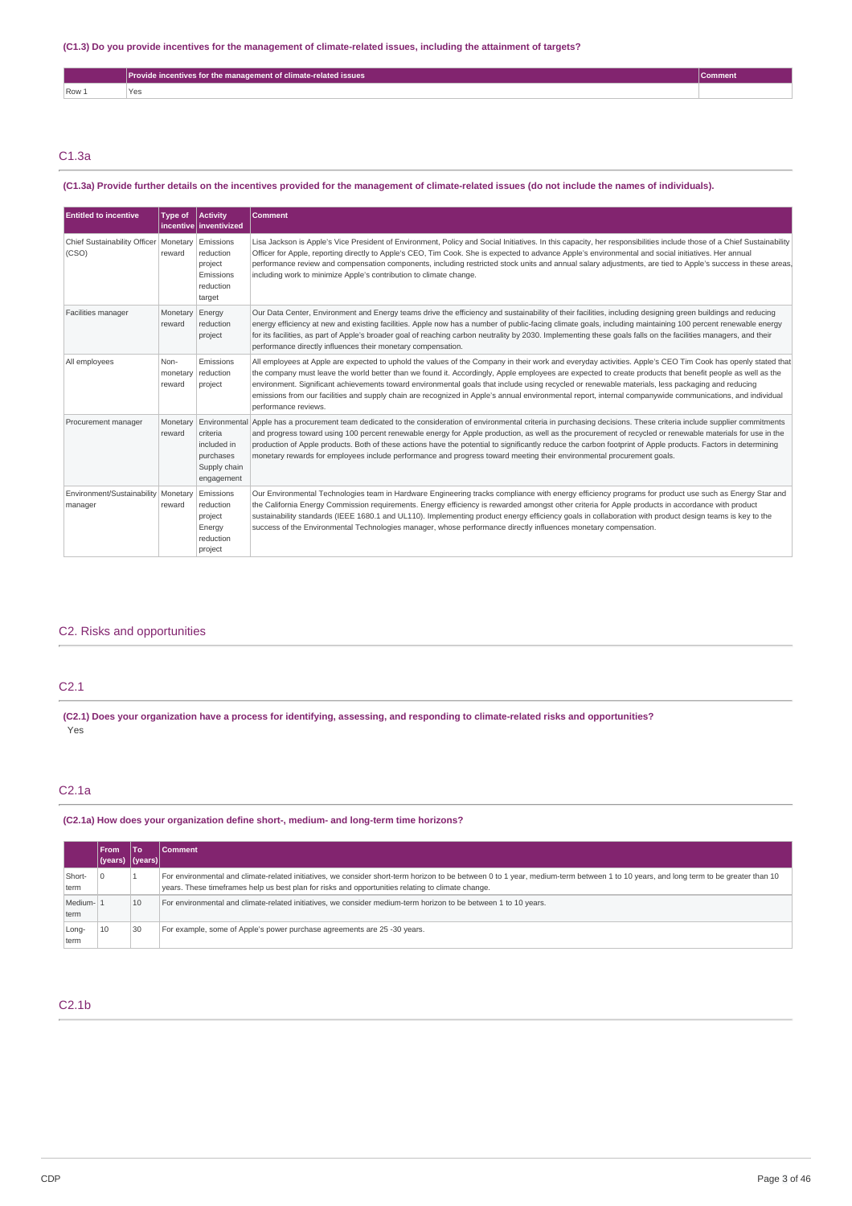**(C1.3) Do you provide incentives for the management of climate-related issues, including the attainment of targets?**

| | Provide incentives for the management of climate-related issues | Comment |
|---|---|---|
| Row 1 | Yes | |

## C1.3a

**(C1.3a) Provide further details on the incentives provided for the management of climate-related issues (do not include the names of individuals).**

| Entitled to incentive | Type of incentive | Activity inventivized | Comment |
|---|---|---|---|
| Chief Sustainability Officer (CSO) | Monetary reward | Emissions reduction project Emissions reduction target | Lisa Jackson is Apple's Vice President of Environment, Policy and Social Initiatives. In this capacity, her responsibilities include those of a Chief Sustainability Officer for Apple, reporting directly to Apple's CEO, Tim Cook. She is expected to advance Apple's environmental and social initiatives. Her annual performance review and compensation components, including restricted stock units and annual salary adjustments, are tied to Apple's success in these areas, including work to minimize Apple's contribution to climate change. |
| Facilities manager | Monetary reward | Energy reduction project | Our Data Center, Environment and Energy teams drive the efficiency and sustainability of their facilities, including designing green buildings and reducing energy efficiency at new and existing facilities. Apple now has a number of public-facing climate goals, including maintaining 100 percent renewable energy for its facilities, as part of Apple's broader goal of reaching carbon neutrality by 2030. Implementing these goals falls on the facilities managers, and their performance directly influences their monetary compensation. |
| All employees | Non-monetary reward | Emissions reduction project | All employees at Apple are expected to uphold the values of the Company in their work and everyday activities. Apple's CEO Tim Cook has openly stated that the company must leave the world better than we found it. Accordingly, Apple employees are expected to create products that benefit people as well as the environment. Significant achievements toward environmental goals that include using recycled or renewable materials, less packaging and reducing emissions from our facilities and supply chain are recognized in Apple's annual environmental report, internal companywide communications, and individual performance reviews. |
| Procurement manager | Monetary reward | Environmental criteria included in purchases Supply chain engagement | Apple has a procurement team dedicated to the consideration of environmental criteria in purchasing decisions. These criteria include supplier commitments and progress toward using 100 percent renewable energy for Apple production, as well as the procurement of recycled or renewable materials for use in the production of Apple products. Both of these actions have the potential to significantly reduce the carbon footprint of Apple products. Factors in determining monetary rewards for employees include performance and progress toward meeting their environmental procurement goals. |
| Environment/Sustainability manager | Monetary reward | Emissions reduction project Energy reduction project | Our Environmental Technologies team in Hardware Engineering tracks compliance with energy efficiency programs for product use such as Energy Star and the California Energy Commission requirements. Energy efficiency is rewarded amongst other criteria for Apple products in accordance with product sustainability standards (IEEE 1680.1 and UL110). Implementing product energy efficiency goals in collaboration with product design teams is key to the success of the Environmental Technologies manager, whose performance directly influences monetary compensation. |

# C2. Risks and opportunities

## C2.1

**(C2.1) Does your organization have a process for identifying, assessing, and responding to climate-related risks and opportunities?**

Yes

## C2.1a

**(C2.1a) How does your organization define short-, medium- and long-term time horizons?**

| | From (years) | To (years) | Comment |
|---|---|---|---|
| Short-term | 0 | 1 | For environmental and climate-related initiatives, we consider short-term horizon to be between 0 to 1 year, medium-term between 1 to 10 years, and long term to be greater than 10 years. These timeframes help us best plan for risks and opportunities relating to climate change. |
| Medium-term | 1 | 10 | For environmental and climate-related initiatives, we consider medium-term horizon to be between 1 to 10 years. |
| Long-term | 10 | 30 | For example, some of Apple's power purchase agreements are 25 -30 years. |

## C2.1b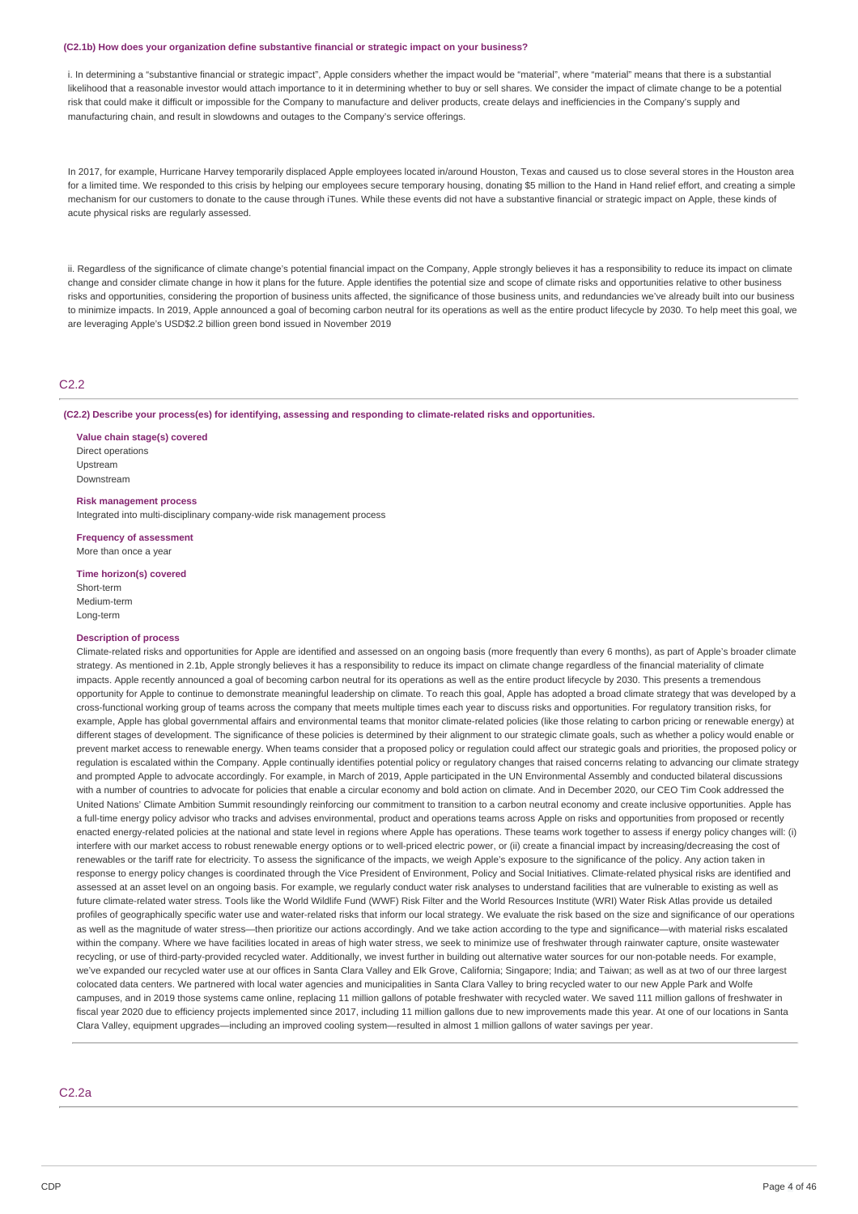**(C2.1b) How does your organization define substantive financial or strategic impact on your business?**

i. In determining a "substantive financial or strategic impact", Apple considers whether the impact would be "material", where "material" means that there is a substantial likelihood that a reasonable investor would attach importance to it in determining whether to buy or sell shares. We consider the impact of climate change to be a potential risk that could make it difficult or impossible for the Company to manufacture and deliver products, create delays and inefficiencies in the Company's supply and manufacturing chain, and result in slowdowns and outages to the Company's service offerings.

In 2017, for example, Hurricane Harvey temporarily displaced Apple employees located in/around Houston, Texas and caused us to close several stores in the Houston area for a limited time. We responded to this crisis by helping our employees secure temporary housing, donating $5 million to the Hand in Hand relief effort, and creating a simple mechanism for our customers to donate to the cause through iTunes. While these events did not have a substantive financial or strategic impact on Apple, these kinds of acute physical risks are regularly assessed.

ii. Regardless of the significance of climate change's potential financial impact on the Company, Apple strongly believes it has a responsibility to reduce its impact on climate change and consider climate change in how it plans for the future. Apple identifies the potential size and scope of climate risks and opportunities relative to other business risks and opportunities, considering the proportion of business units affected, the significance of those business units, and redundancies we've already built into our business to minimize impacts. In 2019, Apple announced a goal of becoming carbon neutral for its operations as well as the entire product lifecycle by 2030. To help meet this goal, we are leveraging Apple's USD$2.2 billion green bond issued in November 2019

## C2.2

**(C2.2) Describe your process(es) for identifying, assessing and responding to climate-related risks and opportunities.**

**Value chain stage(s) covered**
Direct operations
Upstream
Downstream

**Risk management process**
Integrated into multi-disciplinary company-wide risk management process

**Frequency of assessment**
More than once a year

**Time horizon(s) covered**
Short-term
Medium-term
Long-term

**Description of process**
Climate-related risks and opportunities for Apple are identified and assessed on an ongoing basis (more frequently than every 6 months), as part of Apple's broader climate strategy. As mentioned in 2.1b, Apple strongly believes it has a responsibility to reduce its impact on climate change regardless of the financial materiality of climate impacts. Apple recently announced a goal of becoming carbon neutral for its operations as well as the entire product lifecycle by 2030. This presents a tremendous opportunity for Apple to continue to demonstrate meaningful leadership on climate. To reach this goal, Apple has adopted a broad climate strategy that was developed by a cross-functional working group of teams across the company that meets multiple times each year to discuss risks and opportunities. For regulatory transition risks, for example, Apple has global governmental affairs and environmental teams that monitor climate-related policies (like those relating to carbon pricing or renewable energy) at different stages of development. The significance of these policies is determined by their alignment to our strategic climate goals, such as whether a policy would enable or prevent market access to renewable energy. When teams consider that a proposed policy or regulation could affect our strategic goals and priorities, the proposed policy or regulation is escalated within the Company. Apple continually identifies potential policy or regulatory changes that raised concerns relating to advancing our climate strategy and prompted Apple to advocate accordingly. For example, in March of 2019, Apple participated in the UN Environmental Assembly and conducted bilateral discussions with a number of countries to advocate for policies that enable a circular economy and bold action on climate. And in December 2020, our CEO Tim Cook addressed the United Nations' Climate Ambition Summit resoundingly reinforcing our commitment to transition to a carbon neutral economy and create inclusive opportunities. Apple has a full-time energy policy advisor who tracks and advises environmental, product and operations teams across Apple on risks and opportunities from proposed or recently enacted energy-related policies at the national and state level in regions where Apple has operations. These teams work together to assess if energy policy changes will: (i) interfere with our market access to robust renewable energy options or to well-priced electric power, or (ii) create a financial impact by increasing/decreasing the cost of renewables or the tariff rate for electricity. To assess the significance of the impacts, we weigh Apple's exposure to the significance of the policy. Any action taken in response to energy policy changes is coordinated through the Vice President of Environment, Policy and Social Initiatives. Climate-related physical risks are identified and assessed at an asset level on an ongoing basis. For example, we regularly conduct water risk analyses to understand facilities that are vulnerable to existing as well as future climate-related water stress. Tools like the World Wildlife Fund (WWF) Risk Filter and the World Resources Institute (WRI) Water Risk Atlas provide us detailed profiles of geographically specific water use and water-related risks that inform our local strategy. We evaluate the risk based on the size and significance of our operations as well as the magnitude of water stress—then prioritize our actions accordingly. And we take action according to the type and significance—with material risks escalated within the company. Where we have facilities located in areas of high water stress, we seek to minimize use of freshwater through rainwater capture, onsite wastewater recycling, or use of third-party-provided recycled water. Additionally, we invest further in building out alternative water sources for our non-potable needs. For example, we've expanded our recycled water use at our offices in Santa Clara Valley and Elk Grove, California; Singapore; India; and Taiwan; as well as at two of our three largest colocated data centers. We partnered with local water agencies and municipalities in Santa Clara Valley to bring recycled water to our new Apple Park and Wolfe campuses, and in 2019 those systems came online, replacing 11 million gallons of potable freshwater with recycled water. We saved 111 million gallons of freshwater in fiscal year 2020 due to efficiency projects implemented since 2017, including 11 million gallons due to new improvements made this year. At one of our locations in Santa Clara Valley, equipment upgrades—including an improved cooling system—resulted in almost 1 million gallons of water savings per year.

## C2.2a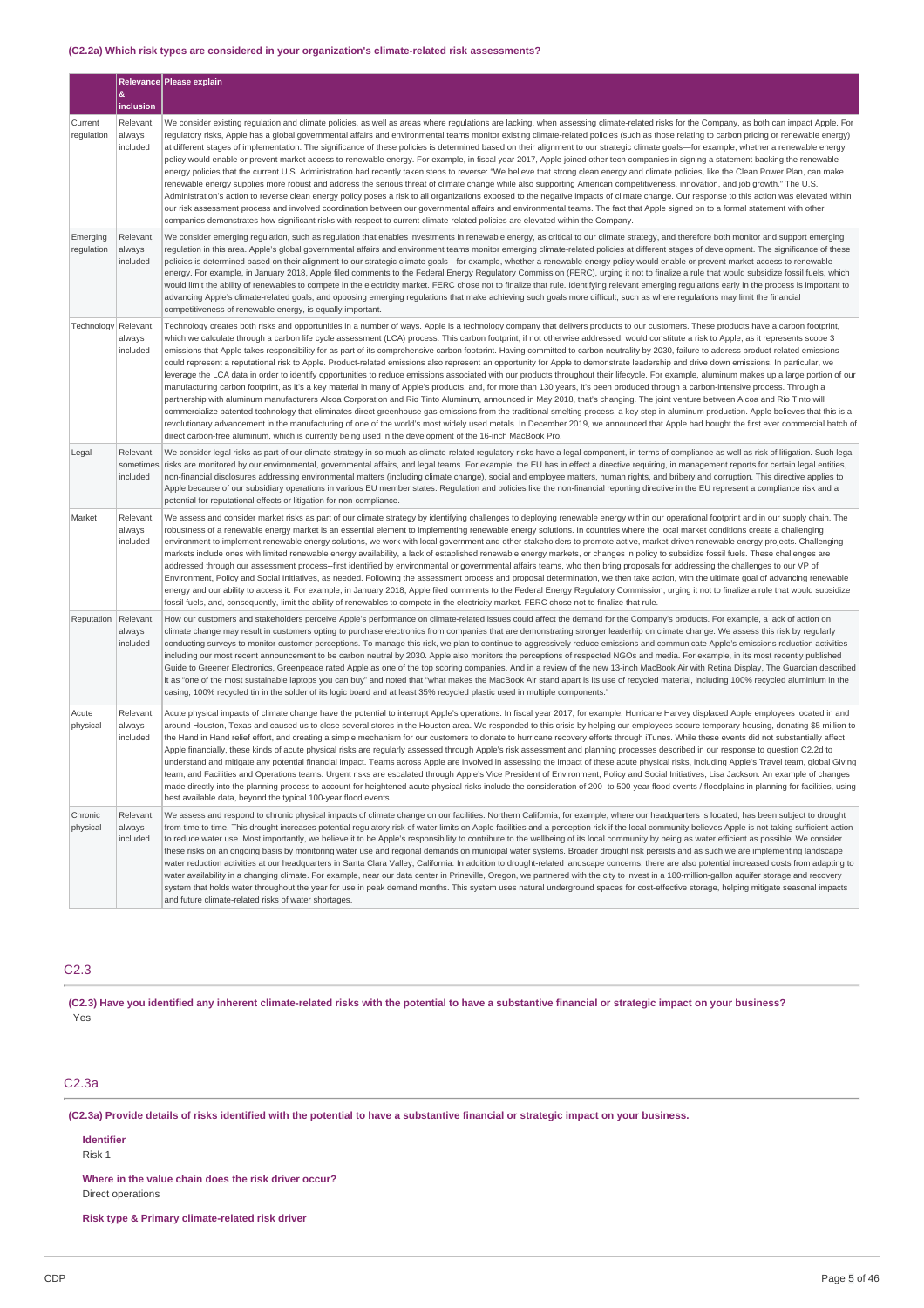### (C2.2a) Which risk types are considered in your organization's climate-related risk assessments?

| | Relevance & inclusion | Please explain |
|---|---|---|
| Current regulation | Relevant, always included | We consider existing regulation and climate policies, as well as areas where regulations are lacking, when assessing climate-related risks for the Company, as both can impact Apple. For regulatory risks, Apple has a global governmental affairs and environmental teams monitor existing climate-related policies (such as those relating to carbon pricing or renewable energy) at different stages of implementation. The significance of these policies is determined based on their alignment to our strategic climate goals—for example, whether a renewable energy policy would enable or prevent market access to renewable energy. For example, in fiscal year 2017, Apple joined other tech companies in signing a statement backing the renewable energy policies that the current U.S. Administration had recently taken steps to reverse: "We believe that strong clean energy and climate policies, like the Clean Power Plan, can make renewable energy supplies more robust and address the serious threat of climate change while also supporting American competitiveness, innovation, and job growth." The U.S. Administration's action to reverse clean energy policy poses a risk to all organizations exposed to the negative impacts of climate change. Our response to this action was elevated within our risk assessment process and involved coordination between our governmental affairs and environmental teams. The fact that Apple signed on to a formal statement with other companies demonstrates how significant risks with respect to current climate-related policies are elevated within the Company. |
| Emerging regulation | Relevant, always included | We consider emerging regulation, such as regulation that enables investments in renewable energy, as critical to our climate strategy, and therefore both monitor and support emerging regulation in this area. Apple's global governmental affairs and environment teams monitor emerging climate-related policies at different stages of development. The significance of these policies is determined based on their alignment to our strategic climate goals—for example, whether a renewable energy policy would enable or prevent market access to renewable energy. For example, in January 2018, Apple filed comments to the Federal Energy Regulatory Commission (FERC), urging it not to finalize a rule that would subsidize fossil fuels, which would limit the ability of renewables to compete in the electricity market. FERC chose not to finalize that rule. Identifying relevant emerging regulations early in the process is important to advancing Apple's climate-related goals, and opposing emerging regulations that make achieving such goals more difficult, such as where regulations may limit the financial competitiveness of renewable energy, is equally important. |
| Technology | Relevant, always included | Technology creates both risks and opportunities in a number of ways. Apple is a technology company that delivers products to our customers. These products have a carbon footprint, which we calculate through a carbon life cycle assessment (LCA) process. This carbon footprint, if not otherwise addressed, would constitute a risk to Apple, as it represents scope 3 emissions that Apple takes responsibility for as part of its comprehensive carbon footprint. Having committed to carbon neutrality by 2030, failure to address product-related emissions could represent a reputational risk to Apple. Product-related emissions also represent an opportunity for Apple to demonstrate leadership and drive down emissions. In particular, we leverage the LCA data in order to identify opportunities to reduce emissions associated with our products throughout their lifecycle. For example, aluminum makes up a large portion of our manufacturing carbon footprint, as it's a key material in many of Apple's products, and, for more than 130 years, it's been produced through a carbon-intensive process. Through a partnership with aluminum manufacturers Alcoa Corporation and Rio Tinto Aluminum, announced in May 2018, that's changing. The joint venture between Alcoa and Rio Tinto will commercialize patented technology that eliminates direct greenhouse gas emissions from the traditional smelting process, a key step in aluminum production. Apple believes that this is a revolutionary advancement in the manufacturing of one of the world's most widely used metals. In December 2019, we announced that Apple had bought the first ever commercial batch of direct carbon-free aluminum, which is currently being used in the development of the 16-inch MacBook Pro. |
| Legal | Relevant, sometimes included | We consider legal risks as part of our climate strategy in so much as climate-related regulatory risks have a legal component, in terms of compliance as well as risk of litigation. Such legal risks are monitored by our environmental, governmental affairs, and legal teams. For example, the EU has in effect a directive requiring, in management reports for certain legal entities, non-financial disclosures addressing environmental matters (including climate change), social and employee matters, human rights, and bribery and corruption. This directive applies to Apple because of our subsidiary operations in various EU member states. Regulation and policies like the non-financial reporting directive in the EU represent a compliance risk and a potential for reputational effects or litigation for non-compliance. |
| Market | Relevant, always included | We assess and consider market risks as part of our climate strategy by identifying challenges to deploying renewable energy within our operational footprint and in our supply chain. The robustness of a renewable energy market is an essential element to implementing renewable energy solutions. In countries where the local market conditions create a challenging environment to implement renewable energy solutions, we work with local government and other stakeholders to promote active, market-driven renewable energy projects. Challenging markets include ones with limited renewable energy availability, a lack of established renewable energy markets, or changes in policy to subsidize fossil fuels. These challenges are addressed through our assessment process--first identified by environmental or governmental affairs teams, who then bring proposals for addressing the challenges to our VP of Environment, Policy and Social Initiatives, as needed. Following the assessment process and proposal determination, we then take action, with the ultimate goal of advancing renewable energy and our ability to access it. For example, in January 2018, Apple filed comments to the Federal Energy Regulatory Commission, urging it not to finalize a rule that would subsidize fossil fuels, and, consequently, limit the ability of renewables to compete in the electricity market. FERC chose not to finalize that rule. |
| Reputation | Relevant, always included | How our customers and stakeholders perceive Apple's performance on climate-related issues could affect the demand for the Company's products. For example, a lack of action on climate change may result in customers opting to purchase electronics from companies that are demonstrating stronger leadership on climate change. We assess this risk by regularly conducting surveys to monitor customer perceptions. To manage this risk, we plan to continue to aggressively reduce emissions and communicate Apple's emissions reduction activities—including our most recent announcement to be carbon neutral by 2030. Apple also monitors the perceptions of respected NGOs and media. For example, in its most recently published Guide to Greener Electronics, Greenpeace rated Apple as one of the top scoring companies. And in a review of the new 13-inch MacBook Air with Retina Display, The Guardian described it as "one of the most sustainable laptops you can buy" and noted that "what makes the MacBook Air stand apart is its use of recycled material, including 100% recycled aluminium in the casing, 100% recycled tin in the solder of its logic board and at least 35% recycled plastic used in multiple components." |
| Acute physical | Relevant, always included | Acute physical impacts of climate change have the potential to interrupt Apple's operations. In fiscal year 2017, for example, Hurricane Harvey displaced Apple employees located in and around Houston, Texas and caused us to close several stores in the Houston area. We responded to this crisis by helping our employees secure temporary housing, donating $5 million to the Hand in Hand relief effort, and creating a simple mechanism for our customers to donate to hurricane recovery efforts through iTunes. While these events did not substantially affect Apple financially, these kinds of acute physical risks are regularly assessed through Apple's risk assessment and planning processes described in our response to question C2.2d to understand and mitigate any potential financial impact. Teams across Apple are involved in assessing the impact of these acute physical risks, including Apple's Travel team, global Giving team, and Facilities and Operations teams. Urgent risks are escalated through Apple's Vice President of Environment, Policy and Social Initiatives, Lisa Jackson. An example of changes made directly into the planning process to account for heightened acute physical risks include the consideration of 200- to 500-year flood events / floodplains in planning for facilities, using best available data, beyond the typical 100-year flood events. |
| Chronic physical | Relevant, always included | We assess and respond to chronic physical impacts of climate change on our facilities. Northern California, for example, where our headquarters is located, has been subject to drought from time to time. This drought increases potential regulatory risk of water limits on Apple facilities and a perception risk if the local community believes Apple is not taking sufficient action to reduce water use. Most importantly, we believe it to be Apple's responsibility to contribute to the wellbeing of its local community by being as water efficient as possible. We consider these risks on an ongoing basis by monitoring water use and regional demands on municipal water systems. Broader drought risk persists and as such we are implementing landscape water reduction activities at our headquarters in Santa Clara Valley, California. In addition to drought-related landscape concerns, there are also potential increased costs from adapting to water availability in a changing climate. For example, near our data center in Prineville, Oregon, we partnered with the city to invest in a 180-million-gallon aquifer storage and recovery system that holds water throughout the year for use in peak demand months. This system uses natural underground spaces for cost-effective storage, helping mitigate seasonal impacts and future climate-related risks of water shortages. |

## C2.3

**(C2.3) Have you identified any inherent climate-related risks with the potential to have a substantive financial or strategic impact on your business?**

Yes

## C2.3a

**(C2.3a) Provide details of risks identified with the potential to have a substantive financial or strategic impact on your business.**

**Identifier**

Risk 1

**Where in the value chain does the risk driver occur?**

Direct operations

**Risk type & Primary climate-related risk driver**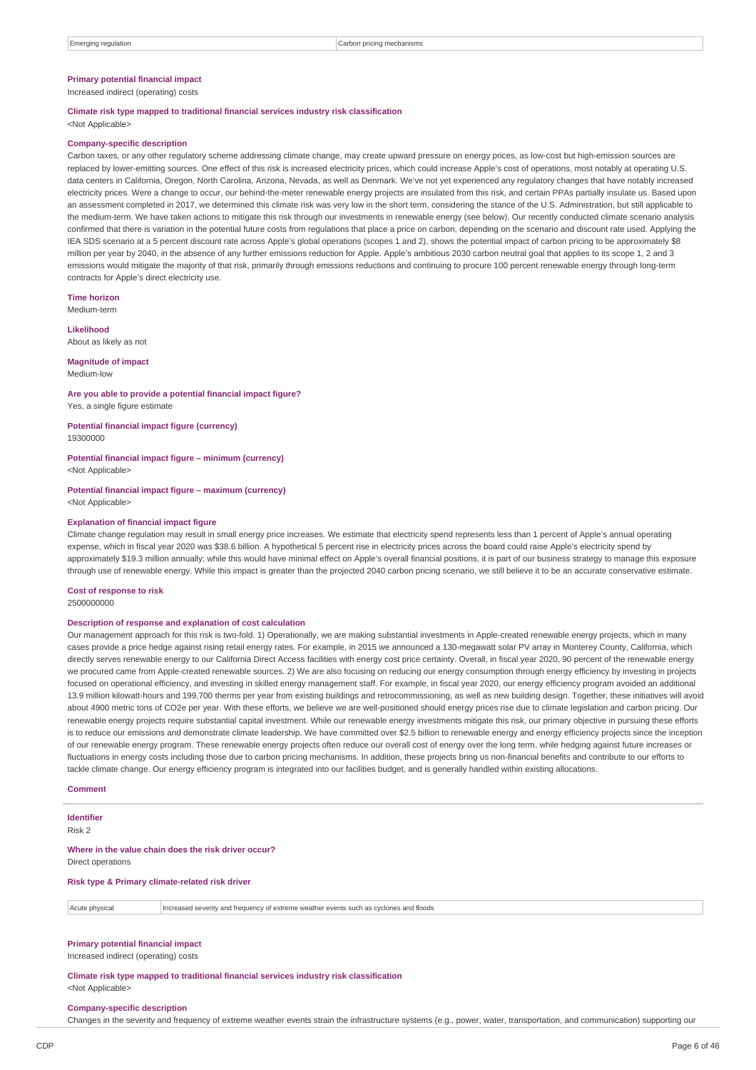| Emerging regulation | Carbon pricing mechanisms |
|---|---|

**Primary potential financial impact**

Increased indirect (operating) costs

**Climate risk type mapped to traditional financial services industry risk classification**

<Not Applicable>

**Company-specific description**

Carbon taxes, or any other regulatory scheme addressing climate change, may create upward pressure on energy prices, as low-cost but high-emission sources are replaced by lower-emitting sources. One effect of this risk is increased electricity prices, which could increase Apple's cost of operations, most notably at operating U.S. data centers in California, Oregon, North Carolina, Arizona, Nevada, as well as Denmark. We've not yet experienced any regulatory changes that have notably increased electricity prices. Were a change to occur, our behind-the-meter renewable energy projects are insulated from this risk, and certain PPAs partially insulate us. Based upon an assessment completed in 2017, we determined this climate risk was very low in the short term, considering the stance of the U.S. Administration, but still applicable to the medium-term. We have taken actions to mitigate this risk through our investments in renewable energy (see below). Our recently conducted climate scenario analysis confirmed that there is variation in the potential future costs from regulations that place a price on carbon, depending on the scenario and discount rate used. Applying the IEA SDS scenario at a 5 percent discount rate across Apple's global operations (scopes 1 and 2), shows the potential impact of carbon pricing to be approximately $8 million per year by 2040, in the absence of any further emissions reduction for Apple. Apple's ambitious 2030 carbon neutral goal that applies to its scope 1, 2 and 3 emissions would mitigate the majority of that risk, primarily through emissions reductions and continuing to procure 100 percent renewable energy through long-term contracts for Apple's direct electricity use.

**Time horizon**

Medium-term

**Likelihood**

About as likely as not

**Magnitude of impact**

Medium-low

**Are you able to provide a potential financial impact figure?**

Yes, a single figure estimate

**Potential financial impact figure (currency)**

19300000

**Potential financial impact figure – minimum (currency)**

<Not Applicable>

**Potential financial impact figure – maximum (currency)**

<Not Applicable>

**Explanation of financial impact figure**

Climate change regulation may result in small energy price increases. We estimate that electricity spend represents less than 1 percent of Apple's annual operating expense, which in fiscal year 2020 was $38.6 billion. A hypothetical 5 percent rise in electricity prices across the board could raise Apple's electricity spend by approximately $19.3 million annually; while this would have minimal effect on Apple's overall financial positions, it is part of our business strategy to manage this exposure through use of renewable energy. While this impact is greater than the projected 2040 carbon pricing scenario, we still believe it to be an accurate conservative estimate.

**Cost of response to risk**

2500000000

**Description of response and explanation of cost calculation**

Our management approach for this risk is two-fold. 1) Operationally, we are making substantial investments in Apple-created renewable energy projects, which in many cases provide a price hedge against rising retail energy rates. For example, in 2015 we announced a 130-megawatt solar PV array in Monterey County, California, which directly serves renewable energy to our California Direct Access facilities with energy cost price certainty. Overall, in fiscal year 2020, 90 percent of the renewable energy we procured came from Apple-created renewable sources. 2) We are also focusing on reducing our energy consumption through energy efficiency by investing in projects focused on operational efficiency, and investing in skilled energy management staff. For example, in fiscal year 2020, our energy efficiency program avoided an additional 13.9 million kilowatt-hours and 199,700 therms per year from existing buildings and retrocommissioning, as well as new building design. Together, these initiatives will avoid about 4900 metric tons of CO2e per year. With these efforts, we believe we are well-positioned should energy prices rise due to climate legislation and carbon pricing. Our renewable energy projects require substantial capital investment. While our renewable energy investments mitigate this risk, our primary objective in pursuing these efforts is to reduce our emissions and demonstrate climate leadership. We have committed over $2.5 billion to renewable energy and energy efficiency projects since the inception of our renewable energy program. These renewable energy projects often reduce our overall cost of energy over the long term, while hedging against future increases or fluctuations in energy costs including those due to carbon pricing mechanisms. In addition, these projects bring us non-financial benefits and contribute to our efforts to tackle climate change. Our energy efficiency program is integrated into our facilities budget, and is generally handled within existing allocations.

**Comment**

---

**Identifier**

Risk 2

**Where in the value chain does the risk driver occur?**

Direct operations

**Risk type & Primary climate-related risk driver**

| Acute physical | Increased severity and frequency of extreme weather events such as cyclones and floods |
|---|---|

**Primary potential financial impact**

Increased indirect (operating) costs

**Climate risk type mapped to traditional financial services industry risk classification**

<Not Applicable>

**Company-specific description**

Changes in the severity and frequency of extreme weather events strain the infrastructure systems (e.g., power, water, transportation, and communication) supporting our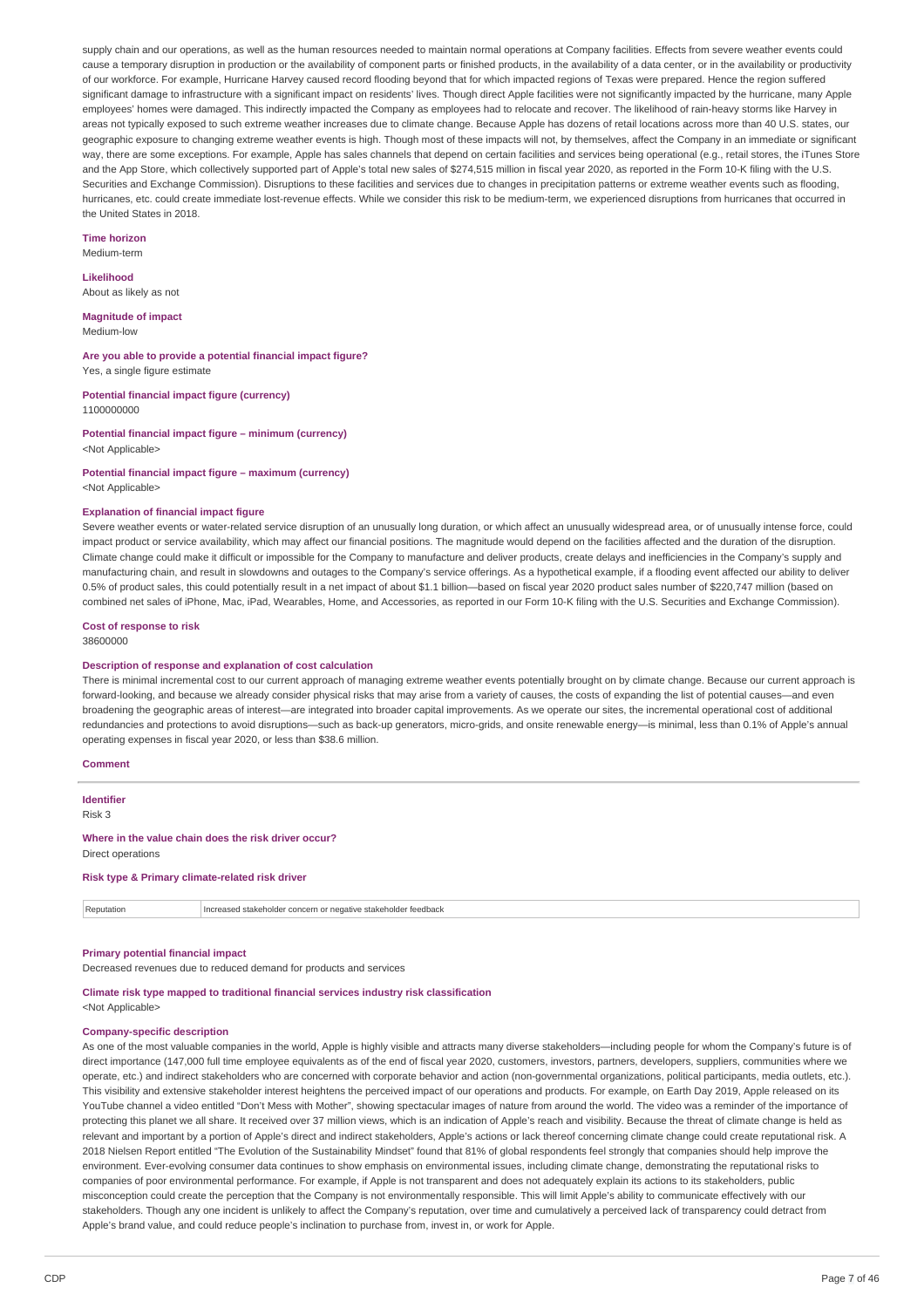supply chain and our operations, as well as the human resources needed to maintain normal operations at Company facilities. Effects from severe weather events could cause a temporary disruption in production or the availability of component parts or finished products, in the availability of a data center, or in the availability or productivity of our workforce. For example, Hurricane Harvey caused record flooding beyond that for which impacted regions of Texas were prepared. Hence the region suffered significant damage to infrastructure with a significant impact on residents' lives. Though direct Apple facilities were not significantly impacted by the hurricane, many Apple employees' homes were damaged. This indirectly impacted the Company as employees had to relocate and recover. The likelihood of rain-heavy storms like Harvey in areas not typically exposed to such extreme weather increases due to climate change. Because Apple has dozens of retail locations across more than 40 U.S. states, our geographic exposure to changing extreme weather events is high. Though most of these impacts will not, by themselves, affect the Company in an immediate or significant way, there are some exceptions. For example, Apple has sales channels that depend on certain facilities and services being operational (e.g., retail stores, the iTunes Store and the App Store, which collectively supported part of Apple's total new sales of $274,515 million in fiscal year 2020, as reported in the Form 10-K filing with the U.S. Securities and Exchange Commission). Disruptions to these facilities and services due to changes in precipitation patterns or extreme weather events such as flooding, hurricanes, etc. could create immediate lost-revenue effects. While we consider this risk to be medium-term, we experienced disruptions from hurricanes that occurred in the United States in 2018.

**Time horizon**
Medium-term

**Likelihood**
About as likely as not

**Magnitude of impact**
Medium-low

**Are you able to provide a potential financial impact figure?**
Yes, a single figure estimate

**Potential financial impact figure (currency)**
1100000000

**Potential financial impact figure – minimum (currency)**
<Not Applicable>

**Potential financial impact figure – maximum (currency)**
<Not Applicable>

**Explanation of financial impact figure**
Severe weather events or water-related service disruption of an unusually long duration, or which affect an unusually widespread area, or of unusually intense force, could impact product or service availability, which may affect our financial positions. The magnitude would depend on the facilities affected and the duration of the disruption. Climate change could make it difficult or impossible for the Company to manufacture and deliver products, create delays and inefficiencies in the Company's supply and manufacturing chain, and result in slowdowns and outages to the Company's service offerings. As a hypothetical example, if a flooding event affected our ability to deliver 0.5% of product sales, this could potentially result in a net impact of about $1.1 billion—based on fiscal year 2020 product sales number of $220,747 million (based on combined net sales of iPhone, Mac, iPad, Wearables, Home, and Accessories, as reported in our Form 10-K filing with the U.S. Securities and Exchange Commission).

**Cost of response to risk**
38600000

**Description of response and explanation of cost calculation**
There is minimal incremental cost to our current approach of managing extreme weather events potentially brought on by climate change. Because our current approach is forward-looking, and because we already consider physical risks that may arise from a variety of causes, the costs of expanding the list of potential causes—and even broadening the geographic areas of interest—are integrated into broader capital improvements. As we operate our sites, the incremental operational cost of additional redundancies and protections to avoid disruptions—such as back-up generators, micro-grids, and onsite renewable energy—is minimal, less than 0.1% of Apple's annual operating expenses in fiscal year 2020, or less than $38.6 million.

**Comment**

---

**Identifier**
Risk 3

**Where in the value chain does the risk driver occur?**
Direct operations

**Risk type & Primary climate-related risk driver**

| Reputation | Increased stakeholder concern or negative stakeholder feedback |
|---|---|

**Primary potential financial impact**
Decreased revenues due to reduced demand for products and services

**Climate risk type mapped to traditional financial services industry risk classification**
<Not Applicable>

**Company-specific description**
As one of the most valuable companies in the world, Apple is highly visible and attracts many diverse stakeholders—including people for whom the Company's future is of direct importance (147,000 full time employee equivalents as of the end of fiscal year 2020, customers, investors, partners, developers, suppliers, communities where we operate, etc.) and indirect stakeholders who are concerned with corporate behavior and action (non-governmental organizations, political participants, media outlets, etc.). This visibility and extensive stakeholder interest heightens the perceived impact of our operations and products. For example, on Earth Day 2019, Apple released on its YouTube channel a video entitled "Don't Mess with Mother", showing spectacular images of nature from around the world. The video was a reminder of the importance of protecting this planet we all share. It received over 37 million views, which is an indication of Apple's reach and visibility. Because the threat of climate change is held as relevant and important by a portion of Apple's direct and indirect stakeholders, Apple's actions or lack thereof concerning climate change could create reputational risk. A 2018 Nielsen Report entitled "The Evolution of the Sustainability Mindset" found that 81% of global respondents feel strongly that companies should help improve the environment. Ever-evolving consumer data continues to show emphasis on environmental issues, including climate change, demonstrating the reputational risks to companies of poor environmental performance. For example, if Apple is not transparent and does not adequately explain its actions to its stakeholders, public misconception could create the perception that the Company is not environmentally responsible. This will limit Apple's ability to communicate effectively with our stakeholders. Though any one incident is unlikely to affect the Company's reputation, over time and cumulatively a perceived lack of transparency could detract from Apple's brand value, and could reduce people's inclination to purchase from, invest in, or work for Apple.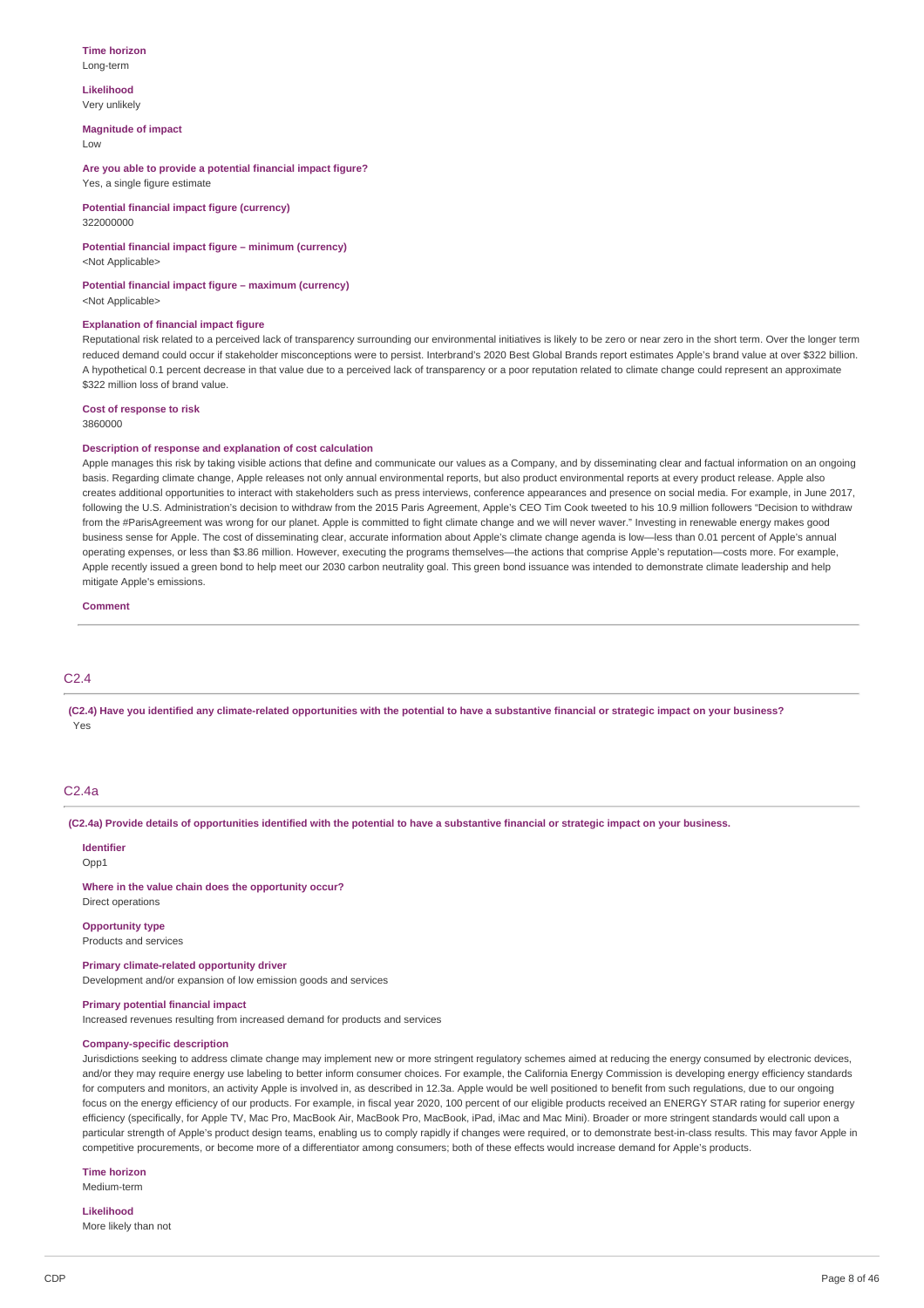**Time horizon**
Long-term

**Likelihood**
Very unlikely

**Magnitude of impact**
Low

**Are you able to provide a potential financial impact figure?**
Yes, a single figure estimate

**Potential financial impact figure (currency)**
322000000

**Potential financial impact figure – minimum (currency)**
<Not Applicable>

**Potential financial impact figure – maximum (currency)**
<Not Applicable>

**Explanation of financial impact figure**
Reputational risk related to a perceived lack of transparency surrounding our environmental initiatives is likely to be zero or near zero in the short term. Over the longer term reduced demand could occur if stakeholder misconceptions were to persist. Interbrand's 2020 Best Global Brands report estimates Apple's brand value at over $322 billion. A hypothetical 0.1 percent decrease in that value due to a perceived lack of transparency or a poor reputation related to climate change could represent an approximate $322 million loss of brand value.

**Cost of response to risk**
3860000

**Description of response and explanation of cost calculation**
Apple manages this risk by taking visible actions that define and communicate our values as a Company, and by disseminating clear and factual information on an ongoing basis. Regarding climate change, Apple releases not only annual environmental reports, but also product environmental reports at every product release. Apple also creates additional opportunities to interact with stakeholders such as press interviews, conference appearances and presence on social media. For example, in June 2017, following the U.S. Administration's decision to withdraw from the 2015 Paris Agreement, Apple's CEO Tim Cook tweeted to his 10.9 million followers "Decision to withdraw from the #ParisAgreement was wrong for our planet. Apple is committed to fight climate change and we will never waver." Investing in renewable energy makes good business sense for Apple. The cost of disseminating clear, accurate information about Apple's climate change agenda is low—less than 0.01 percent of Apple's annual operating expenses, or less than $3.86 million. However, executing the programs themselves—the actions that comprise Apple's reputation—costs more. For example, Apple recently issued a green bond to help meet our 2030 carbon neutrality goal. This green bond issuance was intended to demonstrate climate leadership and help mitigate Apple's emissions.

**Comment**

## C2.4

**(C2.4) Have you identified any climate-related opportunities with the potential to have a substantive financial or strategic impact on your business?**
Yes

## C2.4a

**(C2.4a) Provide details of opportunities identified with the potential to have a substantive financial or strategic impact on your business.**

**Identifier**
Opp1

**Where in the value chain does the opportunity occur?**
Direct operations

**Opportunity type**
Products and services

**Primary climate-related opportunity driver**
Development and/or expansion of low emission goods and services

**Primary potential financial impact**
Increased revenues resulting from increased demand for products and services

**Company-specific description**
Jurisdictions seeking to address climate change may implement new or more stringent regulatory schemes aimed at reducing the energy consumed by electronic devices, and/or they may require energy use labeling to better inform consumer choices. For example, the California Energy Commission is developing energy efficiency standards for computers and monitors, an activity Apple is involved in, as described in 12.3a. Apple would be well positioned to benefit from such regulations, due to our ongoing focus on the energy efficiency of our products. For example, in fiscal year 2020, 100 percent of our eligible products received an ENERGY STAR rating for superior energy efficiency (specifically, for Apple TV, Mac Pro, MacBook Air, MacBook Pro, MacBook, iPad, iMac and Mac Mini). Broader or more stringent standards would call upon a particular strength of Apple's product design teams, enabling us to comply rapidly if changes were required, or to demonstrate best-in-class results. This may favor Apple in competitive procurements, or become more of a differentiator among consumers; both of these effects would increase demand for Apple's products.

**Time horizon**
Medium-term

**Likelihood**
More likely than not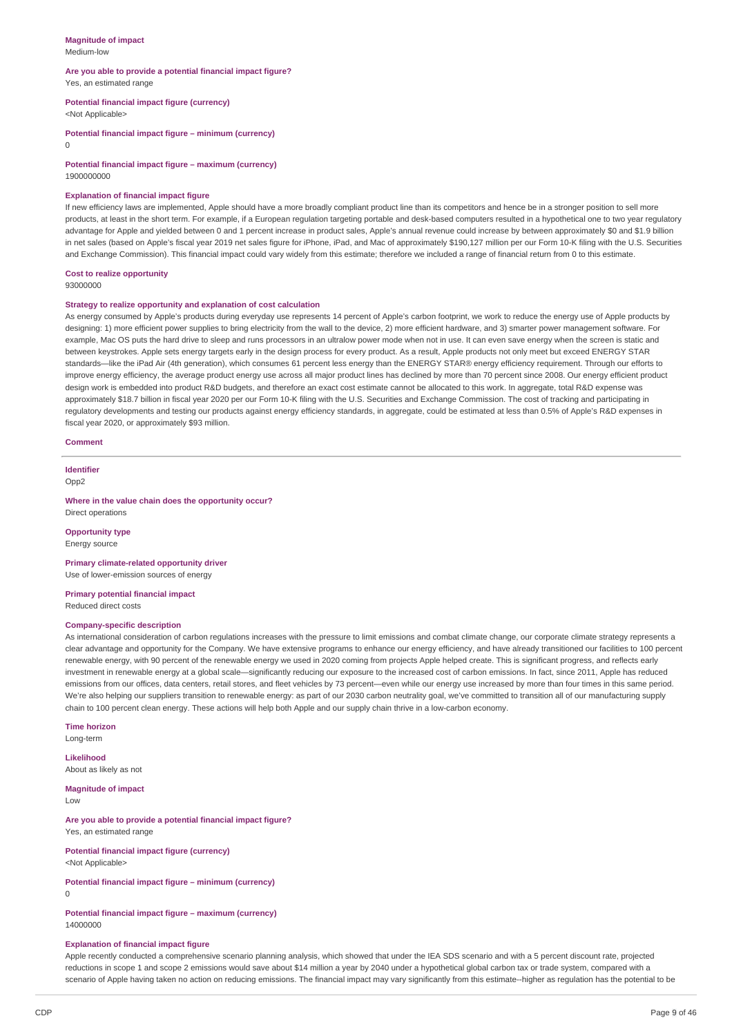**Magnitude of impact**
Medium-low

**Are you able to provide a potential financial impact figure?**
Yes, an estimated range

**Potential financial impact figure (currency)**
<Not Applicable>

**Potential financial impact figure – minimum (currency)**
0

**Potential financial impact figure – maximum (currency)**
1900000000

**Explanation of financial impact figure**
If new efficiency laws are implemented, Apple should have a more broadly compliant product line than its competitors and hence be in a stronger position to sell more products, at least in the short term. For example, if a European regulation targeting portable and desk-based computers resulted in a hypothetical one to two year regulatory advantage for Apple and yielded between 0 and 1 percent increase in product sales, Apple's annual revenue could increase by between approximately $0 and $1.9 billion in net sales (based on Apple's fiscal year 2019 net sales figure for iPhone, iPad, and Mac of approximately $190,127 million per our Form 10-K filing with the U.S. Securities and Exchange Commission). This financial impact could vary widely from this estimate; therefore we included a range of financial return from 0 to this estimate.

**Cost to realize opportunity**
93000000

**Strategy to realize opportunity and explanation of cost calculation**
As energy consumed by Apple's products during everyday use represents 14 percent of Apple's carbon footprint, we work to reduce the energy use of Apple products by designing: 1) more efficient power supplies to bring electricity from the wall to the device, 2) more efficient hardware, and 3) smarter power management software. For example, Mac OS puts the hard drive to sleep and runs processors in an ultralow power mode when not in use. It can even save energy when the screen is static and between keystrokes. Apple sets energy targets early in the design process for every product. As a result, Apple products not only meet but exceed ENERGY STAR standards—like the iPad Air (4th generation), which consumes 61 percent less energy than the ENERGY STAR® energy efficiency requirement. Through our efforts to improve energy efficiency, the average product energy use across all major product lines has declined by more than 70 percent since 2008. Our energy efficient product design work is embedded into product R&D budgets, and therefore an exact cost estimate cannot be allocated to this work. In aggregate, total R&D expense was approximately $18.7 billion in fiscal year 2020 per our Form 10-K filing with the U.S. Securities and Exchange Commission. The cost of tracking and participating in regulatory developments and testing our products against energy efficiency standards, in aggregate, could be estimated at less than 0.5% of Apple's R&D expenses in fiscal year 2020, or approximately $93 million.

**Comment**

---

**Identifier**
Opp2

**Where in the value chain does the opportunity occur?**
Direct operations

**Opportunity type**
Energy source

**Primary climate-related opportunity driver**
Use of lower-emission sources of energy

**Primary potential financial impact**
Reduced direct costs

**Company-specific description**
As international consideration of carbon regulations increases with the pressure to limit emissions and combat climate change, our corporate climate strategy represents a clear advantage and opportunity for the Company. We have extensive programs to enhance our energy efficiency, and have already transitioned our facilities to 100 percent renewable energy, with 90 percent of the renewable energy we used in 2020 coming from projects Apple helped create. This is significant progress, and reflects early investment in renewable energy at a global scale—significantly reducing our exposure to the increased cost of carbon emissions. In fact, since 2011, Apple has reduced emissions from our offices, data centers, retail stores, and fleet vehicles by 73 percent—even while our energy use increased by more than four times in this same period. We're also helping our suppliers transition to renewable energy: as part of our 2030 carbon neutrality goal, we've committed to transition all of our manufacturing supply chain to 100 percent clean energy. These actions will help both Apple and our supply chain thrive in a low-carbon economy.

**Time horizon**
Long-term

**Likelihood**
About as likely as not

**Magnitude of impact**
Low

**Are you able to provide a potential financial impact figure?**
Yes, an estimated range

**Potential financial impact figure (currency)**
<Not Applicable>

**Potential financial impact figure – minimum (currency)**
0

**Potential financial impact figure – maximum (currency)**
14000000

**Explanation of financial impact figure**
Apple recently conducted a comprehensive scenario planning analysis, which showed that under the IEA SDS scenario and with a 5 percent discount rate, projected reductions in scope 1 and scope 2 emissions would save about $14 million a year by 2040 under a hypothetical global carbon tax or trade system, compared with a scenario of Apple having taken no action on reducing emissions. The financial impact may vary significantly from this estimate--higher as regulation has the potential to be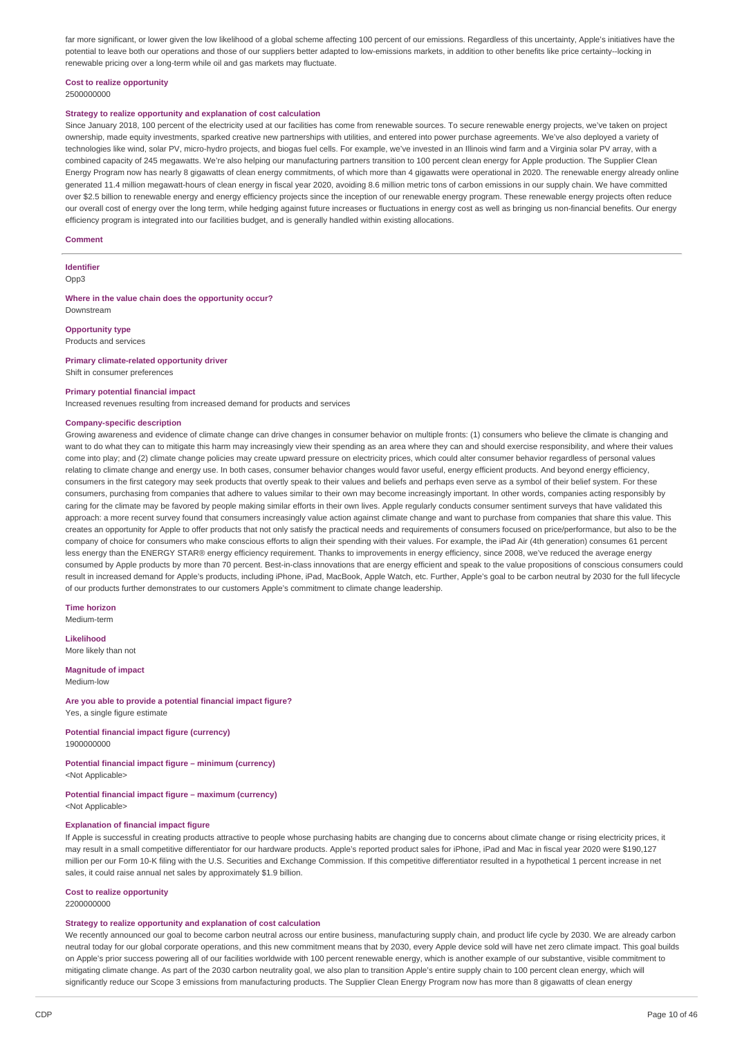far more significant, or lower given the low likelihood of a global scheme affecting 100 percent of our emissions. Regardless of this uncertainty, Apple's initiatives have the potential to leave both our operations and those of our suppliers better adapted to low-emissions markets, in addition to other benefits like price certainty--locking in renewable pricing over a long-term while oil and gas markets may fluctuate.

**Cost to realize opportunity**
2500000000

**Strategy to realize opportunity and explanation of cost calculation**
Since January 2018, 100 percent of the electricity used at our facilities has come from renewable sources. To secure renewable energy projects, we've taken on project ownership, made equity investments, sparked creative new partnerships with utilities, and entered into power purchase agreements. We've also deployed a variety of technologies like wind, solar PV, micro-hydro projects, and biogas fuel cells. For example, we've invested in an Illinois wind farm and a Virginia solar PV array, with a combined capacity of 245 megawatts. We're also helping our manufacturing partners transition to 100 percent clean energy for Apple production. The Supplier Clean Energy Program now has nearly 8 gigawatts of clean energy commitments, of which more than 4 gigawatts were operational in 2020. The renewable energy already online generated 11.4 million megawatt-hours of clean energy in fiscal year 2020, avoiding 8.6 million metric tons of carbon emissions in our supply chain. We have committed over $2.5 billion to renewable energy and energy efficiency projects since the inception of our renewable energy program. These renewable energy projects often reduce our overall cost of energy over the long term, while hedging against future increases or fluctuations in energy cost as well as bringing us non-financial benefits. Our energy efficiency program is integrated into our facilities budget, and is generally handled within existing allocations.

**Comment**

---

**Identifier**
Opp3

**Where in the value chain does the opportunity occur?**
Downstream

**Opportunity type**
Products and services

**Primary climate-related opportunity driver**
Shift in consumer preferences

**Primary potential financial impact**
Increased revenues resulting from increased demand for products and services

**Company-specific description**
Growing awareness and evidence of climate change can drive changes in consumer behavior on multiple fronts: (1) consumers who believe the climate is changing and want to do what they can to mitigate this harm may increasingly view their spending as an area where they can and should exercise responsibility, and where their values come into play; and (2) climate change policies may create upward pressure on electricity prices, which could alter consumer behavior regardless of personal values relating to climate change and energy use. In both cases, consumer behavior changes would favor useful, energy efficient products. And beyond energy efficiency, consumers in the first category may seek products that overtly speak to their values and beliefs and perhaps even serve as a symbol of their belief system. For these consumers, purchasing from companies that adhere to values similar to their own may become increasingly important. In other words, companies acting responsibly by caring for the climate may be favored by people making similar efforts in their own lives. Apple regularly conducts consumer sentiment surveys that have validated this approach: a more recent survey found that consumers increasingly value action against climate change and want to purchase from companies that share this value. This creates an opportunity for Apple to offer products that not only satisfy the practical needs and requirements of consumers focused on price/performance, but also to be the company of choice for consumers who make conscious efforts to align their spending with their values. For example, the iPad Air (4th generation) consumes 61 percent less energy than the ENERGY STAR® energy efficiency requirement. Thanks to improvements in energy efficiency, since 2008, we've reduced the average energy consumed by Apple products by more than 70 percent. Best-in-class innovations that are energy efficient and speak to the value propositions of conscious consumers could result in increased demand for Apple's products, including iPhone, iPad, MacBook, Apple Watch, etc. Further, Apple's goal to be carbon neutral by 2030 for the full lifecycle of our products further demonstrates to our customers Apple's commitment to climate change leadership.

**Time horizon**
Medium-term

**Likelihood**
More likely than not

**Magnitude of impact**
Medium-low

**Are you able to provide a potential financial impact figure?**
Yes, a single figure estimate

**Potential financial impact figure (currency)**
1900000000

**Potential financial impact figure – minimum (currency)**
<Not Applicable>

**Potential financial impact figure – maximum (currency)**
<Not Applicable>

**Explanation of financial impact figure**
If Apple is successful in creating products attractive to people whose purchasing habits are changing due to concerns about climate change or rising electricity prices, it may result in a small competitive differentiator for our hardware products. Apple's reported product sales for iPhone, iPad and Mac in fiscal year 2020 were $190,127 million per our Form 10-K filing with the U.S. Securities and Exchange Commission. If this competitive differentiator resulted in a hypothetical 1 percent increase in net sales, it could raise annual net sales by approximately $1.9 billion.

**Cost to realize opportunity**
2200000000

**Strategy to realize opportunity and explanation of cost calculation**
We recently announced our goal to become carbon neutral across our entire business, manufacturing supply chain, and product life cycle by 2030. We are already carbon neutral today for our global corporate operations, and this new commitment means that by 2030, every Apple device sold will have net zero climate impact. This goal builds on Apple's prior success powering all of our facilities worldwide with 100 percent renewable energy, which is another example of our substantive, visible commitment to mitigating climate change. As part of the 2030 carbon neutrality goal, we also plan to transition Apple's entire supply chain to 100 percent clean energy, which will significantly reduce our Scope 3 emissions from manufacturing products. The Supplier Clean Energy Program now has more than 8 gigawatts of clean energy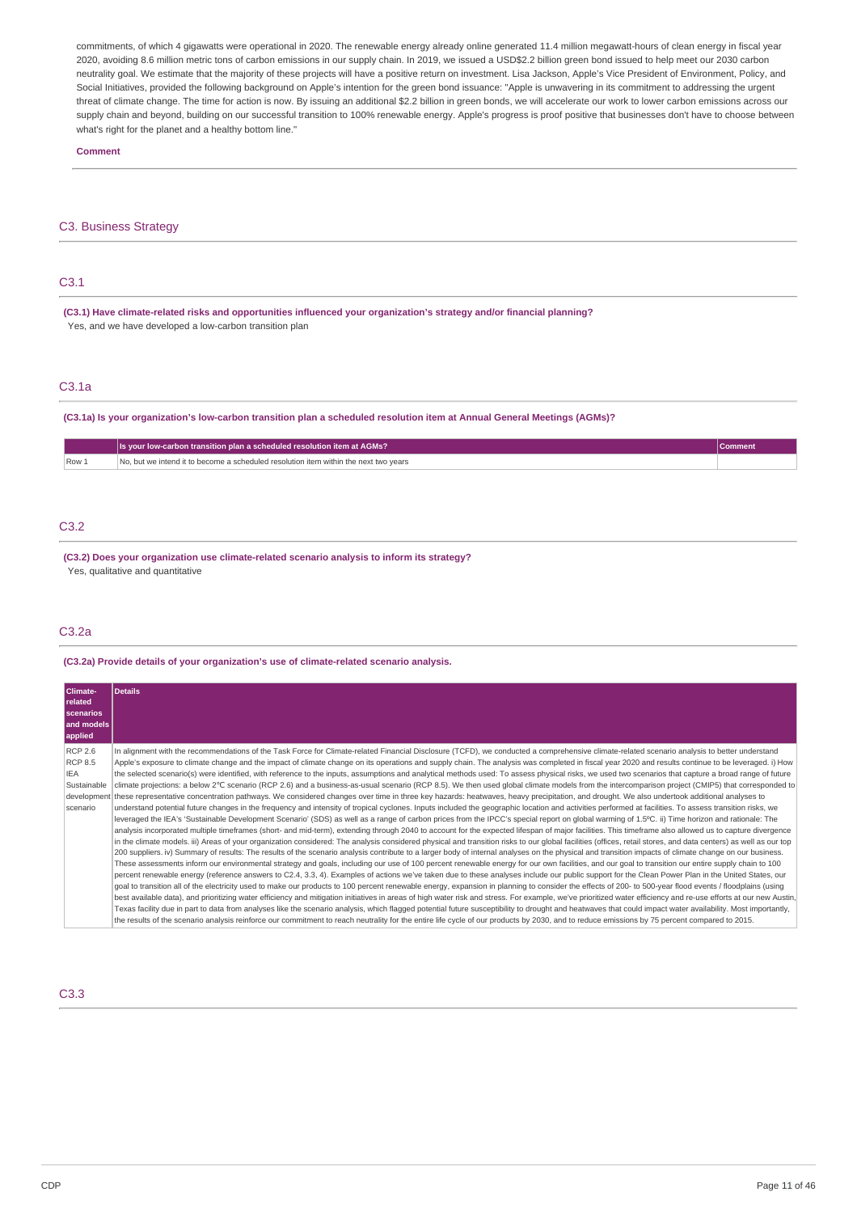commitments, of which 4 gigawatts were operational in 2020. The renewable energy already online generated 11.4 million megawatt-hours of clean energy in fiscal year 2020, avoiding 8.6 million metric tons of carbon emissions in our supply chain. In 2019, we issued a USD$2.2 billion green bond issued to help meet our 2030 carbon neutrality goal. We estimate that the majority of these projects will have a positive return on investment. Lisa Jackson, Apple's Vice President of Environment, Policy, and Social Initiatives, provided the following background on Apple's intention for the green bond issuance: "Apple is unwavering in its commitment to addressing the urgent threat of climate change. The time for action is now. By issuing an additional $2.2 billion in green bonds, we will accelerate our work to lower carbon emissions across our supply chain and beyond, building on our successful transition to 100% renewable energy. Apple's progress is proof positive that businesses don't have to choose between what's right for the planet and a healthy bottom line."

**Comment**

## C3. Business Strategy

### C3.1

**(C3.1) Have climate-related risks and opportunities influenced your organization's strategy and/or financial planning?**

Yes, and we have developed a low-carbon transition plan

### C3.1a

**(C3.1a) Is your organization's low-carbon transition plan a scheduled resolution item at Annual General Meetings (AGMs)?**

| | Is your low-carbon transition plan a scheduled resolution item at AGMs? | Comment |
|---|---|---|
| Row 1 | No, but we intend it to become a scheduled resolution item within the next two years | |

### C3.2

**(C3.2) Does your organization use climate-related scenario analysis to inform its strategy?**

Yes, qualitative and quantitative

### C3.2a

**(C3.2a) Provide details of your organization's use of climate-related scenario analysis.**

| Climate-related scenarios and models applied | Details |
|---|---|
| RCP 2.6<br>RCP 8.5<br>IEA Sustainable development scenario | In alignment with the recommendations of the Task Force for Climate-related Financial Disclosure (TCFD), we conducted a comprehensive climate-related scenario analysis to better understand Apple's exposure to climate change and the impact of climate change on its operations and supply chain. The analysis was completed in fiscal year 2020 and results continue to be leveraged. i) How the selected scenario(s) were identified, with reference to the inputs, assumptions and analytical methods used: To assess physical risks, we used two scenarios that capture a broad range of future climate projections: a below 2°C scenario (RCP 2.6) and a business-as-usual scenario (RCP 8.5). We then used global climate models from the intercomparison project (CMIP5) that corresponded to these representative concentration pathways. We considered changes over time in three key hazards: heatwaves, heavy precipitation, and drought. We also undertook additional analyses to understand potential future changes in the frequency and intensity of tropical cyclones. Inputs included the geographic location and activities performed at facilities. To assess transition risks, we leveraged the IEA's 'Sustainable Development Scenario' (SDS) as well as a range of carbon prices from the IPCC's special report on global warming of 1.5ºC. ii) Time horizon and rationale: The analysis incorporated multiple timeframes (short- and mid-term), extending through 2040 to account for the expected lifespan of major facilities. This timeframe also allowed us to capture divergence in the climate models. iii) Areas of your organization considered: The analysis considered physical and transition risks to our global facilities (offices, retail stores, and data centers) as well as our top 200 suppliers. iv) Summary of results: The results of the scenario analysis contribute to a larger body of internal analyses on the physical and transition impacts of climate change on our business. These assessments inform our environmental strategy and goals, including our use of 100 percent renewable energy for our own facilities, and our goal to transition our entire supply chain to 100 percent renewable energy (reference answers to C2.4, 3.3, 4). Examples of actions we've taken due to these analyses include our public support for the Clean Power Plan in the United States, our goal to transition all of the electricity used to make our products to 100 percent renewable energy, expansion in planning to consider the effects of 200- to 500-year flood events / floodplains (using best available data), and prioritizing water efficiency and mitigation initiatives in areas of high water risk and stress. For example, we've prioritized water efficiency and re-use efforts at our new Austin, Texas facility due in part to data from analyses like the scenario analysis, which flagged potential future susceptibility to drought and heatwaves that could impact water availability. Most importantly, the results of the scenario analysis reinforce our commitment to reach neutrality for the entire life cycle of our products by 2030, and to reduce emissions by 75 percent compared to 2015. |

### C3.3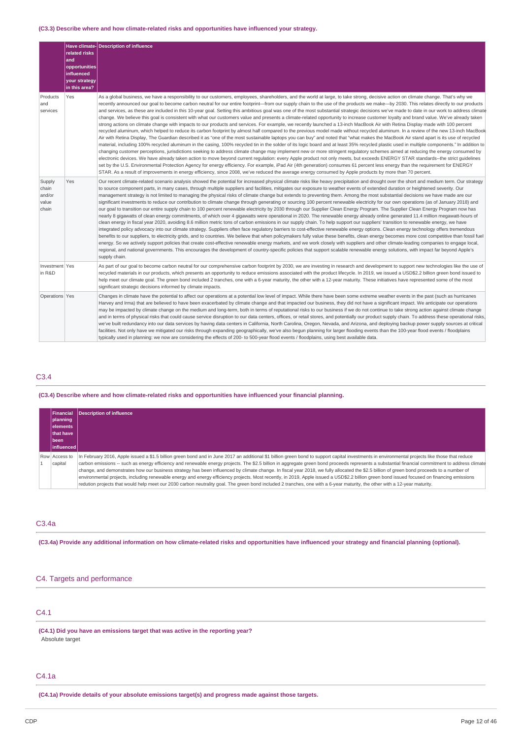**(C3.3) Describe where and how climate-related risks and opportunities have influenced your strategy.**

| | Have climate-related risks and opportunities influenced your strategy in this area? | Description of influence |
|---|---|---|
| Products and services | Yes | As a global business, we have a responsibility to our customers, employees, shareholders, and the world at large, to take strong, decisive action on climate change. That's why we recently announced our goal to become carbon neutral for our entire footprint—from our supply chain to the use of the products we make—by 2030. This relates directly to our products and services, as these are included in this 10-year goal. Setting this ambitious goal was one of the most substantial strategic decisions we've made to date in our work to address climate change. We believe this goal is consistent with what our customers value and presents a climate-related opportunity to increase customer loyalty and brand value. We've already taken strong actions on climate change with impacts to our products and services. For example, we recently launched a 13-inch MacBook Air with Retina Display made with 100 percent recycled aluminum, which helped to reduce its carbon footprint by almost half compared to the previous model made without recycled aluminum. In a review of the new 13-inch MacBook Air with Retina Display, The Guardian described it as "one of the most sustainable laptops you can buy" and noted that "what makes the MacBook Air stand apart is its use of recycled material, including 100% recycled aluminum in the casing, 100% recycled tin in the solder of its logic board and at least 35% recycled plastic used in multiple components." In addition to changing customer perceptions, jurisdictions seeking to address climate change may implement new or more stringent regulatory schemes aimed at reducing the energy consumed by electronic devices. We have already taken action to move beyond current regulation: every Apple product not only meets, but exceeds ENERGY STAR standards--the strict guidelines set by the U.S. Environmental Protection Agency for energy efficiency. For example, iPad Air (4th generation) consumes 61 percent less energy than the requirement for ENERGY STAR. As a result of improvements in energy efficiency, since 2008, we've reduced the average energy consumed by Apple products by more than 70 percent. |
| Supply chain and/or value chain | Yes | Our recent climate-related scenario analysis showed the potential for increased physical climate risks like heavy precipitation and drought over the short and medium term. Our strategy to source component parts, in many cases, through multiple suppliers and facilities, mitigates our exposure to weather events of extended duration or heightened severity. Our management strategy is not limited to managing the physical risks of climate change but extends to preventing them. Among the most substantial decisions we have made are our significant investments to reduce our contribution to climate change through generating or sourcing 100 percent renewable electricity for our own operations (as of January 2018) and our goal to transition our entire supply chain to 100 percent renewable electricity by 2030 through our Supplier Clean Energy Program. The Supplier Clean Energy Program now has nearly 8 gigawatts of clean energy commitments, of which over 4 gigawatts were operational in 2020. The renewable energy already online generated 11.4 million megawatt-hours of clean energy in fiscal year 2020, avoiding 8.6 million metric tons of carbon emissions in our supply chain. To help support our suppliers' transition to renewable energy, we have integrated policy advocacy into our climate strategy. Suppliers often face regulatory barriers to cost-effective renewable energy options. Clean energy technology offers tremendous benefits to our suppliers, to electricity grids, and to countries. We believe that when policymakers fully value these benefits, clean energy becomes more cost competitive than fossil fuel energy. So we actively support policies that create cost-effective renewable energy markets, and we work closely with suppliers and other climate-leading companies to engage local, regional, and national governments. This encourages the development of country-specific policies that support scalable renewable energy solutions, with impact far beyond Apple's supply chain. |
| Investment in R&D | Yes | As part of our goal to become carbon neutral for our comprehensive carbon footprint by 2030, we are investing in research and development to support new technologies like the use of recycled materials in our products, which presents an opportunity to reduce emissions associated with the product lifecycle. In 2019, we issued a USD$2.2 billion green bond issued to help meet our climate goal. The green bond included 2 tranches, one with a 6-year maturity, the other with a 12-year maturity. These initiatives have represented some of the most significant strategic decisions informed by climate impacts. |
| Operations | Yes | Changes in climate have the potential to affect our operations at a potential low level of impact. While there have been some extreme weather events in the past (such as hurricanes Harvey and Irma) that are believed to have been exacerbated by climate change and that impacted our business, they did not have a significant impact. We anticipate our operations may be impacted by climate change on the medium and long-term, both in terms of reputational risks to our business if we do not continue to take strong action against climate change and in terms of physical risks that could cause service disruption to our data centers, offices, or retail stores, and potentially our product supply chain. To address these operational risks, we've built redundancy into our data services by having data centers in California, North Carolina, Oregon, Nevada, and Arizona, and deploying backup power supply sources at critical facilities. Not only have we mitigated our risks through expanding geographically, we've also begun planning for larger flooding events than the 100-year flood events / floodplains typically used in planning: we now are considering the effects of 200- to 500-year flood events / floodplains, using best available data. |

## C3.4

**(C3.4) Describe where and how climate-related risks and opportunities have influenced your financial planning.**

| | Financial planning elements that have been influenced | Description of influence |
|---|---|---|
| Row 1 | Access to capital | In February 2016, Apple issued a $1.5 billion green bond and in June 2017 an additional $1 billion green bond to support capital investments in environmental projects like those that reduce carbon emissions -- such as energy efficiency and renewable energy projects. The $2.5 billion in aggregate green bond proceeds represents a substantial financial commitment to address climate change, and demonstrates how our business strategy has been influenced by climate change. In fiscal year 2018, we fully allocated the $2.5 billion of green bond proceeds to a number of environmental projects, including renewable energy and energy efficiency projects. Most recently, in 2019, Apple issued a USD$2.2 billion green bond issued focused on financing emissions redution projects that would help meet our 2030 carbon neutrality goal. The green bond included 2 tranches, one with a 6-year maturity, the other with a 12-year maturity. |

## C3.4a

**(C3.4a) Provide any additional information on how climate-related risks and opportunities have influenced your strategy and financial planning (optional).**

# C4. Targets and performance

## C4.1

**(C4.1) Did you have an emissions target that was active in the reporting year?**

Absolute target

## C4.1a

**(C4.1a) Provide details of your absolute emissions target(s) and progress made against those targets.**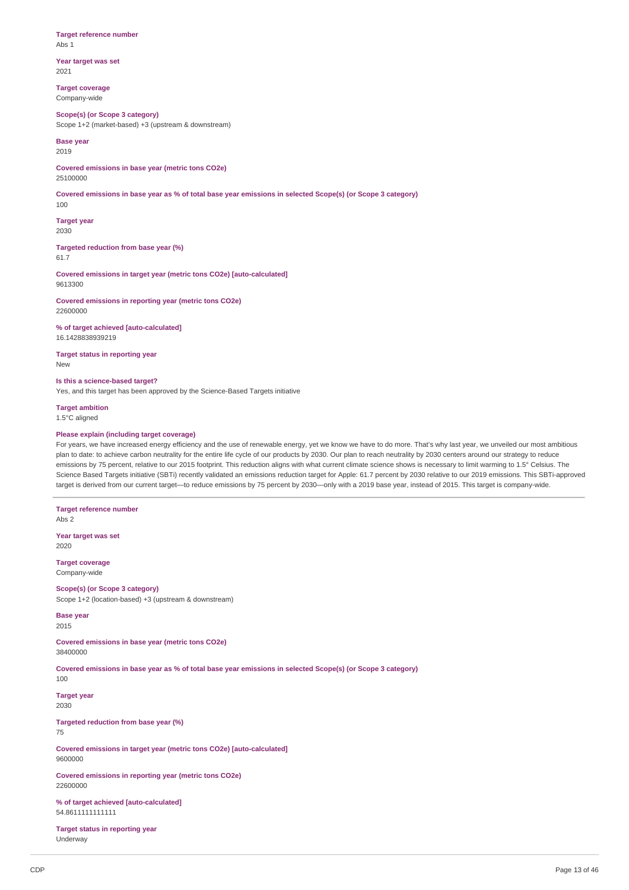**Target reference number**
Abs 1

**Year target was set**
2021

**Target coverage**
Company-wide

**Scope(s) (or Scope 3 category)**
Scope 1+2 (market-based) +3 (upstream & downstream)

**Base year**
2019

**Covered emissions in base year (metric tons CO2e)**
25100000

**Covered emissions in base year as % of total base year emissions in selected Scope(s) (or Scope 3 category)**
100

**Target year**
2030

**Targeted reduction from base year (%)**
61.7

**Covered emissions in target year (metric tons CO2e) [auto-calculated]**
9613300

**Covered emissions in reporting year (metric tons CO2e)**
22600000

**% of target achieved [auto-calculated]**
16.1428838939219

**Target status in reporting year**
New

**Is this a science-based target?**
Yes, and this target has been approved by the Science-Based Targets initiative

**Target ambition**
1.5°C aligned

**Please explain (including target coverage)**
For years, we have increased energy efficiency and the use of renewable energy, yet we know we have to do more. That's why last year, we unveiled our most ambitious plan to date: to achieve carbon neutrality for the entire life cycle of our products by 2030. Our plan to reach neutrality by 2030 centers around our strategy to reduce emissions by 75 percent, relative to our 2015 footprint. This reduction aligns with what current climate science shows is necessary to limit warming to 1.5° Celsius. The Science Based Targets initiative (SBTi) recently validated an emissions reduction target for Apple: 61.7 percent by 2030 relative to our 2019 emissions. This SBTi-approved target is derived from our current target—to reduce emissions by 75 percent by 2030—only with a 2019 base year, instead of 2015. This target is company-wide.

---

**Target reference number**
Abs 2

**Year target was set**
2020

**Target coverage**
Company-wide

**Scope(s) (or Scope 3 category)**
Scope 1+2 (location-based) +3 (upstream & downstream)

**Base year**
2015

**Covered emissions in base year (metric tons CO2e)**
38400000

**Covered emissions in base year as % of total base year emissions in selected Scope(s) (or Scope 3 category)**
100

**Target year**
2030

**Targeted reduction from base year (%)**
75

**Covered emissions in target year (metric tons CO2e) [auto-calculated]**
9600000

**Covered emissions in reporting year (metric tons CO2e)**
22600000

**% of target achieved [auto-calculated]**
54.8611111111111

**Target status in reporting year**
Underway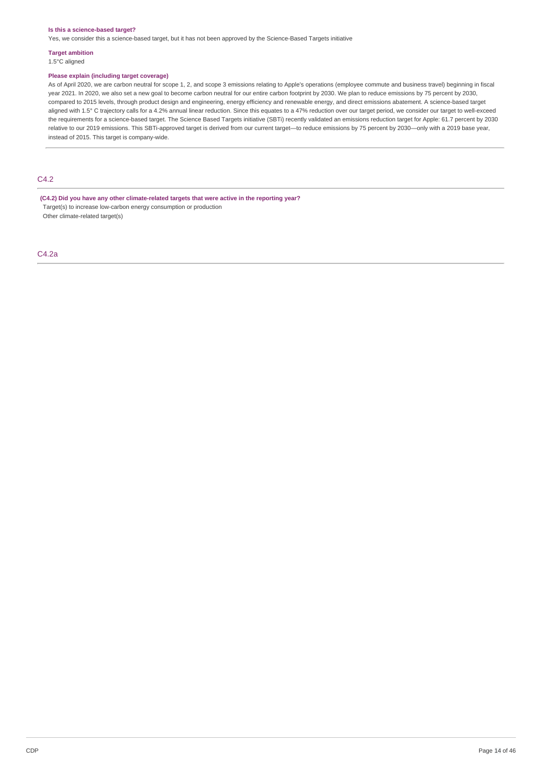**Is this a science-based target?**

Yes, we consider this a science-based target, but it has not been approved by the Science-Based Targets initiative

**Target ambition**

1.5°C aligned

**Please explain (including target coverage)**

As of April 2020, we are carbon neutral for scope 1, 2, and scope 3 emissions relating to Apple's operations (employee commute and business travel) beginning in fiscal year 2021. In 2020, we also set a new goal to become carbon neutral for our entire carbon footprint by 2030. We plan to reduce emissions by 75 percent by 2030, compared to 2015 levels, through product design and engineering, energy efficiency and renewable energy, and direct emissions abatement. A science-based target aligned with 1.5° C trajectory calls for a 4.2% annual linear reduction. Since this equates to a 47% reduction over our target period, we consider our target to well-exceed the requirements for a science-based target. The Science Based Targets initiative (SBTi) recently validated an emissions reduction target for Apple: 61.7 percent by 2030 relative to our 2019 emissions. This SBTi-approved target is derived from our current target—to reduce emissions by 75 percent by 2030—only with a 2019 base year, instead of 2015. This target is company-wide.

## C4.2

**(C4.2) Did you have any other climate-related targets that were active in the reporting year?**

Target(s) to increase low-carbon energy consumption or production

Other climate-related target(s)

## C4.2a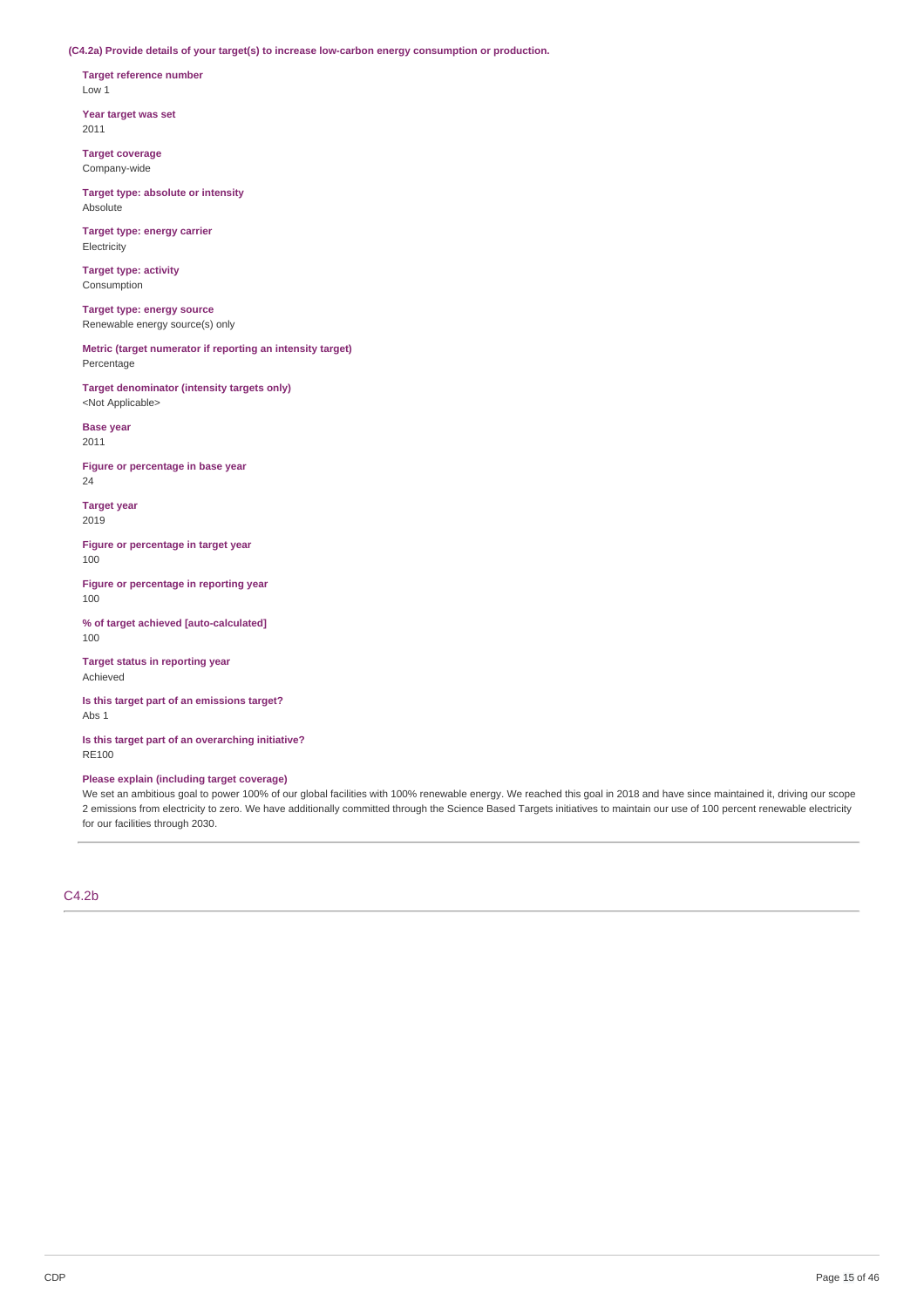**(C4.2a) Provide details of your target(s) to increase low-carbon energy consumption or production.**

**Target reference number**
Low 1

**Year target was set**
2011

**Target coverage**
Company-wide

**Target type: absolute or intensity**
Absolute

**Target type: energy carrier**
Electricity

**Target type: activity**
Consumption

**Target type: energy source**
Renewable energy source(s) only

**Metric (target numerator if reporting an intensity target)**
Percentage

**Target denominator (intensity targets only)**
<Not Applicable>

**Base year**
2011

**Figure or percentage in base year**
24

**Target year**
2019

**Figure or percentage in target year**
100

**Figure or percentage in reporting year**
100

**% of target achieved [auto-calculated]**
100

**Target status in reporting year**
Achieved

**Is this target part of an emissions target?**
Abs 1

**Is this target part of an overarching initiative?**
RE100

**Please explain (including target coverage)**
We set an ambitious goal to power 100% of our global facilities with 100% renewable energy. We reached this goal in 2018 and have since maintained it, driving our scope 2 emissions from electricity to zero. We have additionally committed through the Science Based Targets initiatives to maintain our use of 100 percent renewable electricity for our facilities through 2030.

## C4.2b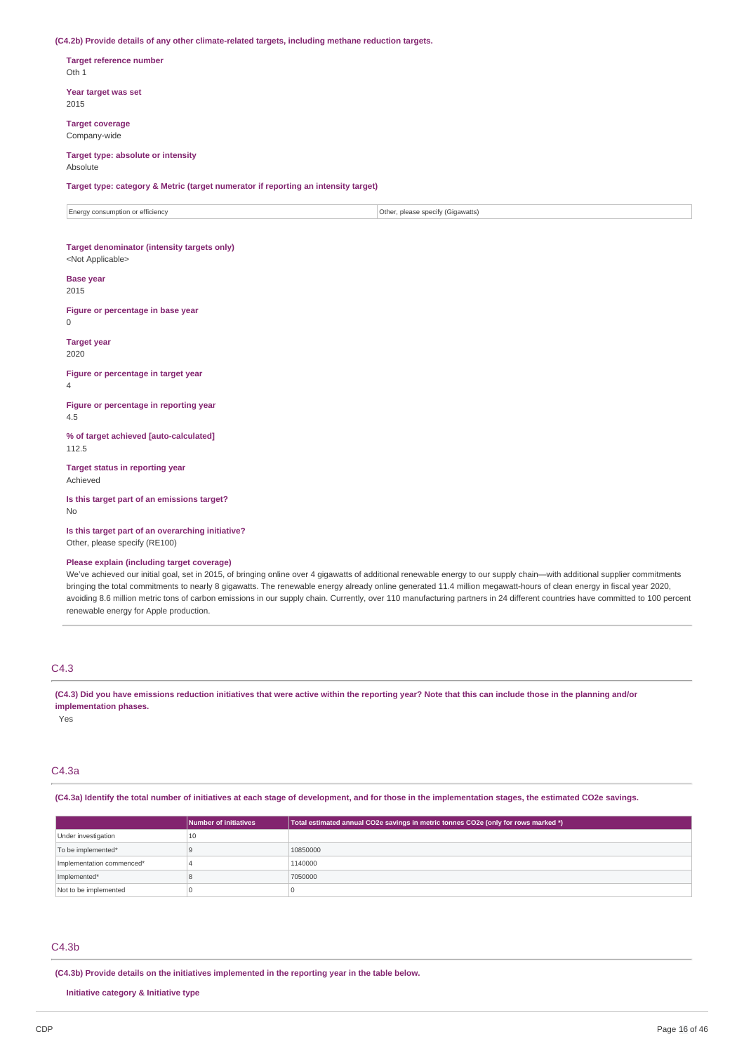**(C4.2b) Provide details of any other climate-related targets, including methane reduction targets.**

**Target reference number**
Oth 1

**Year target was set**
2015

**Target coverage**
Company-wide

**Target type: absolute or intensity**
Absolute

**Target type: category & Metric (target numerator if reporting an intensity target)**

| Energy consumption or efficiency | Other, please specify (Gigawatts) |
|---|---|

**Target denominator (intensity targets only)**
<Not Applicable>

**Base year**
2015

**Figure or percentage in base year**
0

**Target year**
2020

**Figure or percentage in target year**
4

**Figure or percentage in reporting year**
4.5

**% of target achieved [auto-calculated]**
112.5

**Target status in reporting year**
Achieved

**Is this target part of an emissions target?**
No

**Is this target part of an overarching initiative?**
Other, please specify (RE100)

**Please explain (including target coverage)**
We've achieved our initial goal, set in 2015, of bringing online over 4 gigawatts of additional renewable energy to our supply chain—with additional supplier commitments bringing the total commitments to nearly 8 gigawatts. The renewable energy already online generated 11.4 million megawatt-hours of clean energy in fiscal year 2020, avoiding 8.6 million metric tons of carbon emissions in our supply chain. Currently, over 110 manufacturing partners in 24 different countries have committed to 100 percent renewable energy for Apple production.

## C4.3

**(C4.3) Did you have emissions reduction initiatives that were active within the reporting year? Note that this can include those in the planning and/or implementation phases.**
Yes

## C4.3a

**(C4.3a) Identify the total number of initiatives at each stage of development, and for those in the implementation stages, the estimated CO2e savings.**

| | Number of initiatives | Total estimated annual CO2e savings in metric tonnes CO2e (only for rows marked *) |
|---|---|---|
| Under investigation | 10 | |
| To be implemented* | 9 | 10850000 |
| Implementation commenced* | 4 | 1140000 |
| Implemented* | 8 | 7050000 |
| Not to be implemented | 0 | 0 |

## C4.3b

**(C4.3b) Provide details on the initiatives implemented in the reporting year in the table below.**

**Initiative category & Initiative type**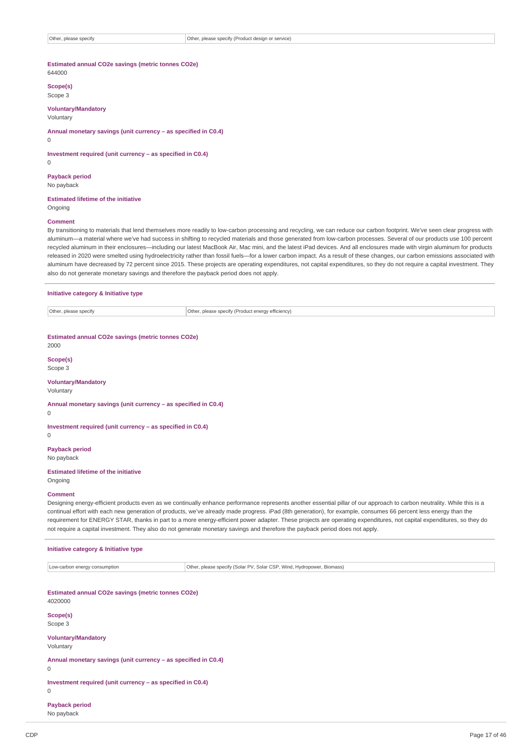| Other, please specify | Other, please specify (Product design or service) |
|---|---|

**Estimated annual CO2e savings (metric tonnes CO2e)**
644000

**Scope(s)**
Scope 3

**Voluntary/Mandatory**
Voluntary

**Annual monetary savings (unit currency – as specified in C0.4)**
0

**Investment required (unit currency – as specified in C0.4)**
0

**Payback period**
No payback

**Estimated lifetime of the initiative**
Ongoing

**Comment**
By transitioning to materials that lend themselves more readily to low-carbon processing and recycling, we can reduce our carbon footprint. We've seen clear progress with aluminum—a material where we've had success in shifting to recycled materials and those generated from low-carbon processes. Several of our products use 100 percent recycled aluminum in their enclosures—including our latest MacBook Air, Mac mini, and the latest iPad devices. And all enclosures made with virgin aluminum for products released in 2020 were smelted using hydroelectricity rather than fossil fuels—for a lower carbon impact. As a result of these changes, our carbon emissions associated with aluminum have decreased by 72 percent since 2015. These projects are operating expenditures, not capital expenditures, so they do not require a capital investment. They also do not generate monetary savings and therefore the payback period does not apply.

**Initiative category & Initiative type**

| Other, please specify | Other, please specify (Product energy efficiency) |
|---|---|

**Estimated annual CO2e savings (metric tonnes CO2e)**
2000

**Scope(s)**
Scope 3

**Voluntary/Mandatory**
Voluntary

**Annual monetary savings (unit currency – as specified in C0.4)**
0

**Investment required (unit currency – as specified in C0.4)**
0

**Payback period**
No payback

**Estimated lifetime of the initiative**
Ongoing

**Comment**
Designing energy-efficient products even as we continually enhance performance represents another essential pillar of our approach to carbon neutrality. While this is a continual effort with each new generation of products, we've already made progress. iPad (8th generation), for example, consumes 66 percent less energy than the requirement for ENERGY STAR, thanks in part to a more energy-efficient power adapter. These projects are operating expenditures, not capital expenditures, so they do not require a capital investment. They also do not generate monetary savings and therefore the payback period does not apply.

**Initiative category & Initiative type**

| Low-carbon energy consumption | Other, please specify (Solar PV, Solar CSP, Wind, Hydropower, Biomass) |
|---|---|

**Estimated annual CO2e savings (metric tonnes CO2e)**
4020000

**Scope(s)**
Scope 3

**Voluntary/Mandatory**
Voluntary

**Annual monetary savings (unit currency – as specified in C0.4)**
0

**Investment required (unit currency – as specified in C0.4)**
0

**Payback period**
No payback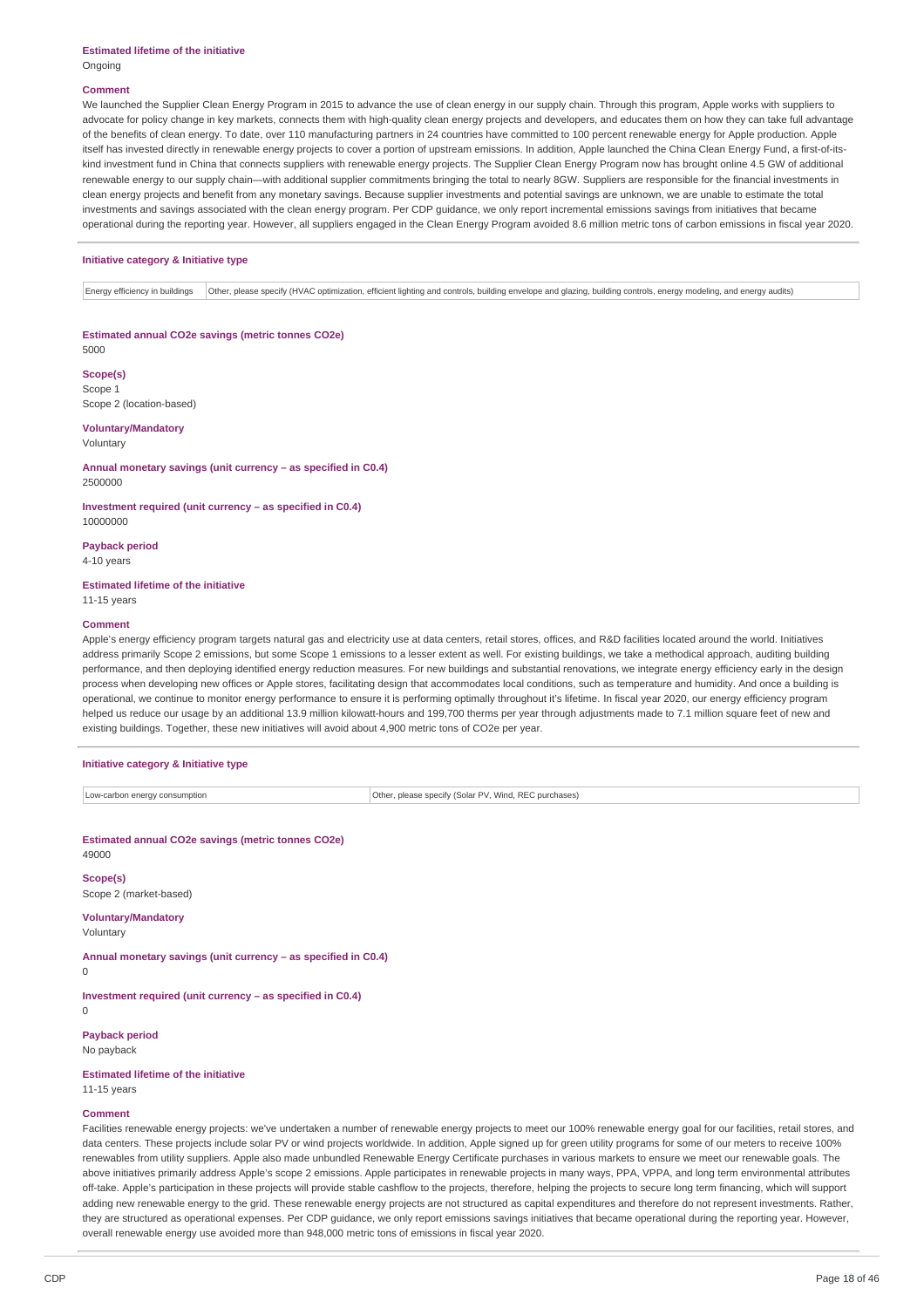**Estimated lifetime of the initiative**

Ongoing

**Comment**

We launched the Supplier Clean Energy Program in 2015 to advance the use of clean energy in our supply chain. Through this program, Apple works with suppliers to advocate for policy change in key markets, connects them with high-quality clean energy projects and developers, and educates them on how they can take full advantage of the benefits of clean energy. To date, over 110 manufacturing partners in 24 countries have committed to 100 percent renewable energy for Apple production. Apple itself has invested directly in renewable energy projects to cover a portion of upstream emissions. In addition, Apple launched the China Clean Energy Fund, a first-of-its-kind investment fund in China that connects suppliers with renewable energy projects. The Supplier Clean Energy Program now has brought online 4.5 GW of additional renewable energy to our supply chain—with additional supplier commitments bringing the total to nearly 8GW. Suppliers are responsible for the financial investments in clean energy projects and benefit from any monetary savings. Because supplier investments and potential savings are unknown, we are unable to estimate the total investments and savings associated with the clean energy program. Per CDP guidance, we only report incremental emissions savings from initiatives that became operational during the reporting year. However, all suppliers engaged in the Clean Energy Program avoided 8.6 million metric tons of carbon emissions in fiscal year 2020.

**Initiative category & Initiative type**

| | |
|---|---|
| Energy efficiency in buildings | Other, please specify (HVAC optimization, efficient lighting and controls, building envelope and glazing, building controls, energy modeling, and energy audits) |

**Estimated annual CO2e savings (metric tonnes CO2e)**

5000

**Scope(s)**

Scope 1
Scope 2 (location-based)

**Voluntary/Mandatory**

Voluntary

**Annual monetary savings (unit currency – as specified in C0.4)**

2500000

**Investment required (unit currency – as specified in C0.4)**

10000000

**Payback period**

4-10 years

**Estimated lifetime of the initiative**

11-15 years

**Comment**

Apple's energy efficiency program targets natural gas and electricity use at data centers, retail stores, offices, and R&D facilities located around the world. Initiatives address primarily Scope 2 emissions, but some Scope 1 emissions to a lesser extent as well. For existing buildings, we take a methodical approach, auditing building performance, and then deploying identified energy reduction measures. For new buildings and substantial renovations, we integrate energy efficiency early in the design process when developing new offices or Apple stores, facilitating design that accommodates local conditions, such as temperature and humidity. And once a building is operational, we continue to monitor energy performance to ensure it is performing optimally throughout it's lifetime. In fiscal year 2020, our energy efficiency program helped us reduce our usage by an additional 13.9 million kilowatt-hours and 199,700 therms per year through adjustments made to 7.1 million square feet of new and existing buildings. Together, these new initiatives will avoid about 4,900 metric tons of CO2e per year.

**Initiative category & Initiative type**

| | |
|---|---|
| Low-carbon energy consumption | Other, please specify (Solar PV, Wind, REC purchases) |

**Estimated annual CO2e savings (metric tonnes CO2e)**

49000

**Scope(s)**

Scope 2 (market-based)

**Voluntary/Mandatory**

Voluntary

**Annual monetary savings (unit currency – as specified in C0.4)**

0

**Investment required (unit currency – as specified in C0.4)**

0

**Payback period**

No payback

**Estimated lifetime of the initiative**

11-15 years

**Comment**

Facilities renewable energy projects: we've undertaken a number of renewable energy projects to meet our 100% renewable energy goal for our facilities, retail stores, and data centers. These projects include solar PV or wind projects worldwide. In addition, Apple signed up for green utility programs for some of our meters to receive 100% renewables from utility suppliers. Apple also made unbundled Renewable Energy Certificate purchases in various markets to ensure we meet our renewable goals. The above initiatives primarily address Apple's scope 2 emissions. Apple participates in renewable projects in many ways, PPA, VPPA, and long term environmental attributes off-take. Apple's participation in these projects will provide stable cashflow to the projects, therefore, helping the projects to secure long term financing, which will support adding new renewable energy to the grid. These renewable energy projects are not structured as capital expenditures and therefore do not represent investments. Rather, they are structured as operational expenses. Per CDP guidance, we only report emissions savings initiatives that became operational during the reporting year. However, overall renewable energy use avoided more than 948,000 metric tons of emissions in fiscal year 2020.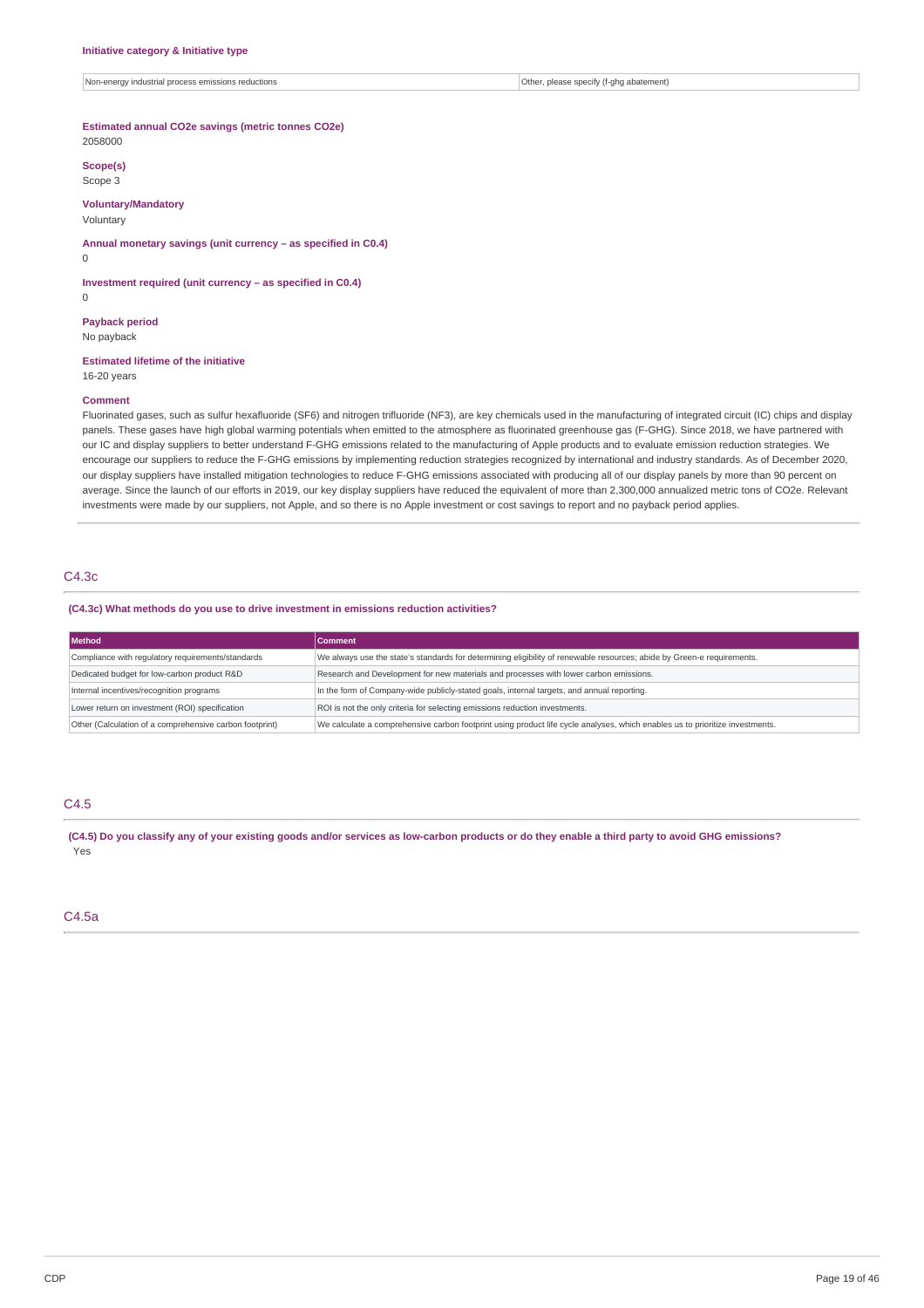**Initiative category & Initiative type**

| | |
|---|---|
| Non-energy industrial process emissions reductions | Other, please specify (f-ghg abatement) |

**Estimated annual CO2e savings (metric tonnes CO2e)**
2058000

**Scope(s)**
Scope 3

**Voluntary/Mandatory**
Voluntary

**Annual monetary savings (unit currency – as specified in C0.4)**
0

**Investment required (unit currency – as specified in C0.4)**
0

**Payback period**
No payback

**Estimated lifetime of the initiative**
16-20 years

**Comment**
Fluorinated gases, such as sulfur hexafluoride (SF6) and nitrogen trifluoride (NF3), are key chemicals used in the manufacturing of integrated circuit (IC) chips and display panels. These gases have high global warming potentials when emitted to the atmosphere as fluorinated greenhouse gas (F-GHG). Since 2018, we have partnered with our IC and display suppliers to better understand F-GHG emissions related to the manufacturing of Apple products and to evaluate emission reduction strategies. We encourage our suppliers to reduce the F-GHG emissions by implementing reduction strategies recognized by international and industry standards. As of December 2020, our display suppliers have installed mitigation technologies to reduce F-GHG emissions associated with producing all of our display panels by more than 90 percent on average. Since the launch of our efforts in 2019, our key display suppliers have reduced the equivalent of more than 2,300,000 annualized metric tons of CO2e. Relevant investments were made by our suppliers, not Apple, and so there is no Apple investment or cost savings to report and no payback period applies.

## C4.3c

**(C4.3c) What methods do you use to drive investment in emissions reduction activities?**

| Method | Comment |
|---|---|
| Compliance with regulatory requirements/standards | We always use the state's standards for determining eligibility of renewable resources; abide by Green-e requirements. |
| Dedicated budget for low-carbon product R&D | Research and Development for new materials and processes with lower carbon emissions. |
| Internal incentives/recognition programs | In the form of Company-wide publicly-stated goals, internal targets, and annual reporting. |
| Lower return on investment (ROI) specification | ROI is not the only criteria for selecting emissions reduction investments. |
| Other (Calculation of a comprehensive carbon footprint) | We calculate a comprehensive carbon footprint using product life cycle analyses, which enables us to prioritize investments. |

## C4.5

**(C4.5) Do you classify any of your existing goods and/or services as low-carbon products or do they enable a third party to avoid GHG emissions?**
Yes

## C4.5a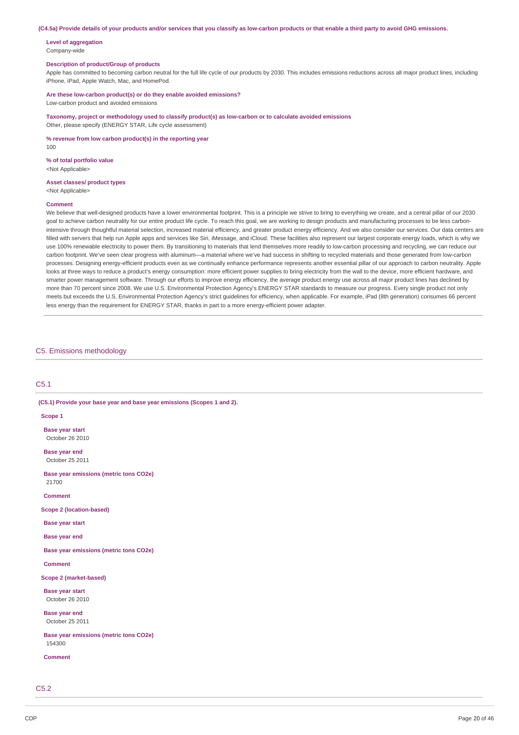**(C4.5a) Provide details of your products and/or services that you classify as low-carbon products or that enable a third party to avoid GHG emissions.**

**Level of aggregation**
Company-wide

**Description of product/Group of products**
Apple has committed to becoming carbon neutral for the full life cycle of our products by 2030. This includes emissions reductions across all major product lines, including iPhone, iPad, Apple Watch, Mac, and HomePod.

**Are these low-carbon product(s) or do they enable avoided emissions?**
Low-carbon product and avoided emissions

**Taxonomy, project or methodology used to classify product(s) as low-carbon or to calculate avoided emissions**
Other, please specify (ENERGY STAR, Life cycle assessment)

**% revenue from low carbon product(s) in the reporting year**
100

**% of total portfolio value**
<Not Applicable>

**Asset classes/ product types**
<Not Applicable>

**Comment**
We believe that well-designed products have a lower environmental footprint. This is a principle we strive to bring to everything we create, and a central pillar of our 2030 goal to achieve carbon neutrality for our entire product life cycle. To reach this goal, we are working to design products and manufacturing processes to be less carbon-intensive through thoughtful material selection, increased material efficiency, and greater product energy efficiency. And we also consider our services. Our data centers are filled with servers that help run Apple apps and services like Siri, iMessage, and iCloud. These facilities also represent our largest corporate energy loads, which is why we use 100% renewable electricity to power them. By transitioning to materials that lend themselves more readily to low-carbon processing and recycling, we can reduce our carbon footprint. We've seen clear progress with aluminum—a material where we've had success in shifting to recycled materials and those generated from low-carbon processes. Designing energy-efficient products even as we continually enhance performance represents another essential pillar of our approach to carbon neutrality. Apple looks at three ways to reduce a product's energy consumption: more efficient power supplies to bring electricity from the wall to the device, more efficient hardware, and smarter power management software. Through our efforts to improve energy efficiency, the average product energy use across all major product lines has declined by more than 70 percent since 2008. We use U.S. Environmental Protection Agency's ENERGY STAR standards to measure our progress. Every single product not only meets but exceeds the U.S. Environmental Protection Agency's strict guidelines for efficiency, when applicable. For example, iPad (8th generation) consumes 66 percent less energy than the requirement for ENERGY STAR, thanks in part to a more energy-efficient power adapter.

## C5. Emissions methodology

### C5.1

**(C5.1) Provide your base year and base year emissions (Scopes 1 and 2).**

**Scope 1**

**Base year start**
October 26 2010

**Base year end**
October 25 2011

**Base year emissions (metric tons CO2e)**
21700

**Comment**

**Scope 2 (location-based)**

**Base year start**

**Base year end**

**Base year emissions (metric tons CO2e)**

**Comment**

**Scope 2 (market-based)**

**Base year start**
October 26 2010

**Base year end**
October 25 2011

**Base year emissions (metric tons CO2e)**
154300

**Comment**

### C5.2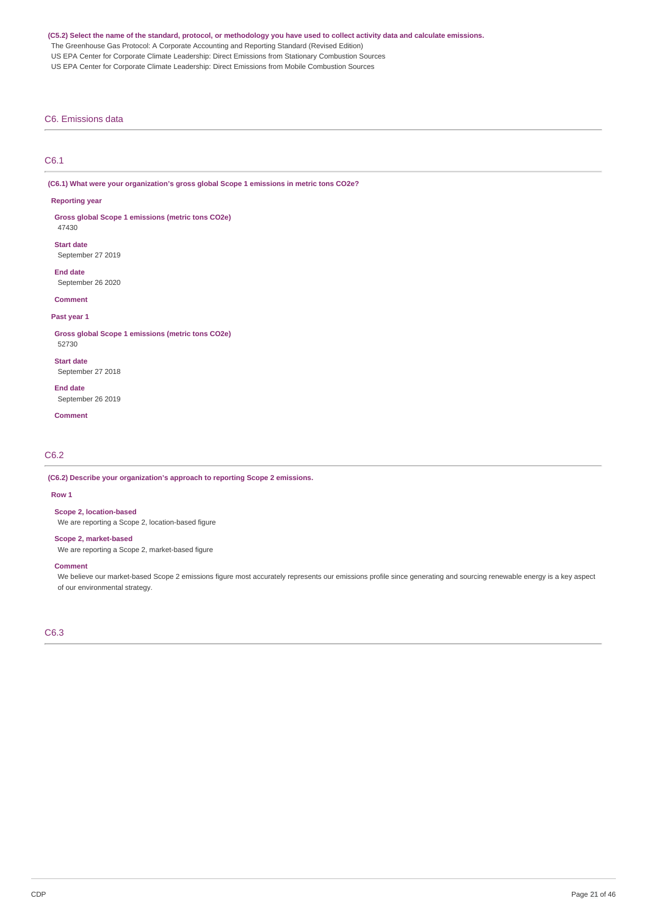**(C5.2) Select the name of the standard, protocol, or methodology you have used to collect activity data and calculate emissions.**

The Greenhouse Gas Protocol: A Corporate Accounting and Reporting Standard (Revised Edition)

US EPA Center for Corporate Climate Leadership: Direct Emissions from Stationary Combustion Sources

US EPA Center for Corporate Climate Leadership: Direct Emissions from Mobile Combustion Sources

## C6. Emissions data

### C6.1

**(C6.1) What were your organization's gross global Scope 1 emissions in metric tons CO2e?**

**Reporting year**

**Gross global Scope 1 emissions (metric tons CO2e)**
47430

**Start date**
September 27 2019

**End date**
September 26 2020

**Comment**

**Past year 1**

**Gross global Scope 1 emissions (metric tons CO2e)**
52730

**Start date**
September 27 2018

**End date**
September 26 2019

**Comment**

### C6.2

**(C6.2) Describe your organization's approach to reporting Scope 2 emissions.**

**Row 1**

**Scope 2, location-based**
We are reporting a Scope 2, location-based figure

**Scope 2, market-based**
We are reporting a Scope 2, market-based figure

**Comment**
We believe our market-based Scope 2 emissions figure most accurately represents our emissions profile since generating and sourcing renewable energy is a key aspect of our environmental strategy.

### C6.3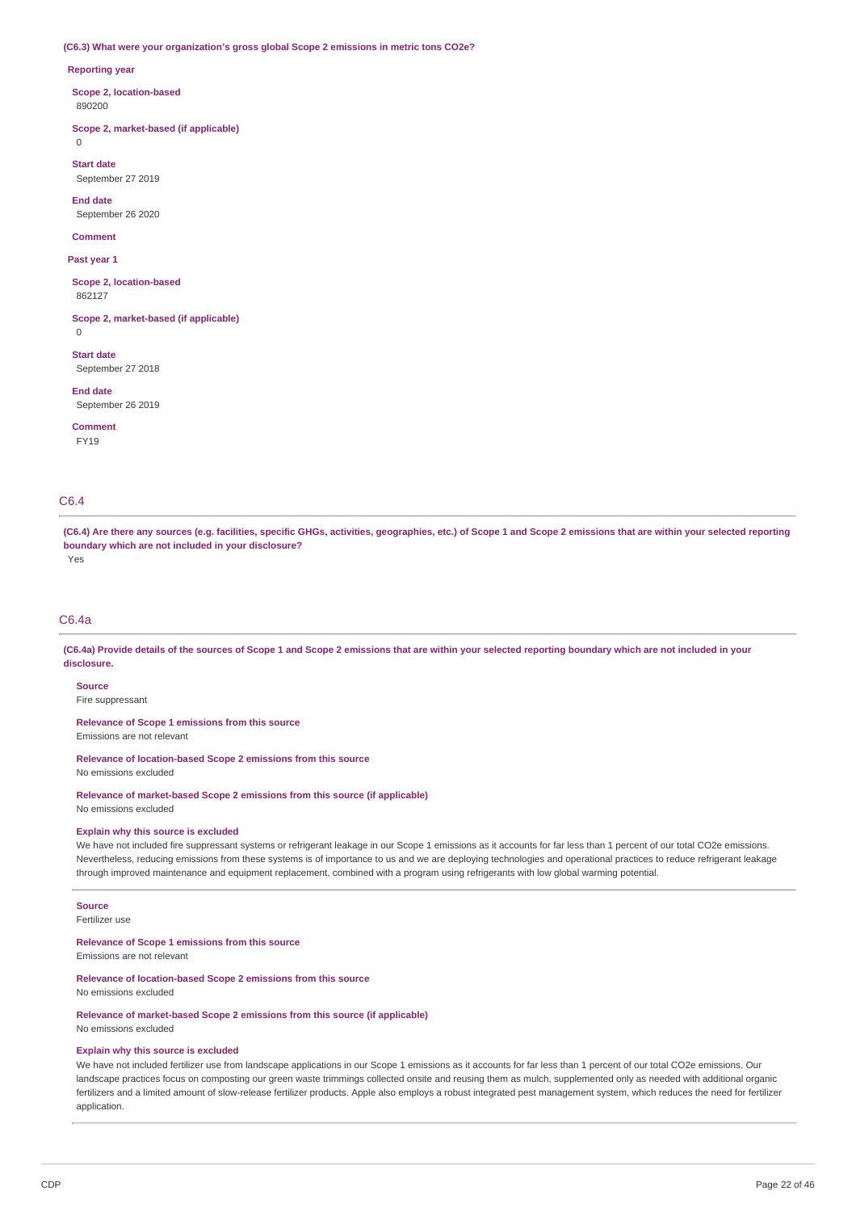**(C6.3) What were your organization's gross global Scope 2 emissions in metric tons CO2e?**

**Reporting year**

**Scope 2, location-based**
890200

**Scope 2, market-based (if applicable)**
0

**Start date**
September 27 2019

**End date**
September 26 2020

**Comment**

**Past year 1**

**Scope 2, location-based**
862127

**Scope 2, market-based (if applicable)**
0

**Start date**
September 27 2018

**End date**
September 26 2019

**Comment**
FY19

## C6.4

**(C6.4) Are there any sources (e.g. facilities, specific GHGs, activities, geographies, etc.) of Scope 1 and Scope 2 emissions that are within your selected reporting boundary which are not included in your disclosure?**

Yes

## C6.4a

**(C6.4a) Provide details of the sources of Scope 1 and Scope 2 emissions that are within your selected reporting boundary which are not included in your disclosure.**

**Source**
Fire suppressant

**Relevance of Scope 1 emissions from this source**
Emissions are not relevant

**Relevance of location-based Scope 2 emissions from this source**
No emissions excluded

**Relevance of market-based Scope 2 emissions from this source (if applicable)**
No emissions excluded

**Explain why this source is excluded**
We have not included fire suppressant systems or refrigerant leakage in our Scope 1 emissions as it accounts for far less than 1 percent of our total CO2e emissions. Nevertheless, reducing emissions from these systems is of importance to us and we are deploying technologies and operational practices to reduce refrigerant leakage through improved maintenance and equipment replacement, combined with a program using refrigerants with low global warming potential.

**Source**
Fertilizer use

**Relevance of Scope 1 emissions from this source**
Emissions are not relevant

**Relevance of location-based Scope 2 emissions from this source**
No emissions excluded

**Relevance of market-based Scope 2 emissions from this source (if applicable)**
No emissions excluded

**Explain why this source is excluded**
We have not included fertilizer use from landscape applications in our Scope 1 emissions as it accounts for far less than 1 percent of our total CO2e emissions. Our landscape practices focus on composting our green waste trimmings collected onsite and reusing them as mulch, supplemented only as needed with additional organic fertilizers and a limited amount of slow-release fertilizer products. Apple also employs a robust integrated pest management system, which reduces the need for fertilizer application.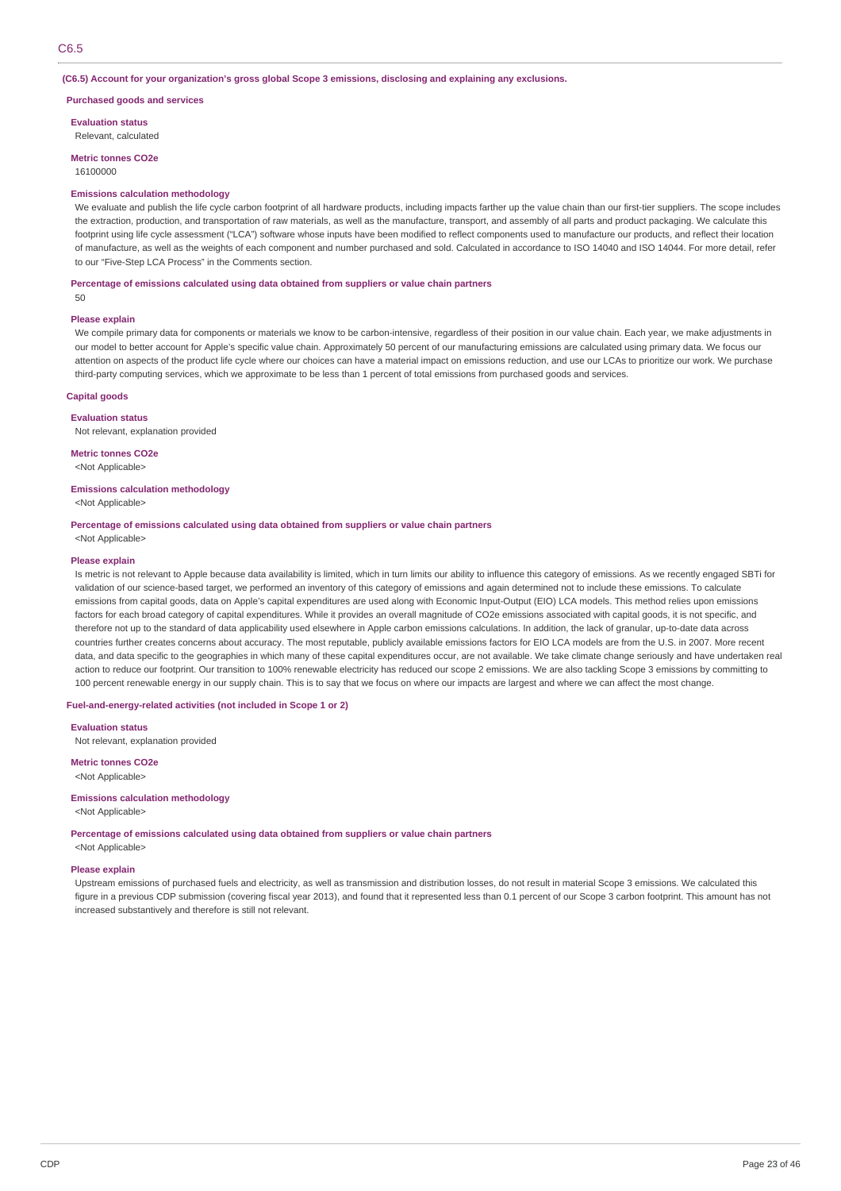## C6.5

**(C6.5) Account for your organization's gross global Scope 3 emissions, disclosing and explaining any exclusions.**

**Purchased goods and services**

**Evaluation status**

Relevant, calculated

**Metric tonnes CO2e**

16100000

**Emissions calculation methodology**

We evaluate and publish the life cycle carbon footprint of all hardware products, including impacts farther up the value chain than our first-tier suppliers. The scope includes the extraction, production, and transportation of raw materials, as well as the manufacture, transport, and assembly of all parts and product packaging. We calculate this footprint using life cycle assessment ("LCA") software whose inputs have been modified to reflect components used to manufacture our products, and reflect their location of manufacture, as well as the weights of each component and number purchased and sold. Calculated in accordance to ISO 14040 and ISO 14044. For more detail, refer to our "Five-Step LCA Process" in the Comments section.

**Percentage of emissions calculated using data obtained from suppliers or value chain partners**

50

**Please explain**

We compile primary data for components or materials we know to be carbon-intensive, regardless of their position in our value chain. Each year, we make adjustments in our model to better account for Apple's specific value chain. Approximately 50 percent of our manufacturing emissions are calculated using primary data. We focus our attention on aspects of the product life cycle where our choices can have a material impact on emissions reduction, and use our LCAs to prioritize our work. We purchase third-party computing services, which we approximate to be less than 1 percent of total emissions from purchased goods and services.

**Capital goods**

**Evaluation status**

Not relevant, explanation provided

**Metric tonnes CO2e**

<Not Applicable>

**Emissions calculation methodology**

<Not Applicable>

**Percentage of emissions calculated using data obtained from suppliers or value chain partners**

<Not Applicable>

**Please explain**

Is metric is not relevant to Apple because data availability is limited, which in turn limits our ability to influence this category of emissions. As we recently engaged SBTi for validation of our science-based target, we performed an inventory of this category of emissions and again determined not to include these emissions. To calculate emissions from capital goods, data on Apple's capital expenditures are used along with Economic Input-Output (EIO) LCA models. This method relies upon emissions factors for each broad category of capital expenditures. While it provides an overall magnitude of CO2e emissions associated with capital goods, it is not specific, and therefore not up to the standard of data applicability used elsewhere in Apple carbon emissions calculations. In addition, the lack of granular, up-to-date data across countries further creates concerns about accuracy. The most reputable, publicly available emissions factors for EIO LCA models are from the U.S. in 2007. More recent data, and data specific to the geographies in which many of these capital expenditures occur, are not available. We take climate change seriously and have undertaken real action to reduce our footprint. Our transition to 100% renewable electricity has reduced our scope 2 emissions. We are also tackling Scope 3 emissions by committing to 100 percent renewable energy in our supply chain. This is to say that we focus on where our impacts are largest and where we can affect the most change.

**Fuel-and-energy-related activities (not included in Scope 1 or 2)**

**Evaluation status**

Not relevant, explanation provided

**Metric tonnes CO2e**

<Not Applicable>

**Emissions calculation methodology**

<Not Applicable>

**Percentage of emissions calculated using data obtained from suppliers or value chain partners**

<Not Applicable>

**Please explain**

Upstream emissions of purchased fuels and electricity, as well as transmission and distribution losses, do not result in material Scope 3 emissions. We calculated this figure in a previous CDP submission (covering fiscal year 2013), and found that it represented less than 0.1 percent of our Scope 3 carbon footprint. This amount has not increased substantively and therefore is still not relevant.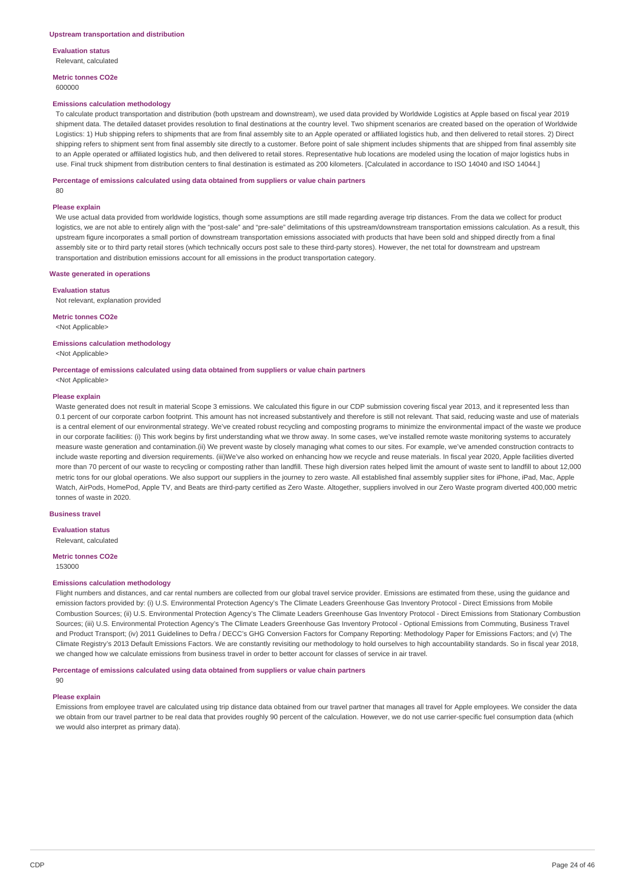### Upstream transportation and distribution

**Evaluation status**

Relevant, calculated

**Metric tonnes CO2e**

600000

**Emissions calculation methodology**

To calculate product transportation and distribution (both upstream and downstream), we used data provided by Worldwide Logistics at Apple based on fiscal year 2019 shipment data. The detailed dataset provides resolution to final destinations at the country level. Two shipment scenarios are created based on the operation of Worldwide Logistics: 1) Hub shipping refers to shipments that are from final assembly site to an Apple operated or affiliated logistics hub, and then delivered to retail stores. 2) Direct shipping refers to shipment sent from final assembly site directly to a customer. Before point of sale shipment includes shipments that are shipped from final assembly site to an Apple operated or affiliated logistics hub, and then delivered to retail stores. Representative hub locations are modeled using the location of major logistics hubs in use. Final truck shipment from distribution centers to final destination is estimated as 200 kilometers. [Calculated in accordance to ISO 14040 and ISO 14044.]

**Percentage of emissions calculated using data obtained from suppliers or value chain partners**

80

**Please explain**

We use actual data provided from worldwide logistics, though some assumptions are still made regarding average trip distances. From the data we collect for product logistics, we are not able to entirely align with the "post-sale" and "pre-sale" delimitations of this upstream/downstream transportation emissions calculation. As a result, this upstream figure incorporates a small portion of downstream transportation emissions associated with products that have been sold and shipped directly from a final assembly site or to third party retail stores (which technically occurs post sale to these third-party stores). However, the net total for downstream and upstream transportation and distribution emissions account for all emissions in the product transportation category.

### Waste generated in operations

**Evaluation status**

Not relevant, explanation provided

**Metric tonnes CO2e**

<Not Applicable>

**Emissions calculation methodology**

<Not Applicable>

**Percentage of emissions calculated using data obtained from suppliers or value chain partners**

<Not Applicable>

**Please explain**

Waste generated does not result in material Scope 3 emissions. We calculated this figure in our CDP submission covering fiscal year 2013, and it represented less than 0.1 percent of our corporate carbon footprint. This amount has not increased substantively and therefore is still not relevant. That said, reducing waste and use of materials is a central element of our environmental strategy. We've created robust recycling and composting programs to minimize the environmental impact of the waste we produce in our corporate facilities: (i) This work begins by first understanding what we throw away. In some cases, we've installed remote waste monitoring systems to accurately measure waste generation and contamination.(ii) We prevent waste by closely managing what comes to our sites. For example, we've amended construction contracts to include waste reporting and diversion requirements. (iii)We've also worked on enhancing how we recycle and reuse materials. In fiscal year 2020, Apple facilities diverted more than 70 percent of our waste to recycling or composting rather than landfill. These high diversion rates helped limit the amount of waste sent to landfill to about 12,000 metric tons for our global operations. We also support our suppliers in the journey to zero waste. All established final assembly supplier sites for iPhone, iPad, Mac, Apple Watch, AirPods, HomePod, Apple TV, and Beats are third-party certified as Zero Waste. Altogether, suppliers involved in our Zero Waste program diverted 400,000 metric tonnes of waste in 2020.

### Business travel

**Evaluation status**

Relevant, calculated

**Metric tonnes CO2e**

153000

**Emissions calculation methodology**

Flight numbers and distances, and car rental numbers are collected from our global travel service provider. Emissions are estimated from these, using the guidance and emission factors provided by: (i) U.S. Environmental Protection Agency's The Climate Leaders Greenhouse Gas Inventory Protocol - Direct Emissions from Mobile Combustion Sources; (ii) U.S. Environmental Protection Agency's The Climate Leaders Greenhouse Gas Inventory Protocol - Direct Emissions from Stationary Combustion Sources; (iii) U.S. Environmental Protection Agency's The Climate Leaders Greenhouse Gas Inventory Protocol - Optional Emissions from Commuting, Business Travel and Product Transport; (iv) 2011 Guidelines to Defra / DECC's GHG Conversion Factors for Company Reporting: Methodology Paper for Emissions Factors; and (v) The Climate Registry's 2013 Default Emissions Factors. We are constantly revisiting our methodology to hold ourselves to high accountability standards. So in fiscal year 2018, we changed how we calculate emissions from business travel in order to better account for classes of service in air travel.

**Percentage of emissions calculated using data obtained from suppliers or value chain partners**

90

**Please explain**

Emissions from employee travel are calculated using trip distance data obtained from our travel partner that manages all travel for Apple employees. We consider the data we obtain from our travel partner to be real data that provides roughly 90 percent of the calculation. However, we do not use carrier-specific fuel consumption data (which we would also interpret as primary data).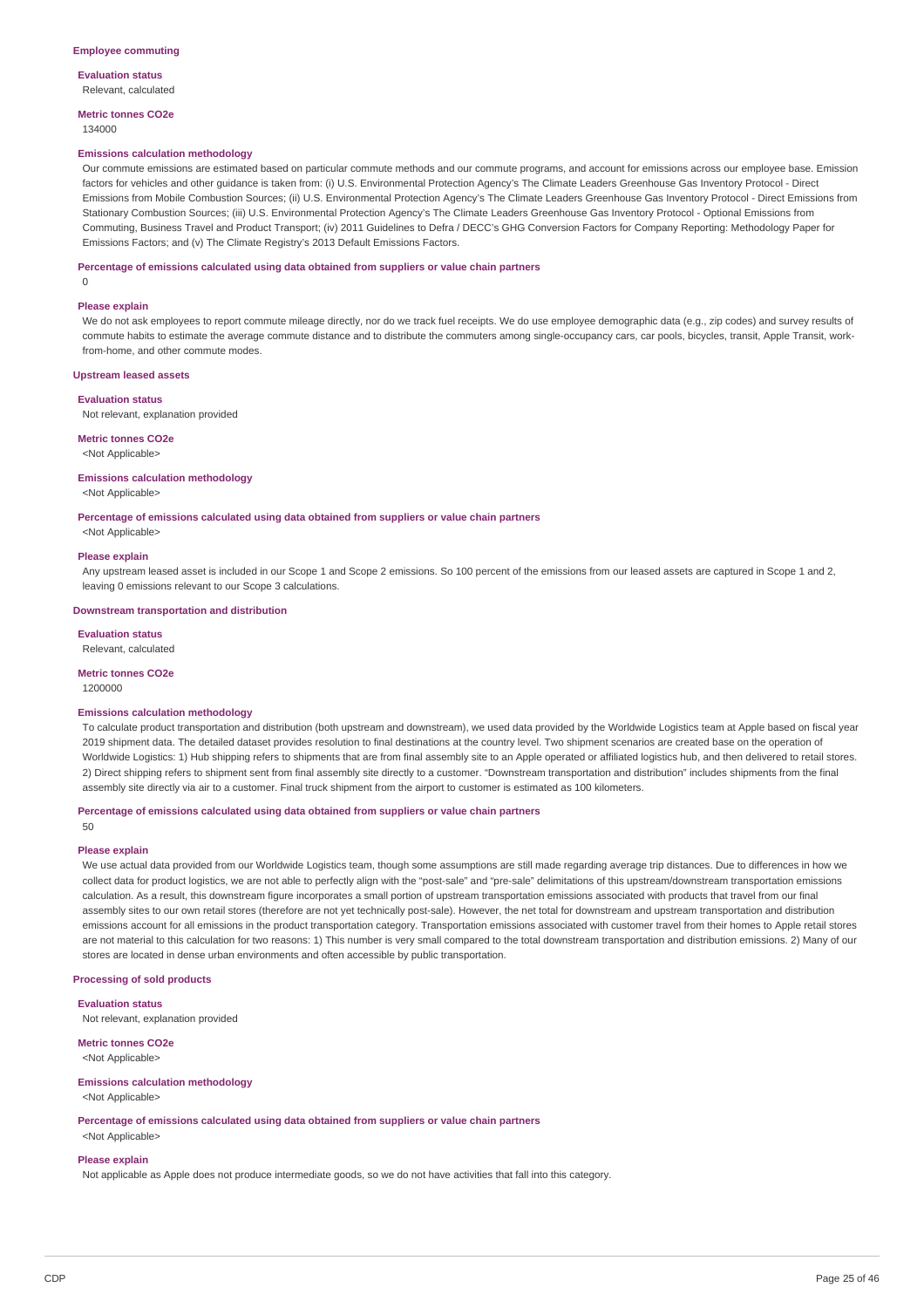### Employee commuting

**Evaluation status**

Relevant, calculated

**Metric tonnes CO2e**

134000

**Emissions calculation methodology**

Our commute emissions are estimated based on particular commute methods and our commute programs, and account for emissions across our employee base. Emission factors for vehicles and other guidance is taken from: (i) U.S. Environmental Protection Agency's The Climate Leaders Greenhouse Gas Inventory Protocol - Direct Emissions from Mobile Combustion Sources; (ii) U.S. Environmental Protection Agency's The Climate Leaders Greenhouse Gas Inventory Protocol - Direct Emissions from Stationary Combustion Sources; (iii) U.S. Environmental Protection Agency's The Climate Leaders Greenhouse Gas Inventory Protocol - Optional Emissions from Commuting, Business Travel and Product Transport; (iv) 2011 Guidelines to Defra / DECC's GHG Conversion Factors for Company Reporting: Methodology Paper for Emissions Factors; and (v) The Climate Registry's 2013 Default Emissions Factors.

**Percentage of emissions calculated using data obtained from suppliers or value chain partners**

0

**Please explain**

We do not ask employees to report commute mileage directly, nor do we track fuel receipts. We do use employee demographic data (e.g., zip codes) and survey results of commute habits to estimate the average commute distance and to distribute the commuters among single-occupancy cars, car pools, bicycles, transit, Apple Transit, work-from-home, and other commute modes.

### Upstream leased assets

**Evaluation status**

Not relevant, explanation provided

**Metric tonnes CO2e**

<Not Applicable>

**Emissions calculation methodology**

<Not Applicable>

**Percentage of emissions calculated using data obtained from suppliers or value chain partners**

<Not Applicable>

**Please explain**

Any upstream leased asset is included in our Scope 1 and Scope 2 emissions. So 100 percent of the emissions from our leased assets are captured in Scope 1 and 2, leaving 0 emissions relevant to our Scope 3 calculations.

### Downstream transportation and distribution

**Evaluation status**

Relevant, calculated

**Metric tonnes CO2e**

1200000

**Emissions calculation methodology**

To calculate product transportation and distribution (both upstream and downstream), we used data provided by the Worldwide Logistics team at Apple based on fiscal year 2019 shipment data. The detailed dataset provides resolution to final destinations at the country level. Two shipment scenarios are created base on the operation of Worldwide Logistics: 1) Hub shipping refers to shipments that are from final assembly site to an Apple operated or affiliated logistics hub, and then delivered to retail stores. 2) Direct shipping refers to shipment sent from final assembly site directly to a customer. "Downstream transportation and distribution" includes shipments from the final assembly site directly via air to a customer. Final truck shipment from the airport to customer is estimated as 100 kilometers.

**Percentage of emissions calculated using data obtained from suppliers or value chain partners**

50

**Please explain**

We use actual data provided from our Worldwide Logistics team, though some assumptions are still made regarding average trip distances. Due to differences in how we collect data for product logistics, we are not able to perfectly align with the "post-sale" and "pre-sale" delimitations of this upstream/downstream transportation emissions calculation. As a result, this downstream figure incorporates a small portion of upstream transportation emissions associated with products that travel from our final assembly sites to our own retail stores (therefore are not yet technically post-sale). However, the net total for downstream and upstream transportation and distribution emissions account for all emissions in the product transportation category. Transportation emissions associated with customer travel from their homes to Apple retail stores are not material to this calculation for two reasons: 1) This number is very small compared to the total downstream transportation and distribution emissions. 2) Many of our stores are located in dense urban environments and often accessible by public transportation.

### Processing of sold products

**Evaluation status**

Not relevant, explanation provided

**Metric tonnes CO2e**

<Not Applicable>

**Emissions calculation methodology**

<Not Applicable>

**Percentage of emissions calculated using data obtained from suppliers or value chain partners**

<Not Applicable>

**Please explain**

Not applicable as Apple does not produce intermediate goods, so we do not have activities that fall into this category.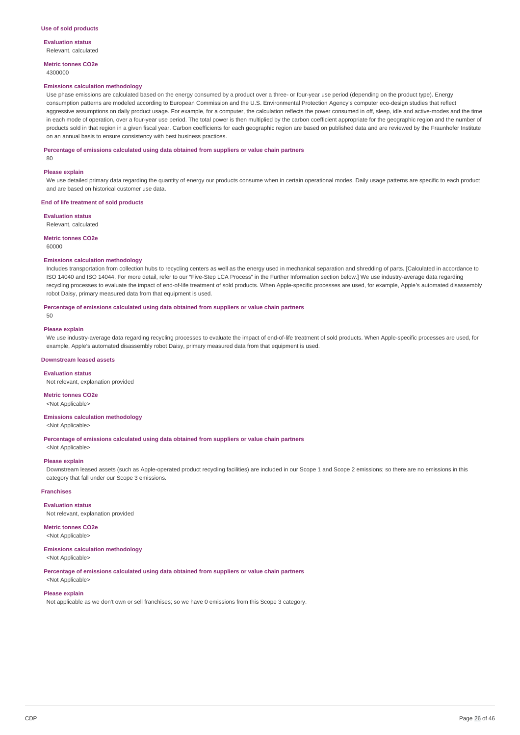### Use of sold products

**Evaluation status**
Relevant, calculated

**Metric tonnes CO2e**
4300000

**Emissions calculation methodology**
Use phase emissions are calculated based on the energy consumed by a product over a three- or four-year use period (depending on the product type). Energy consumption patterns are modeled according to European Commission and the U.S. Environmental Protection Agency's computer eco-design studies that reflect aggressive assumptions on daily product usage. For example, for a computer, the calculation reflects the power consumed in off, sleep, idle and active-modes and the time in each mode of operation, over a four-year use period. The total power is then multiplied by the carbon coefficient appropriate for the geographic region and the number of products sold in that region in a given fiscal year. Carbon coefficients for each geographic region are based on published data and are reviewed by the Fraunhofer Institute on an annual basis to ensure consistency with best business practices.

**Percentage of emissions calculated using data obtained from suppliers or value chain partners**
80

**Please explain**
We use detailed primary data regarding the quantity of energy our products consume when in certain operational modes. Daily usage patterns are specific to each product and are based on historical customer use data.

### End of life treatment of sold products

**Evaluation status**
Relevant, calculated

**Metric tonnes CO2e**
60000

**Emissions calculation methodology**
Includes transportation from collection hubs to recycling centers as well as the energy used in mechanical separation and shredding of parts. [Calculated in accordance to ISO 14040 and ISO 14044. For more detail, refer to our "Five-Step LCA Process" in the Further Information section below.] We use industry-average data regarding recycling processes to evaluate the impact of end-of-life treatment of sold products. When Apple-specific processes are used, for example, Apple's automated disassembly robot Daisy, primary measured data from that equipment is used.

**Percentage of emissions calculated using data obtained from suppliers or value chain partners**
50

**Please explain**
We use industry-average data regarding recycling processes to evaluate the impact of end-of-life treatment of sold products. When Apple-specific processes are used, for example, Apple's automated disassembly robot Daisy, primary measured data from that equipment is used.

### Downstream leased assets

**Evaluation status**
Not relevant, explanation provided

**Metric tonnes CO2e**
<Not Applicable>

**Emissions calculation methodology**
<Not Applicable>

**Percentage of emissions calculated using data obtained from suppliers or value chain partners**
<Not Applicable>

**Please explain**
Downstream leased assets (such as Apple-operated product recycling facilities) are included in our Scope 1 and Scope 2 emissions; so there are no emissions in this category that fall under our Scope 3 emissions.

### Franchises

**Evaluation status**
Not relevant, explanation provided

**Metric tonnes CO2e**
<Not Applicable>

**Emissions calculation methodology**
<Not Applicable>

**Percentage of emissions calculated using data obtained from suppliers or value chain partners**
<Not Applicable>

**Please explain**
Not applicable as we don't own or sell franchises; so we have 0 emissions from this Scope 3 category.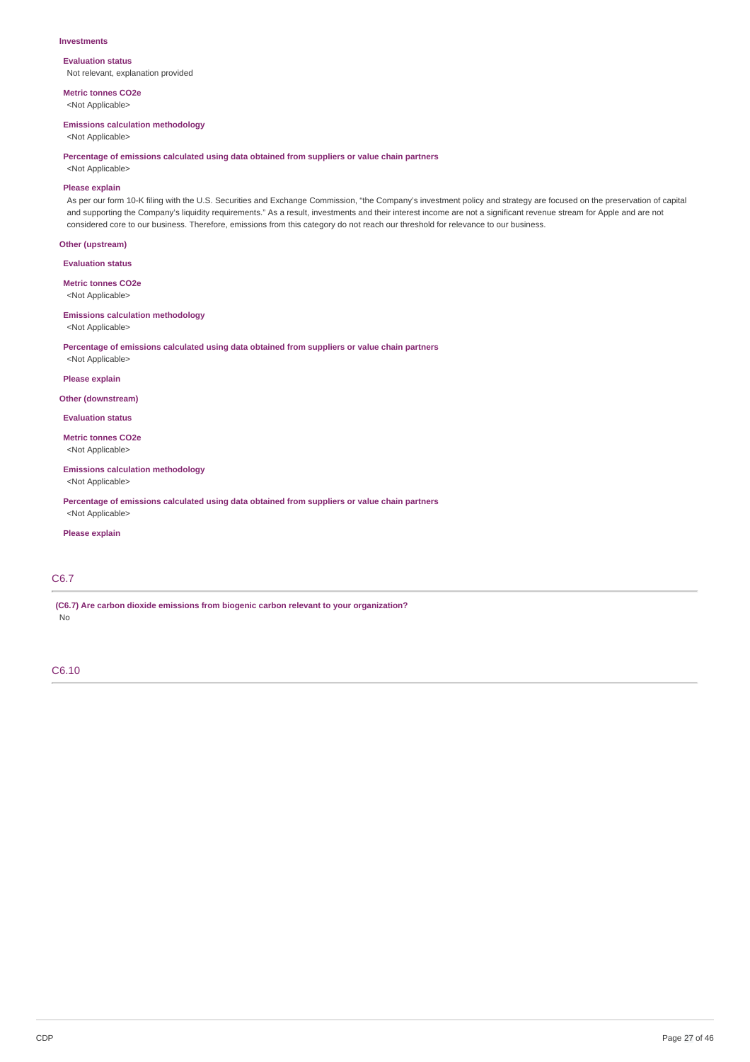**Investments**

**Evaluation status**

Not relevant, explanation provided

**Metric tonnes CO2e**

<Not Applicable>

**Emissions calculation methodology**

<Not Applicable>

**Percentage of emissions calculated using data obtained from suppliers or value chain partners**

<Not Applicable>

**Please explain**

As per our form 10-K filing with the U.S. Securities and Exchange Commission, "the Company's investment policy and strategy are focused on the preservation of capital and supporting the Company's liquidity requirements." As a result, investments and their interest income are not a significant revenue stream for Apple and are not considered core to our business. Therefore, emissions from this category do not reach our threshold for relevance to our business.

**Other (upstream)**

**Evaluation status**

**Metric tonnes CO2e**

<Not Applicable>

**Emissions calculation methodology**

<Not Applicable>

**Percentage of emissions calculated using data obtained from suppliers or value chain partners**

<Not Applicable>

**Please explain**

**Other (downstream)**

**Evaluation status**

**Metric tonnes CO2e**

<Not Applicable>

**Emissions calculation methodology**

<Not Applicable>

**Percentage of emissions calculated using data obtained from suppliers or value chain partners**

<Not Applicable>

**Please explain**

## C6.7

**(C6.7) Are carbon dioxide emissions from biogenic carbon relevant to your organization?**

No

## C6.10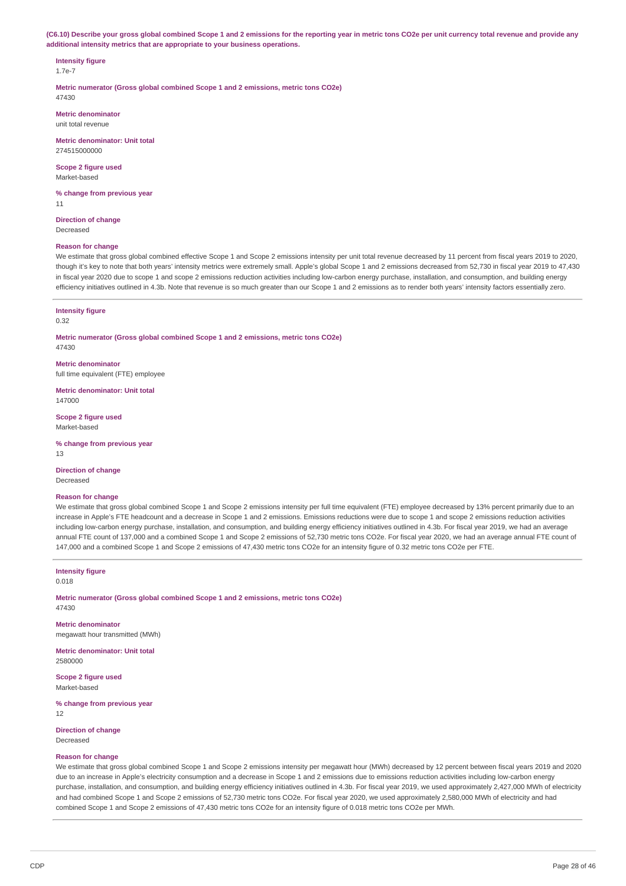**(C6.10) Describe your gross global combined Scope 1 and 2 emissions for the reporting year in metric tons CO2e per unit currency total revenue and provide any additional intensity metrics that are appropriate to your business operations.**

**Intensity figure**
1.7e-7

**Metric numerator (Gross global combined Scope 1 and 2 emissions, metric tons CO2e)**
47430

**Metric denominator**
unit total revenue

**Metric denominator: Unit total**
274515000000

**Scope 2 figure used**
Market-based

**% change from previous year**
11

**Direction of change**
Decreased

**Reason for change**
We estimate that gross global combined effective Scope 1 and Scope 2 emissions intensity per unit total revenue decreased by 11 percent from fiscal years 2019 to 2020, though it's key to note that both years' intensity metrics were extremely small. Apple's global Scope 1 and 2 emissions decreased from 52,730 in fiscal year 2019 to 47,430 in fiscal year 2020 due to scope 1 and scope 2 emissions reduction activities including low-carbon energy purchase, installation, and consumption, and building energy efficiency initiatives outlined in 4.3b. Note that revenue is so much greater than our Scope 1 and 2 emissions as to render both years' intensity factors essentially zero.

---

**Intensity figure**
0.32

**Metric numerator (Gross global combined Scope 1 and 2 emissions, metric tons CO2e)**
47430

**Metric denominator**
full time equivalent (FTE) employee

**Metric denominator: Unit total**
147000

**Scope 2 figure used**
Market-based

**% change from previous year**
13

**Direction of change**
Decreased

**Reason for change**
We estimate that gross global combined Scope 1 and Scope 2 emissions intensity per full time equivalent (FTE) employee decreased by 13% percent primarily due to an increase in Apple's FTE headcount and a decrease in Scope 1 and 2 emissions. Emissions reductions were due to scope 1 and scope 2 emissions reduction activities including low-carbon energy purchase, installation, and consumption, and building energy efficiency initiatives outlined in 4.3b. For fiscal year 2019, we had an average annual FTE count of 137,000 and a combined Scope 1 and Scope 2 emissions of 52,730 metric tons CO2e. For fiscal year 2020, we had an average annual FTE count of 147,000 and a combined Scope 1 and Scope 2 emissions of 47,430 metric tons CO2e for an intensity figure of 0.32 metric tons CO2e per FTE.

---

**Intensity figure**
0.018

**Metric numerator (Gross global combined Scope 1 and 2 emissions, metric tons CO2e)**
47430

**Metric denominator**
megawatt hour transmitted (MWh)

**Metric denominator: Unit total**
2580000

**Scope 2 figure used**
Market-based

**% change from previous year**
12

**Direction of change**
Decreased

**Reason for change**
We estimate that gross global combined Scope 1 and Scope 2 emissions intensity per megawatt hour (MWh) decreased by 12 percent between fiscal years 2019 and 2020 due to an increase in Apple's electricity consumption and a decrease in Scope 1 and 2 emissions due to emissions reduction activities including low-carbon energy purchase, installation, and consumption, and building energy efficiency initiatives outlined in 4.3b. For fiscal year 2019, we used approximately 2,427,000 MWh of electricity and had combined Scope 1 and Scope 2 emissions of 52,730 metric tons CO2e. For fiscal year 2020, we used approximately 2,580,000 MWh of electricity and had combined Scope 1 and Scope 2 emissions of 47,430 metric tons CO2e for an intensity figure of 0.018 metric tons CO2e per MWh.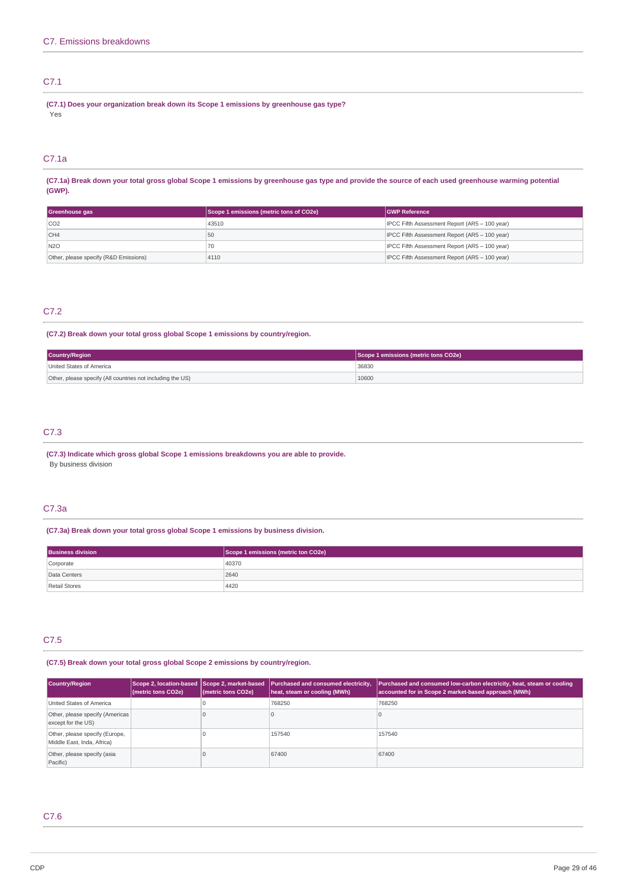## C7. Emissions breakdowns

### C7.1

**(C7.1) Does your organization break down its Scope 1 emissions by greenhouse gas type?**

Yes

### C7.1a

**(C7.1a) Break down your total gross global Scope 1 emissions by greenhouse gas type and provide the source of each used greenhouse warming potential (GWP).**

| Greenhouse gas | Scope 1 emissions (metric tons of CO2e) | GWP Reference |
|---|---|---|
| CO2 | 43510 | IPCC Fifth Assessment Report (AR5 – 100 year) |
| CH4 | 50 | IPCC Fifth Assessment Report (AR5 – 100 year) |
| N2O | 70 | IPCC Fifth Assessment Report (AR5 – 100 year) |
| Other, please specify (R&D Emissions) | 4110 | IPCC Fifth Assessment Report (AR5 – 100 year) |

### C7.2

**(C7.2) Break down your total gross global Scope 1 emissions by country/region.**

| Country/Region | Scope 1 emissions (metric tons CO2e) |
|---|---|
| United States of America | 36830 |
| Other, please specify (All countries not including the US) | 10600 |

### C7.3

**(C7.3) Indicate which gross global Scope 1 emissions breakdowns you are able to provide.**

By business division

### C7.3a

**(C7.3a) Break down your total gross global Scope 1 emissions by business division.**

| Business division | Scope 1 emissions (metric ton CO2e) |
|---|---|
| Corporate | 40370 |
| Data Centers | 2640 |
| Retail Stores | 4420 |

### C7.5

**(C7.5) Break down your total gross global Scope 2 emissions by country/region.**

| Country/Region | Scope 2, location-based (metric tons CO2e) | Scope 2, market-based (metric tons CO2e) | Purchased and consumed electricity, heat, steam or cooling (MWh) | Purchased and consumed low-carbon electricity, heat, steam or cooling accounted for in Scope 2 market-based approach (MWh) |
|---|---|---|---|---|
| United States of America | | 0 | 768250 | 768250 |
| Other, please specify (Americas except for the US) | | 0 | 0 | 0 |
| Other, please specify (Europe, Middle East, Inda, Africa) | | 0 | 157540 | 157540 |
| Other, please specify (asia Pacific) | | 0 | 67400 | 67400 |

### C7.6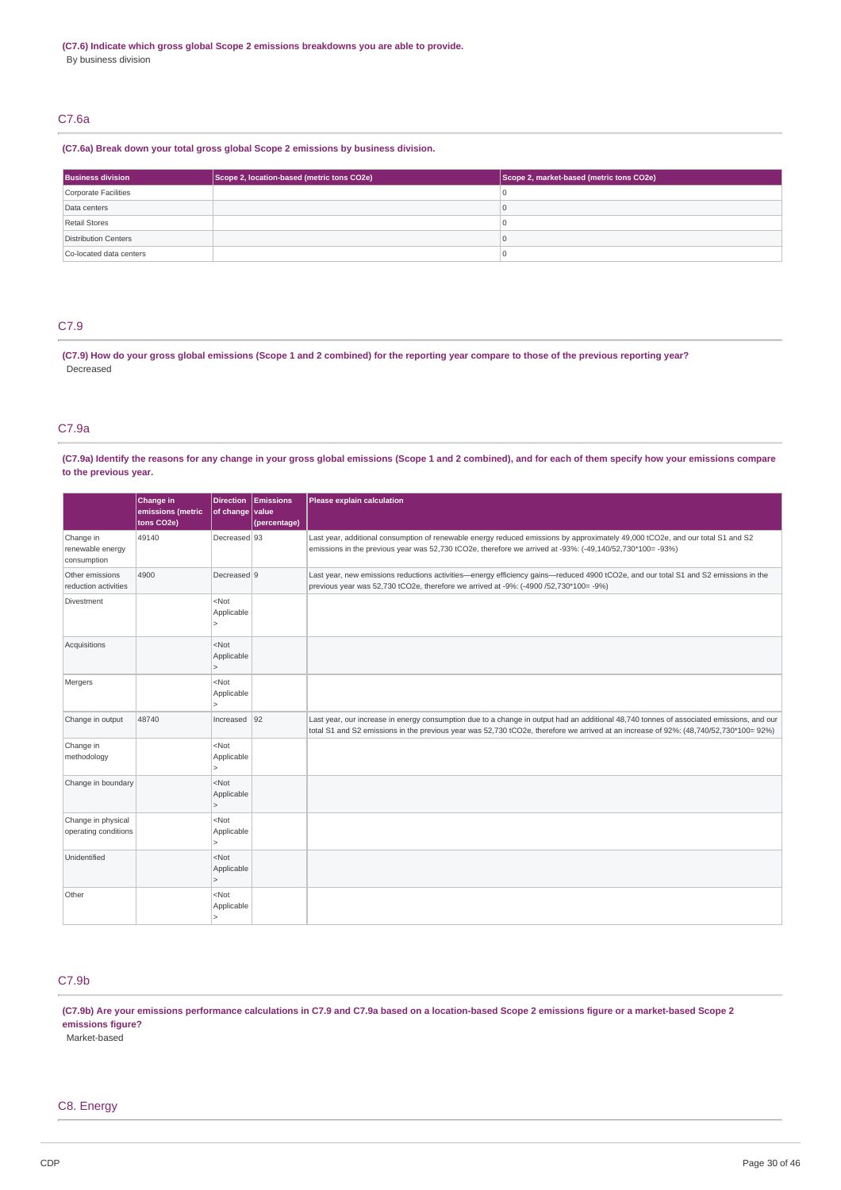**(C7.6) Indicate which gross global Scope 2 emissions breakdowns you are able to provide.**

By business division

## C7.6a

**(C7.6a) Break down your total gross global Scope 2 emissions by business division.**

| Business division | Scope 2, location-based (metric tons CO2e) | Scope 2, market-based (metric tons CO2e) |
|---|---|---|
| Corporate Facilities | | 0 |
| Data centers | | 0 |
| Retail Stores | | 0 |
| Distribution Centers | | 0 |
| Co-located data centers | | 0 |

## C7.9

**(C7.9) How do your gross global emissions (Scope 1 and 2 combined) for the reporting year compare to those of the previous reporting year?**

Decreased

## C7.9a

**(C7.9a) Identify the reasons for any change in your gross global emissions (Scope 1 and 2 combined), and for each of them specify how your emissions compare to the previous year.**

| | Change in emissions (metric tons CO2e) | Direction of change | Emissions value (percentage) | Please explain calculation |
|---|---|---|---|---|
| Change in renewable energy consumption | 49140 | Decreased | 93 | Last year, additional consumption of renewable energy reduced emissions by approximately 49,000 tCO2e, and our total S1 and S2 emissions in the previous year was 52,730 tCO2e, therefore we arrived at -93%: (-49,140/52,730*100= -93%) |
| Other emissions reduction activities | 4900 | Decreased | 9 | Last year, new emissions reductions activities—energy efficiency gains—reduced 4900 tCO2e, and our total S1 and S2 emissions in the previous year was 52,730 tCO2e, therefore we arrived at -9%: (-4900 /52,730*100= -9%) |
| Divestment | | <Not Applicable> | | |
| Acquisitions | | <Not Applicable> | | |
| Mergers | | <Not Applicable> | | |
| Change in output | 48740 | Increased | 92 | Last year, our increase in energy consumption due to a change in output had an additional 48,740 tonnes of associated emissions, and our total S1 and S2 emissions in the previous year was 52,730 tCO2e, therefore we arrived at an increase of 92%: (48,740/52,730*100= 92%) |
| Change in methodology | | <Not Applicable> | | |
| Change in boundary | | <Not Applicable> | | |
| Change in physical operating conditions | | <Not Applicable> | | |
| Unidentified | | <Not Applicable> | | |
| Other | | <Not Applicable> | | |

## C7.9b

**(C7.9b) Are your emissions performance calculations in C7.9 and C7.9a based on a location-based Scope 2 emissions figure or a market-based Scope 2 emissions figure?**

Market-based

# C8. Energy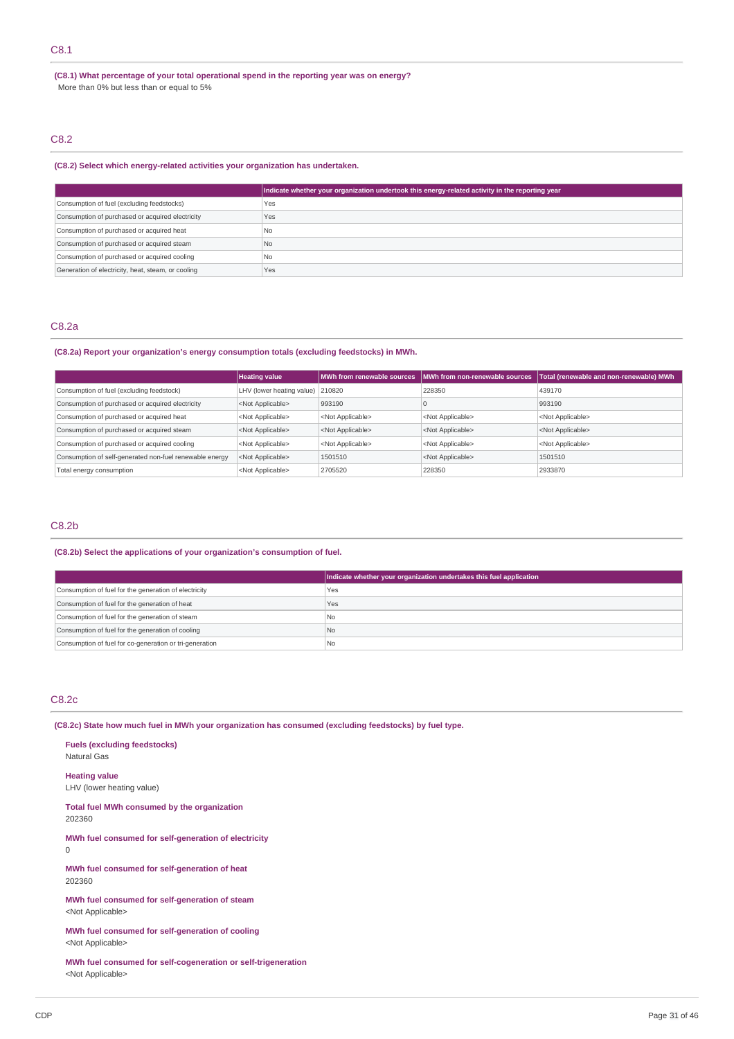## C8.1

**(C8.1) What percentage of your total operational spend in the reporting year was on energy?**

More than 0% but less than or equal to 5%

## C8.2

**(C8.2) Select which energy-related activities your organization has undertaken.**

| | Indicate whether your organization undertook this energy-related activity in the reporting year |
|---|---|
| Consumption of fuel (excluding feedstocks) | Yes |
| Consumption of purchased or acquired electricity | Yes |
| Consumption of purchased or acquired heat | No |
| Consumption of purchased or acquired steam | No |
| Consumption of purchased or acquired cooling | No |
| Generation of electricity, heat, steam, or cooling | Yes |

## C8.2a

**(C8.2a) Report your organization's energy consumption totals (excluding feedstocks) in MWh.**

| | Heating value | MWh from renewable sources | MWh from non-renewable sources | Total (renewable and non-renewable) MWh |
|---|---|---|---|---|
| Consumption of fuel (excluding feedstock) | LHV (lower heating value) | 210820 | 228350 | 439170 |
| Consumption of purchased or acquired electricity | <Not Applicable> | 993190 | 0 | 993190 |
| Consumption of purchased or acquired heat | <Not Applicable> | <Not Applicable> | <Not Applicable> | <Not Applicable> |
| Consumption of purchased or acquired steam | <Not Applicable> | <Not Applicable> | <Not Applicable> | <Not Applicable> |
| Consumption of purchased or acquired cooling | <Not Applicable> | <Not Applicable> | <Not Applicable> | <Not Applicable> |
| Consumption of self-generated non-fuel renewable energy | <Not Applicable> | 1501510 | <Not Applicable> | 1501510 |
| Total energy consumption | <Not Applicable> | 2705520 | 228350 | 2933870 |

## C8.2b

**(C8.2b) Select the applications of your organization's consumption of fuel.**

| | Indicate whether your organization undertakes this fuel application |
|---|---|
| Consumption of fuel for the generation of electricity | Yes |
| Consumption of fuel for the generation of heat | Yes |
| Consumption of fuel for the generation of steam | No |
| Consumption of fuel for the generation of cooling | No |
| Consumption of fuel for co-generation or tri-generation | No |

## C8.2c

**(C8.2c) State how much fuel in MWh your organization has consumed (excluding feedstocks) by fuel type.**

**Fuels (excluding feedstocks)**
Natural Gas

**Heating value**
LHV (lower heating value)

**Total fuel MWh consumed by the organization**
202360

**MWh fuel consumed for self-generation of electricity**
0

**MWh fuel consumed for self-generation of heat**
202360

**MWh fuel consumed for self-generation of steam**
<Not Applicable>

**MWh fuel consumed for self-generation of cooling**
<Not Applicable>

**MWh fuel consumed for self-cogeneration or self-trigeneration**
<Not Applicable>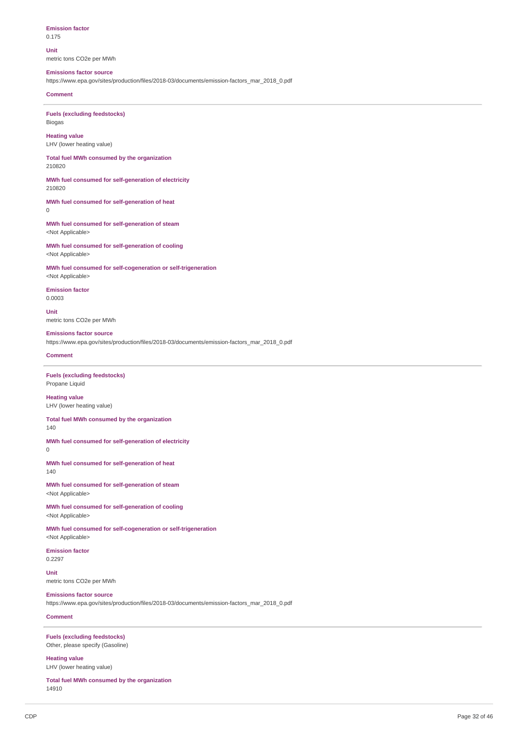**Emission factor**
0.175

**Unit**
metric tons CO2e per MWh

**Emissions factor source**
https://www.epa.gov/sites/production/files/2018-03/documents/emission-factors_mar_2018_0.pdf

**Comment**

---

**Fuels (excluding feedstocks)**
Biogas

**Heating value**
LHV (lower heating value)

**Total fuel MWh consumed by the organization**
210820

**MWh fuel consumed for self-generation of electricity**
210820

**MWh fuel consumed for self-generation of heat**
0

**MWh fuel consumed for self-generation of steam**
<Not Applicable>

**MWh fuel consumed for self-generation of cooling**
<Not Applicable>

**MWh fuel consumed for self-cogeneration or self-trigeneration**
<Not Applicable>

**Emission factor**
0.0003

**Unit**
metric tons CO2e per MWh

**Emissions factor source**
https://www.epa.gov/sites/production/files/2018-03/documents/emission-factors_mar_2018_0.pdf

**Comment**

---

**Fuels (excluding feedstocks)**
Propane Liquid

**Heating value**
LHV (lower heating value)

**Total fuel MWh consumed by the organization**
140

**MWh fuel consumed for self-generation of electricity**
0

**MWh fuel consumed for self-generation of heat**
140

**MWh fuel consumed for self-generation of steam**
<Not Applicable>

**MWh fuel consumed for self-generation of cooling**
<Not Applicable>

**MWh fuel consumed for self-cogeneration or self-trigeneration**
<Not Applicable>

**Emission factor**
0.2297

**Unit**
metric tons CO2e per MWh

**Emissions factor source**
https://www.epa.gov/sites/production/files/2018-03/documents/emission-factors_mar_2018_0.pdf

**Comment**

---

**Fuels (excluding feedstocks)**
Other, please specify (Gasoline)

**Heating value**
LHV (lower heating value)

**Total fuel MWh consumed by the organization**
14910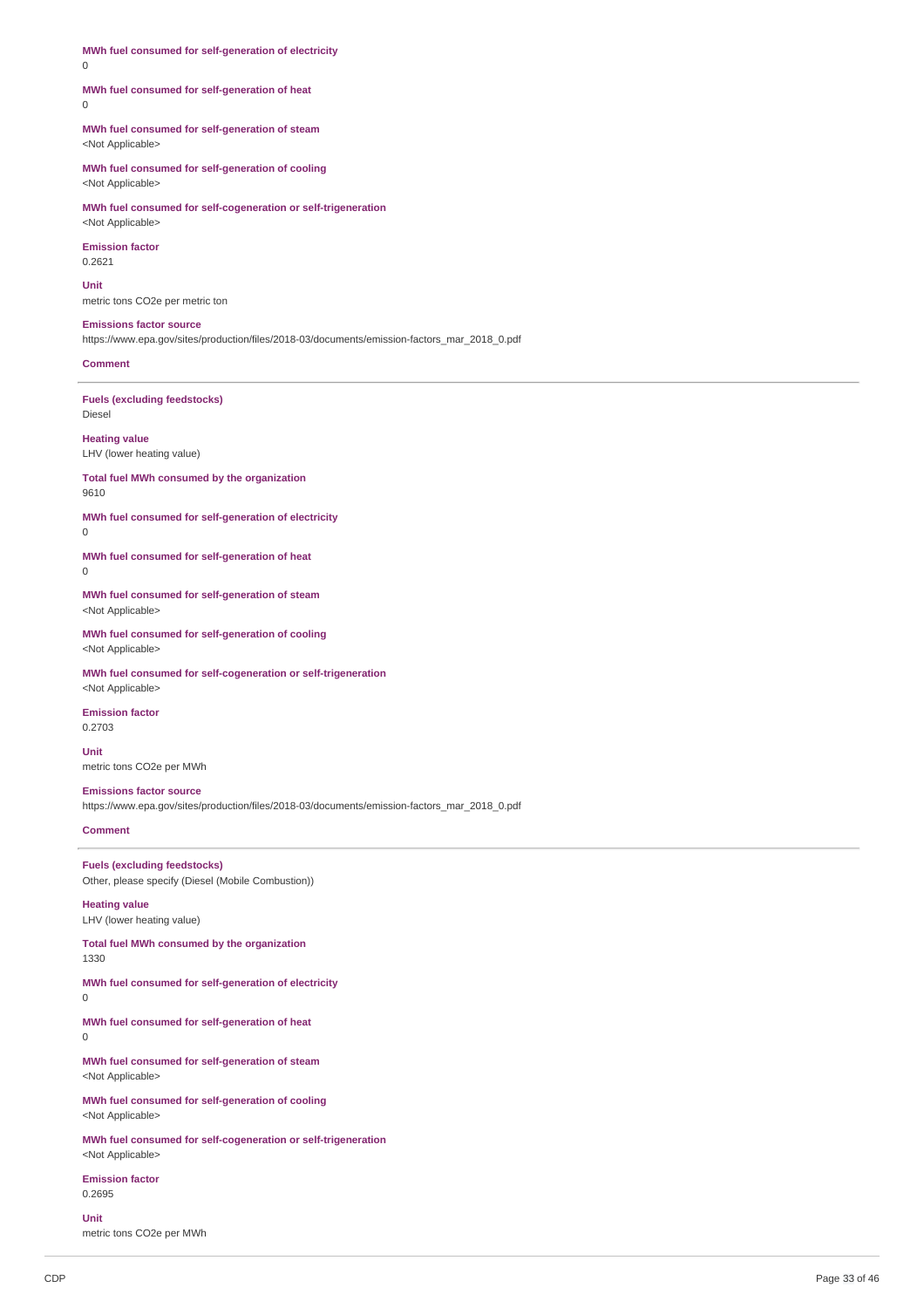**MWh fuel consumed for self-generation of electricity**
0

**MWh fuel consumed for self-generation of heat**
0

**MWh fuel consumed for self-generation of steam**
<Not Applicable>

**MWh fuel consumed for self-generation of cooling**
<Not Applicable>

**MWh fuel consumed for self-cogeneration or self-trigeneration**
<Not Applicable>

**Emission factor**
0.2621

**Unit**
metric tons CO2e per metric ton

**Emissions factor source**
https://www.epa.gov/sites/production/files/2018-03/documents/emission-factors_mar_2018_0.pdf

**Comment**

---

**Fuels (excluding feedstocks)**
Diesel

**Heating value**
LHV (lower heating value)

**Total fuel MWh consumed by the organization**
9610

**MWh fuel consumed for self-generation of electricity**
0

**MWh fuel consumed for self-generation of heat**
0

**MWh fuel consumed for self-generation of steam**
<Not Applicable>

**MWh fuel consumed for self-generation of cooling**
<Not Applicable>

**MWh fuel consumed for self-cogeneration or self-trigeneration**
<Not Applicable>

**Emission factor**
0.2703

**Unit**
metric tons CO2e per MWh

**Emissions factor source**
https://www.epa.gov/sites/production/files/2018-03/documents/emission-factors_mar_2018_0.pdf

**Comment**

---

**Fuels (excluding feedstocks)**
Other, please specify (Diesel (Mobile Combustion))

**Heating value**
LHV (lower heating value)

**Total fuel MWh consumed by the organization**
1330

**MWh fuel consumed for self-generation of electricity**
0

**MWh fuel consumed for self-generation of heat**
0

**MWh fuel consumed for self-generation of steam**
<Not Applicable>

**MWh fuel consumed for self-generation of cooling**
<Not Applicable>

**MWh fuel consumed for self-cogeneration or self-trigeneration**
<Not Applicable>

**Emission factor**
0.2695

**Unit**
metric tons CO2e per MWh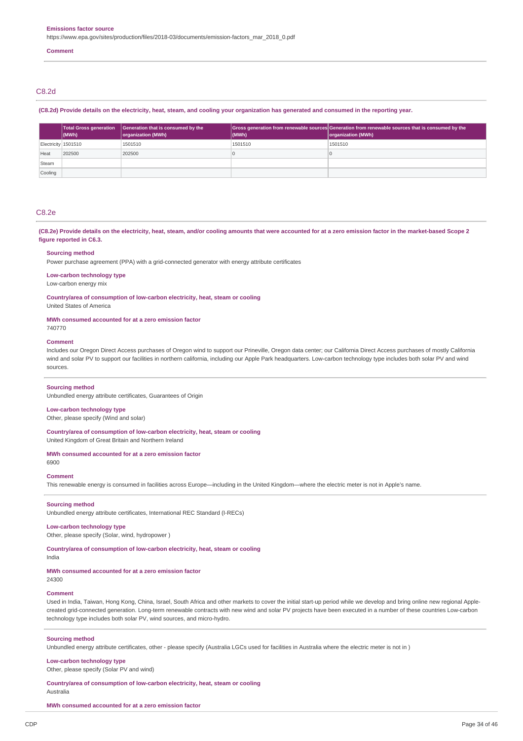**Emissions factor source**

https://www.epa.gov/sites/production/files/2018-03/documents/emission-factors_mar_2018_0.pdf

**Comment**

## C8.2d

**(C8.2d) Provide details on the electricity, heat, steam, and cooling your organization has generated and consumed in the reporting year.**

| | Total Gross generation (MWh) | Generation that is consumed by the organization (MWh) | Gross generation from renewable sources (MWh) | Generation from renewable sources that is consumed by the organization (MWh) |
|---|---|---|---|---|
| Electricity | 1501510 | 1501510 | 1501510 | 1501510 |
| Heat | 202500 | 202500 | 0 | 0 |
| Steam | | | | |
| Cooling | | | | |

## C8.2e

**(C8.2e) Provide details on the electricity, heat, steam, and/or cooling amounts that were accounted for at a zero emission factor in the market-based Scope 2 figure reported in C6.3.**

**Sourcing method**

Power purchase agreement (PPA) with a grid-connected generator with energy attribute certificates

**Low-carbon technology type**

Low-carbon energy mix

**Country/area of consumption of low-carbon electricity, heat, steam or cooling**

United States of America

**MWh consumed accounted for at a zero emission factor**

740770

**Comment**

Includes our Oregon Direct Access purchases of Oregon wind to support our Prineville, Oregon data center; our California Direct Access purchases of mostly California wind and solar PV to support our facilities in northern california, including our Apple Park headquarters. Low-carbon technology type includes both solar PV and wind sources.

**Sourcing method**

Unbundled energy attribute certificates, Guarantees of Origin

**Low-carbon technology type**

Other, please specify (Wind and solar)

**Country/area of consumption of low-carbon electricity, heat, steam or cooling**

United Kingdom of Great Britain and Northern Ireland

**MWh consumed accounted for at a zero emission factor**

6900

**Comment**

This renewable energy is consumed in facilities across Europe—including in the United Kingdom—where the electric meter is not in Apple's name.

**Sourcing method**

Unbundled energy attribute certificates, International REC Standard (I-RECs)

**Low-carbon technology type**

Other, please specify (Solar, wind, hydropower )

**Country/area of consumption of low-carbon electricity, heat, steam or cooling**

India

**MWh consumed accounted for at a zero emission factor**

24300

**Comment**

Used in India, Taiwan, Hong Kong, China, Israel, South Africa and other markets to cover the initial start-up period while we develop and bring online new regional Apple-created grid-connected generation. Long-term renewable contracts with new wind and solar PV projects have been executed in a number of these countries Low-carbon technology type includes both solar PV, wind sources, and micro-hydro.

**Sourcing method**

Unbundled energy attribute certificates, other - please specify (Australia LGCs used for facilities in Australia where the electric meter is not in )

**Low-carbon technology type**

Other, please specify (Solar PV and wind)

**Country/area of consumption of low-carbon electricity, heat, steam or cooling**

Australia

**MWh consumed accounted for at a zero emission factor**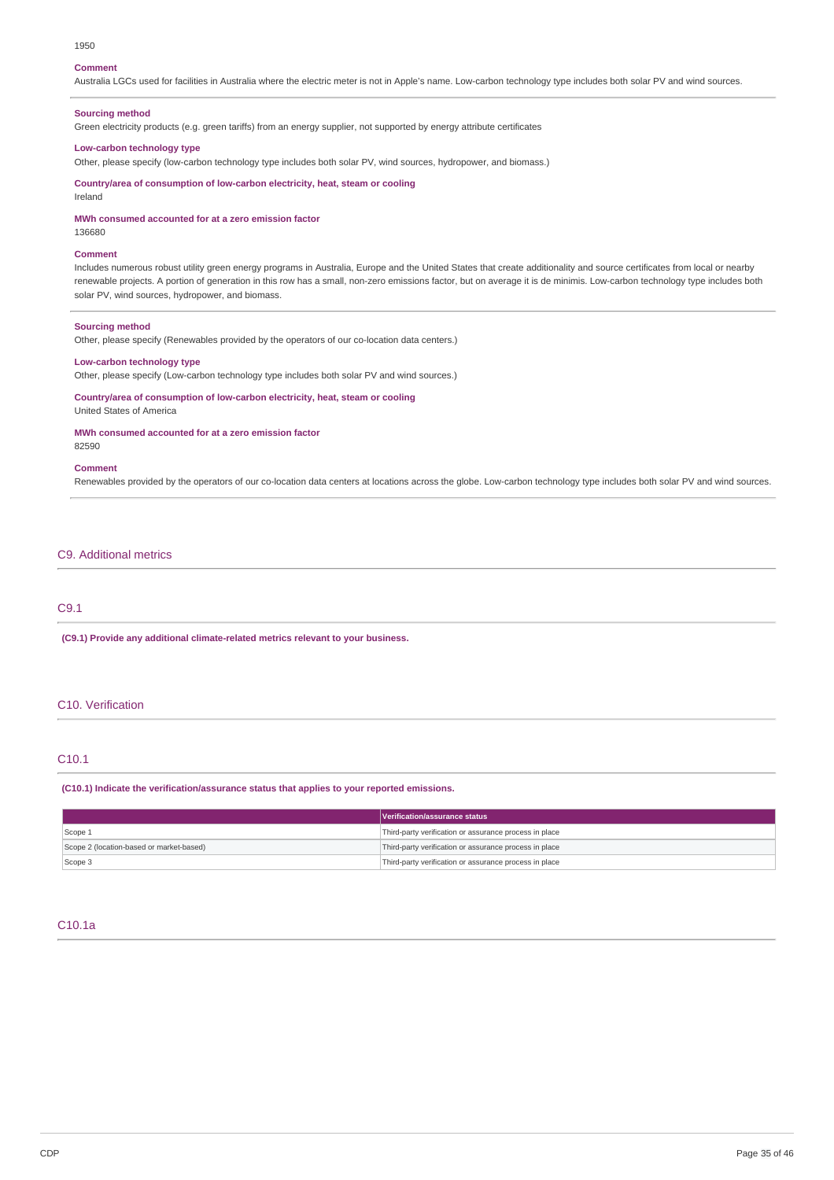1950

**Comment**

Australia LGCs used for facilities in Australia where the electric meter is not in Apple's name. Low-carbon technology type includes both solar PV and wind sources.

**Sourcing method**

Green electricity products (e.g. green tariffs) from an energy supplier, not supported by energy attribute certificates

**Low-carbon technology type**

Other, please specify (low-carbon technology type includes both solar PV, wind sources, hydropower, and biomass.)

**Country/area of consumption of low-carbon electricity, heat, steam or cooling**

Ireland

**MWh consumed accounted for at a zero emission factor**

136680

**Comment**

Includes numerous robust utility green energy programs in Australia, Europe and the United States that create additionality and source certificates from local or nearby renewable projects. A portion of generation in this row has a small, non-zero emissions factor, but on average it is de minimis. Low-carbon technology type includes both solar PV, wind sources, hydropower, and biomass.

**Sourcing method**

Other, please specify (Renewables provided by the operators of our co-location data centers.)

**Low-carbon technology type**

Other, please specify (Low-carbon technology type includes both solar PV and wind sources.)

**Country/area of consumption of low-carbon electricity, heat, steam or cooling**

United States of America

**MWh consumed accounted for at a zero emission factor**

82590

**Comment**

Renewables provided by the operators of our co-location data centers at locations across the globe. Low-carbon technology type includes both solar PV and wind sources.

## C9. Additional metrics

### C9.1

**(C9.1) Provide any additional climate-related metrics relevant to your business.**

## C10. Verification

### C10.1

**(C10.1) Indicate the verification/assurance status that applies to your reported emissions.**

| | Verification/assurance status |
|---|---|
| Scope 1 | Third-party verification or assurance process in place |
| Scope 2 (location-based or market-based) | Third-party verification or assurance process in place |
| Scope 3 | Third-party verification or assurance process in place |

### C10.1a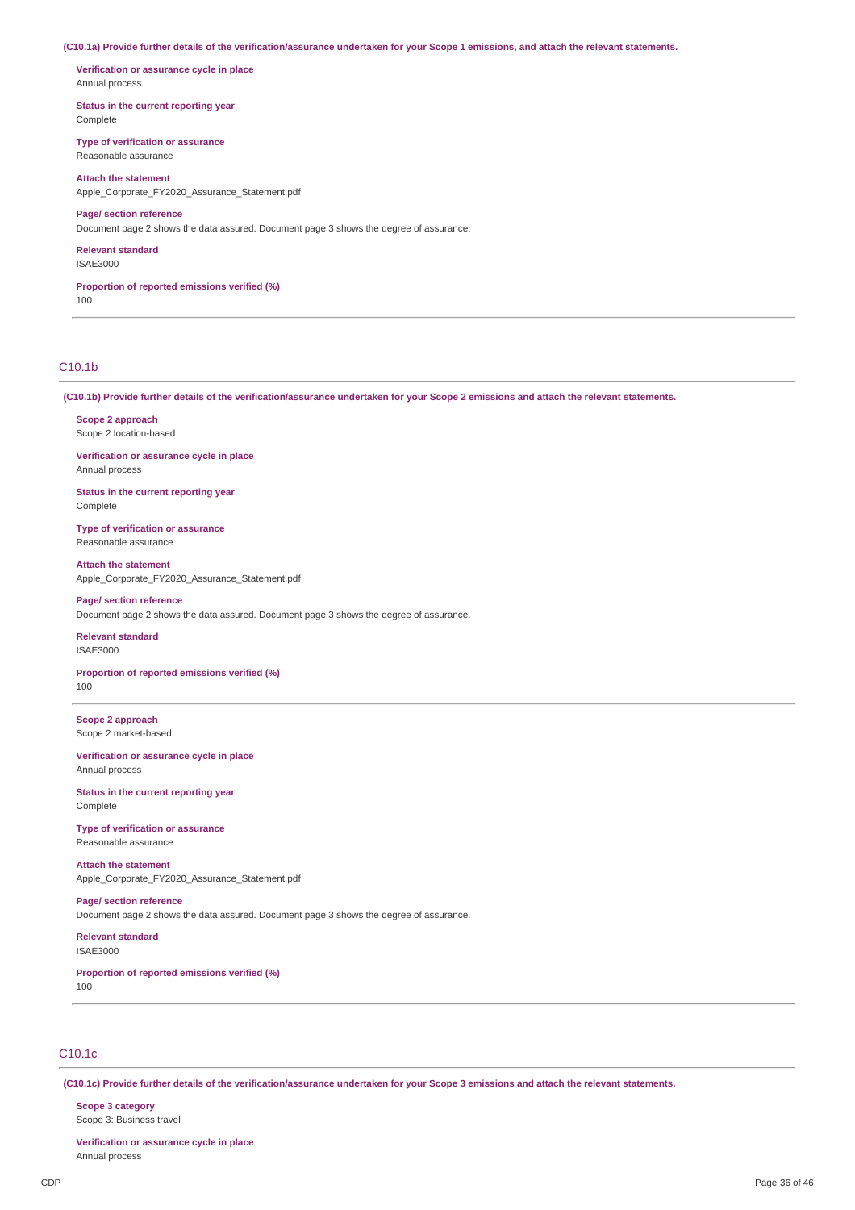**(C10.1a) Provide further details of the verification/assurance undertaken for your Scope 1 emissions, and attach the relevant statements.**

**Verification or assurance cycle in place**
Annual process

**Status in the current reporting year**
Complete

**Type of verification or assurance**
Reasonable assurance

**Attach the statement**
Apple_Corporate_FY2020_Assurance_Statement.pdf

**Page/ section reference**
Document page 2 shows the data assured. Document page 3 shows the degree of assurance.

**Relevant standard**
ISAE3000

**Proportion of reported emissions verified (%)**
100

---

## C10.1b

**(C10.1b) Provide further details of the verification/assurance undertaken for your Scope 2 emissions and attach the relevant statements.**

**Scope 2 approach**
Scope 2 location-based

**Verification or assurance cycle in place**
Annual process

**Status in the current reporting year**
Complete

**Type of verification or assurance**
Reasonable assurance

**Attach the statement**
Apple_Corporate_FY2020_Assurance_Statement.pdf

**Page/ section reference**
Document page 2 shows the data assured. Document page 3 shows the degree of assurance.

**Relevant standard**
ISAE3000

**Proportion of reported emissions verified (%)**
100

---

**Scope 2 approach**
Scope 2 market-based

**Verification or assurance cycle in place**
Annual process

**Status in the current reporting year**
Complete

**Type of verification or assurance**
Reasonable assurance

**Attach the statement**
Apple_Corporate_FY2020_Assurance_Statement.pdf

**Page/ section reference**
Document page 2 shows the data assured. Document page 3 shows the degree of assurance.

**Relevant standard**
ISAE3000

**Proportion of reported emissions verified (%)**
100

---

## C10.1c

**(C10.1c) Provide further details of the verification/assurance undertaken for your Scope 3 emissions and attach the relevant statements.**

**Scope 3 category**
Scope 3: Business travel

**Verification or assurance cycle in place**
Annual process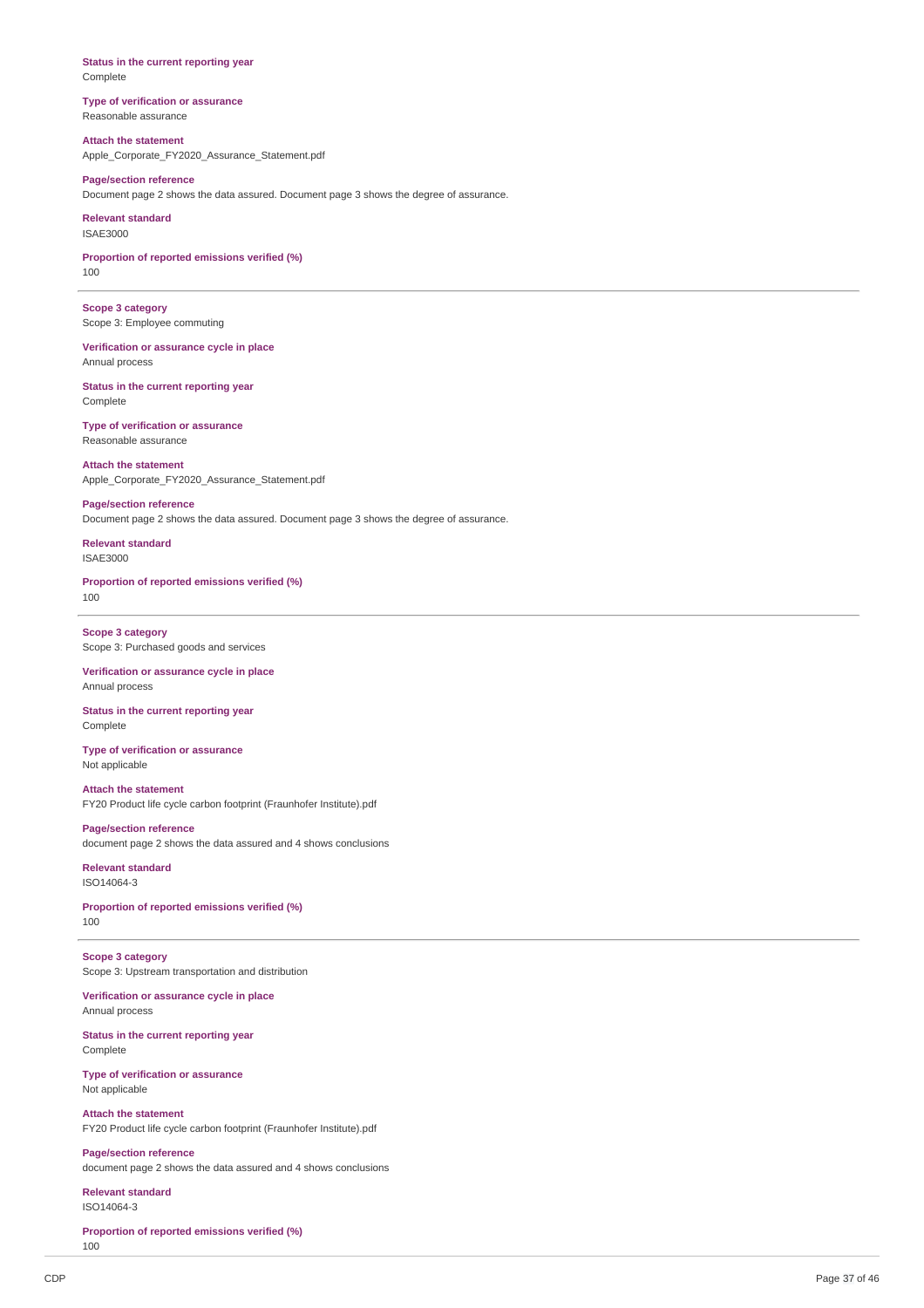**Status in the current reporting year**
Complete

**Type of verification or assurance**
Reasonable assurance

**Attach the statement**
Apple_Corporate_FY2020_Assurance_Statement.pdf

**Page/section reference**
Document page 2 shows the data assured. Document page 3 shows the degree of assurance.

**Relevant standard**
ISAE3000

**Proportion of reported emissions verified (%)**
100

---

**Scope 3 category**
Scope 3: Employee commuting

**Verification or assurance cycle in place**
Annual process

**Status in the current reporting year**
Complete

**Type of verification or assurance**
Reasonable assurance

**Attach the statement**
Apple_Corporate_FY2020_Assurance_Statement.pdf

**Page/section reference**
Document page 2 shows the data assured. Document page 3 shows the degree of assurance.

**Relevant standard**
ISAE3000

**Proportion of reported emissions verified (%)**
100

---

**Scope 3 category**
Scope 3: Purchased goods and services

**Verification or assurance cycle in place**
Annual process

**Status in the current reporting year**
Complete

**Type of verification or assurance**
Not applicable

**Attach the statement**
FY20 Product life cycle carbon footprint (Fraunhofer Institute).pdf

**Page/section reference**
document page 2 shows the data assured and 4 shows conclusions

**Relevant standard**
ISO14064-3

**Proportion of reported emissions verified (%)**
100

---

**Scope 3 category**
Scope 3: Upstream transportation and distribution

**Verification or assurance cycle in place**
Annual process

**Status in the current reporting year**
Complete

**Type of verification or assurance**
Not applicable

**Attach the statement**
FY20 Product life cycle carbon footprint (Fraunhofer Institute).pdf

**Page/section reference**
document page 2 shows the data assured and 4 shows conclusions

**Relevant standard**
ISO14064-3

**Proportion of reported emissions verified (%)**
100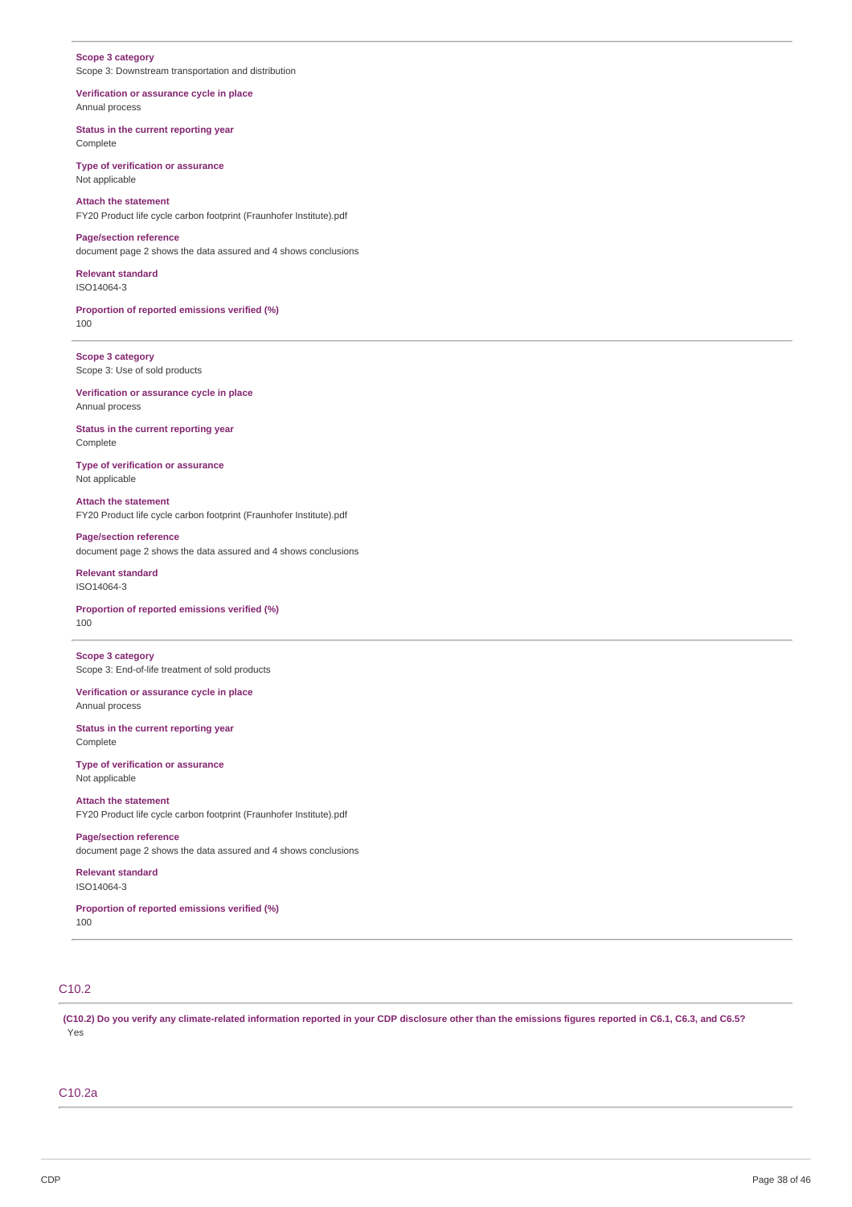**Scope 3 category**
Scope 3: Downstream transportation and distribution

**Verification or assurance cycle in place**
Annual process

**Status in the current reporting year**
Complete

**Type of verification or assurance**
Not applicable

**Attach the statement**
FY20 Product life cycle carbon footprint (Fraunhofer Institute).pdf

**Page/section reference**
document page 2 shows the data assured and 4 shows conclusions

**Relevant standard**
ISO14064-3

**Proportion of reported emissions verified (%)**
100

---

**Scope 3 category**
Scope 3: Use of sold products

**Verification or assurance cycle in place**
Annual process

**Status in the current reporting year**
Complete

**Type of verification or assurance**
Not applicable

**Attach the statement**
FY20 Product life cycle carbon footprint (Fraunhofer Institute).pdf

**Page/section reference**
document page 2 shows the data assured and 4 shows conclusions

**Relevant standard**
ISO14064-3

**Proportion of reported emissions verified (%)**
100

---

**Scope 3 category**
Scope 3: End-of-life treatment of sold products

**Verification or assurance cycle in place**
Annual process

**Status in the current reporting year**
Complete

**Type of verification or assurance**
Not applicable

**Attach the statement**
FY20 Product life cycle carbon footprint (Fraunhofer Institute).pdf

**Page/section reference**
document page 2 shows the data assured and 4 shows conclusions

**Relevant standard**
ISO14064-3

**Proportion of reported emissions verified (%)**
100

## C10.2

**(C10.2) Do you verify any climate-related information reported in your CDP disclosure other than the emissions figures reported in C6.1, C6.3, and C6.5?**
Yes

## C10.2a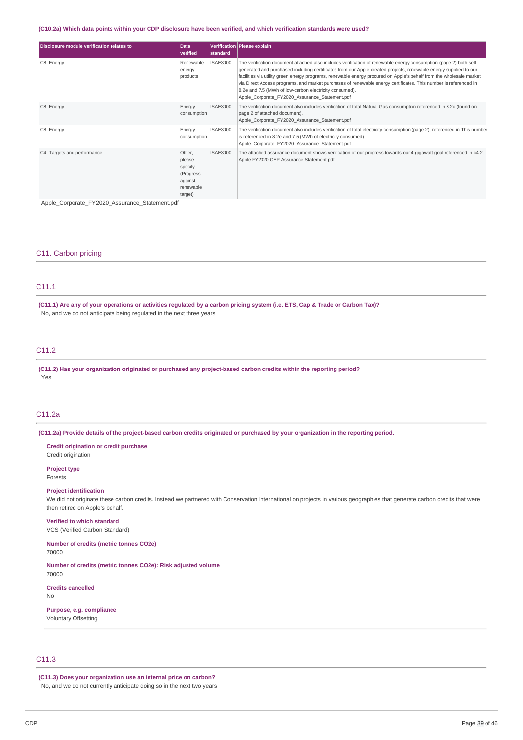**(C10.2a) Which data points within your CDP disclosure have been verified, and which verification standards were used?**

| Disclosure module verification relates to | Data verified | Verification standard | Please explain |
|---|---|---|---|
| C8. Energy | Renewable energy products | ISAE3000 | The verification document attached also includes verification of renewable energy consumption (page 2) both self-generated and purchased including certificates from our Apple-created projects, renewable energy supplied to our facilities via utility green energy programs, renewable energy procured on Apple's behalf from the wholesale market via Direct Access programs, and market purchases of renewable energy certificates. This number is referenced in 8.2e and 7.5 (MWh of low-carbon electricity consumed). Apple_Corporate_FY2020_Assurance_Statement.pdf |
| C8. Energy | Energy consumption | ISAE3000 | The verification document also includes verification of total Natural Gas consumption referenced in 8.2c (found on page 2 of attached document). Apple_Corporate_FY2020_Assurance_Statement.pdf |
| C8. Energy | Energy consumption | ISAE3000 | The verification document also includes verification of total electricity consumption (page 2), referenced in This number is referenced in 8.2e and 7.5 (MWh of electricity consumed) Apple_Corporate_FY2020_Assurance_Statement.pdf |
| C4. Targets and performance | Other, please specify (Progress against renewable target) | ISAE3000 | The attached assurance document shows verification of our progress towards our 4-gigawatt goal referenced in c4.2. Apple FY2020 CEP Assurance Statement.pdf |

Apple_Corporate_FY2020_Assurance_Statement.pdf

## C11. Carbon pricing

### C11.1

**(C11.1) Are any of your operations or activities regulated by a carbon pricing system (i.e. ETS, Cap & Trade or Carbon Tax)?**

No, and we do not anticipate being regulated in the next three years

### C11.2

**(C11.2) Has your organization originated or purchased any project-based carbon credits within the reporting period?**

Yes

### C11.2a

**(C11.2a) Provide details of the project-based carbon credits originated or purchased by your organization in the reporting period.**

**Credit origination or credit purchase**
Credit origination

**Project type**
Forests

**Project identification**
We did not originate these carbon credits. Instead we partnered with Conservation International on projects in various geographies that generate carbon credits that were then retired on Apple's behalf.

**Verified to which standard**
VCS (Verified Carbon Standard)

**Number of credits (metric tonnes CO2e)**
70000

**Number of credits (metric tonnes CO2e): Risk adjusted volume**
70000

**Credits cancelled**
No

**Purpose, e.g. compliance**
Voluntary Offsetting

### C11.3

**(C11.3) Does your organization use an internal price on carbon?**

No, and we do not currently anticipate doing so in the next two years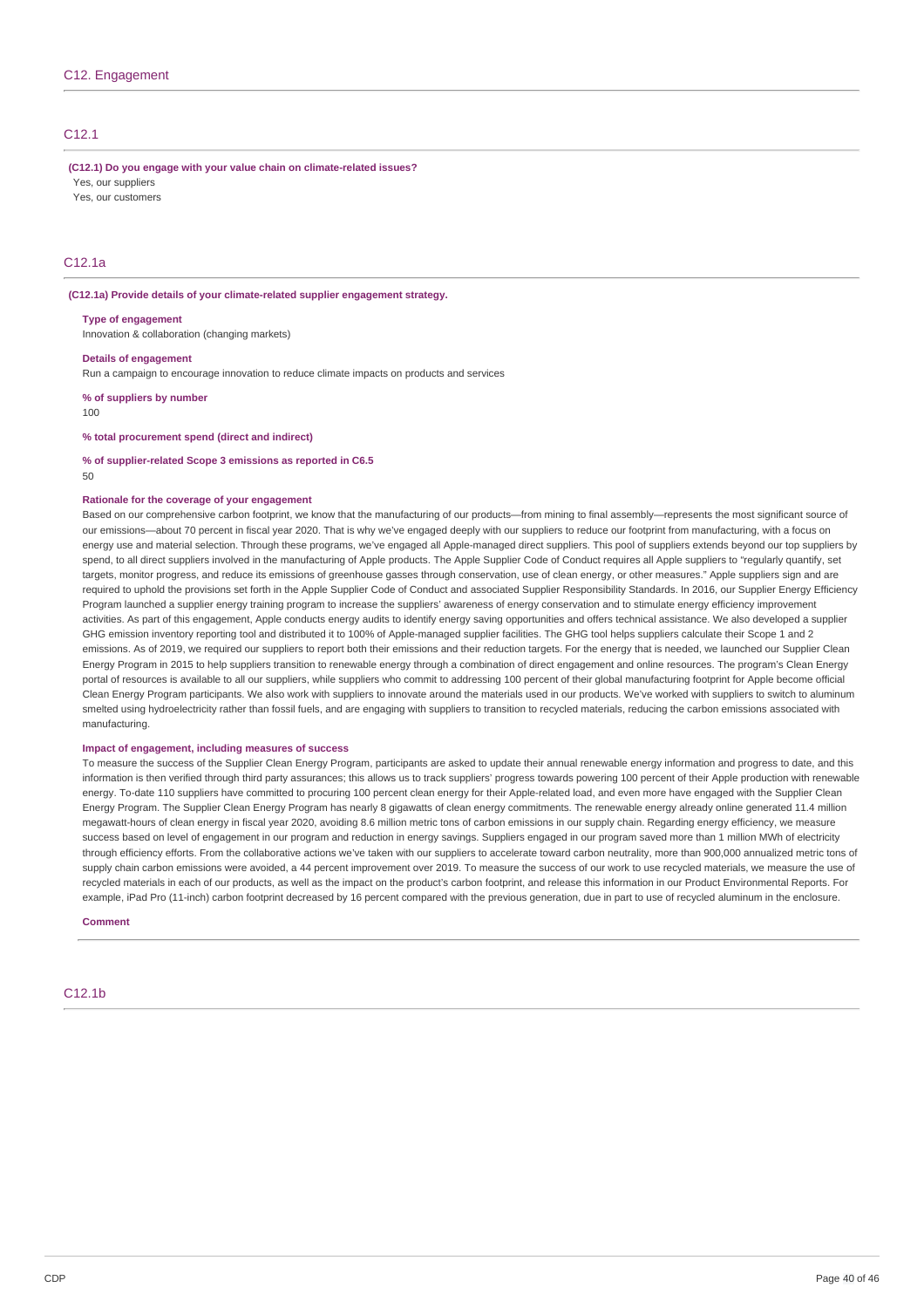## C12. Engagement

### C12.1

**(C12.1) Do you engage with your value chain on climate-related issues?**

Yes, our suppliers

Yes, our customers

### C12.1a

**(C12.1a) Provide details of your climate-related supplier engagement strategy.**

**Type of engagement**

Innovation & collaboration (changing markets)

**Details of engagement**

Run a campaign to encourage innovation to reduce climate impacts on products and services

**% of suppliers by number**

100

**% total procurement spend (direct and indirect)**

**% of supplier-related Scope 3 emissions as reported in C6.5**

50

**Rationale for the coverage of your engagement**

Based on our comprehensive carbon footprint, we know that the manufacturing of our products—from mining to final assembly—represents the most significant source of our emissions—about 70 percent in fiscal year 2020. That is why we've engaged deeply with our suppliers to reduce our footprint from manufacturing, with a focus on energy use and material selection. Through these programs, we've engaged all Apple-managed direct suppliers. This pool of suppliers extends beyond our top suppliers by spend, to all direct suppliers involved in the manufacturing of Apple products. The Apple Supplier Code of Conduct requires all Apple suppliers to "regularly quantify, set targets, monitor progress, and reduce its emissions of greenhouse gasses through conservation, use of clean energy, or other measures." Apple suppliers sign and are required to uphold the provisions set forth in the Apple Supplier Code of Conduct and associated Supplier Responsibility Standards. In 2016, our Supplier Energy Efficiency Program launched a supplier energy training program to increase the suppliers' awareness of energy conservation and to stimulate energy efficiency improvement activities. As part of this engagement, Apple conducts energy audits to identify energy saving opportunities and offers technical assistance. We also developed a supplier GHG emission inventory reporting tool and distributed it to 100% of Apple-managed supplier facilities. The GHG tool helps suppliers calculate their Scope 1 and 2 emissions. As of 2019, we required our suppliers to report both their emissions and their reduction targets. For the energy that is needed, we launched our Supplier Clean Energy Program in 2015 to help suppliers transition to renewable energy through a combination of direct engagement and online resources. The program's Clean Energy portal of resources is available to all our suppliers, while suppliers who commit to addressing 100 percent of their global manufacturing footprint for Apple become official Clean Energy Program participants. We also work with suppliers to innovate around the materials used in our products. We've worked with suppliers to switch to aluminum smelted using hydroelectricity rather than fossil fuels, and are engaging with suppliers to transition to recycled materials, reducing the carbon emissions associated with manufacturing.

**Impact of engagement, including measures of success**

To measure the success of the Supplier Clean Energy Program, participants are asked to update their annual renewable energy information and progress to date, and this information is then verified through third party assurances; this allows us to track suppliers' progress towards powering 100 percent of their Apple production with renewable energy. To-date 110 suppliers have committed to procuring 100 percent clean energy for their Apple-related load, and even more have engaged with the Supplier Clean Energy Program. The Supplier Clean Energy Program has nearly 8 gigawatts of clean energy commitments. The renewable energy already online generated 11.4 million megawatt-hours of clean energy in fiscal year 2020, avoiding 8.6 million metric tons of carbon emissions in our supply chain. Regarding energy efficiency, we measure success based on level of engagement in our program and reduction in energy savings. Suppliers engaged in our program saved more than 1 million MWh of electricity through efficiency efforts. From the collaborative actions we've taken with our suppliers to accelerate toward carbon neutrality, more than 900,000 annualized metric tons of supply chain carbon emissions were avoided, a 44 percent improvement over 2019. To measure the success of our work to use recycled materials, we measure the use of recycled materials in each of our products, as well as the impact on the product's carbon footprint, and release this information in our Product Environmental Reports. For example, iPad Pro (11-inch) carbon footprint decreased by 16 percent compared with the previous generation, due in part to use of recycled aluminum in the enclosure.

**Comment**

### C12.1b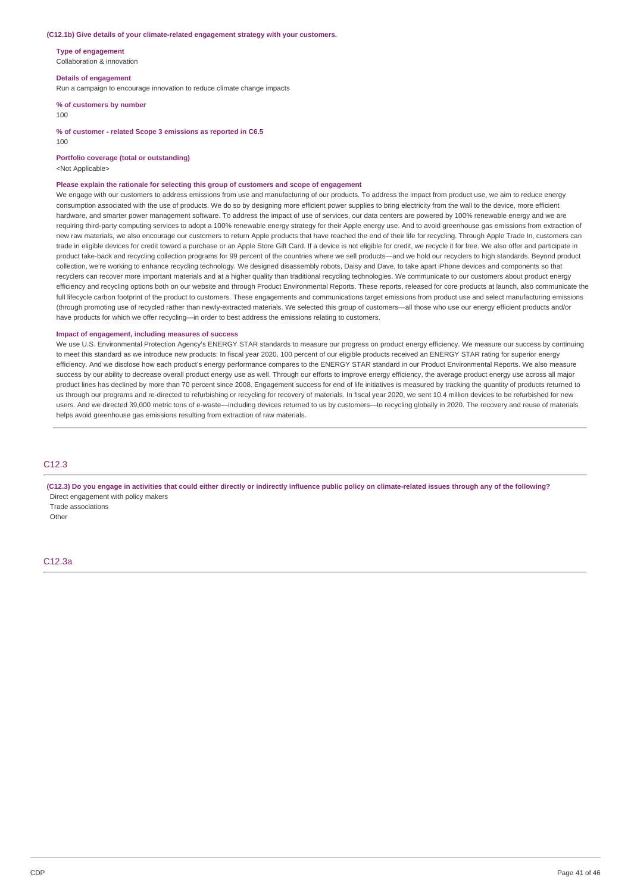**(C12.1b) Give details of your climate-related engagement strategy with your customers.**

**Type of engagement**
Collaboration & innovation

**Details of engagement**
Run a campaign to encourage innovation to reduce climate change impacts

**% of customers by number**
100

**% of customer - related Scope 3 emissions as reported in C6.5**
100

**Portfolio coverage (total or outstanding)**
<Not Applicable>

**Please explain the rationale for selecting this group of customers and scope of engagement**
We engage with our customers to address emissions from use and manufacturing of our products. To address the impact from product use, we aim to reduce energy consumption associated with the use of products. We do so by designing more efficient power supplies to bring electricity from the wall to the device, more efficient hardware, and smarter power management software. To address the impact of use of services, our data centers are powered by 100% renewable energy and we are requiring third-party computing services to adopt a 100% renewable energy strategy for their Apple energy use. And to avoid greenhouse gas emissions from extraction of new raw materials, we also encourage our customers to return Apple products that have reached the end of their life for recycling. Through Apple Trade In, customers can trade in eligible devices for credit toward a purchase or an Apple Store Gift Card. If a device is not eligible for credit, we recycle it for free. We also offer and participate in product take-back and recycling collection programs for 99 percent of the countries where we sell products—and we hold our recyclers to high standards. Beyond product collection, we're working to enhance recycling technology. We designed disassembly robots, Daisy and Dave, to take apart iPhone devices and components so that recyclers can recover more important materials and at a higher quality than traditional recycling technologies. We communicate to our customers about product energy efficiency and recycling options both on our website and through Product Environmental Reports. These reports, released for core products at launch, also communicate the full lifecycle carbon footprint of the product to customers. These engagements and communications target emissions from product use and select manufacturing emissions (through promoting use of recycled rather than newly-extracted materials. We selected this group of customers—all those who use our energy efficient products and/or have products for which we offer recycling—in order to best address the emissions relating to customers.

**Impact of engagement, including measures of success**
We use U.S. Environmental Protection Agency's ENERGY STAR standards to measure our progress on product energy efficiency. We measure our success by continuing to meet this standard as we introduce new products: In fiscal year 2020, 100 percent of our eligible products received an ENERGY STAR rating for superior energy efficiency. And we disclose how each product's energy performance compares to the ENERGY STAR standard in our Product Environmental Reports. We also measure success by our ability to decrease overall product energy use as well. Through our efforts to improve energy efficiency, the average product energy use across all major product lines has declined by more than 70 percent since 2008. Engagement success for end of life initiatives is measured by tracking the quantity of products returned to us through our programs and re-directed to refurbishing or recycling for recovery of materials. In fiscal year 2020, we sent 10.4 million devices to be refurbished for new users. And we directed 39,000 metric tons of e-waste—including devices returned to us by customers—to recycling globally in 2020. The recovery and reuse of materials helps avoid greenhouse gas emissions resulting from extraction of raw materials.

## C12.3

**(C12.3) Do you engage in activities that could either directly or indirectly influence public policy on climate-related issues through any of the following?**

Direct engagement with policy makers
Trade associations
Other

## C12.3a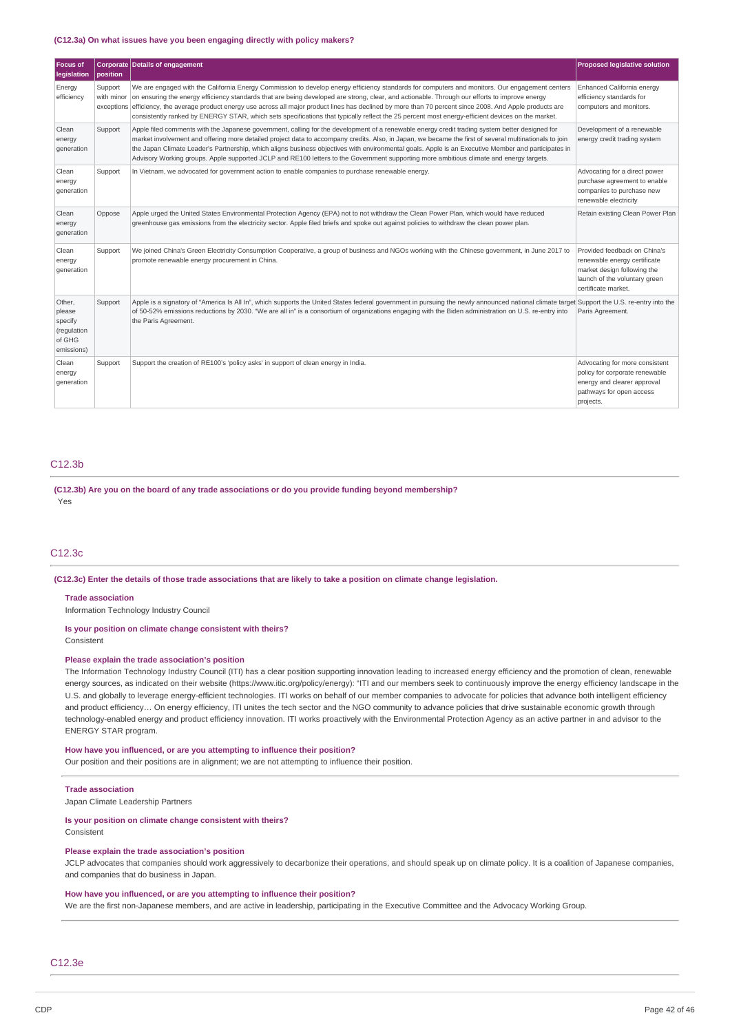**(C12.3a) On what issues have you been engaging directly with policy makers?**

| Focus of legislation | Corporate position | Details of engagement | Proposed legislative solution |
|---|---|---|---|
| Energy efficiency | Support with minor exceptions | We are engaged with the California Energy Commission to develop energy efficiency standards for computers and monitors. Our engagement centers on ensuring the energy efficiency standards that are being developed are strong, clear, and actionable. Through our efforts to improve energy efficiency, the average product energy use across all major product lines has declined by more than 70 percent since 2008. And Apple products are consistently ranked by ENERGY STAR, which sets specifications that typically reflect the 25 percent most energy-efficient devices on the market. | Enhanced California energy efficiency standards for computers and monitors. |
| Clean energy generation | Support | Apple filed comments with the Japanese government, calling for the development of a renewable energy credit trading system better designed for market involvement and offering more detailed project data to accompany credits. Also, in Japan, we became the first of several multinationals to join the Japan Climate Leader's Partnership, which aligns business objectives with environmental goals. Apple is an Executive Member and participates in Advisory Working groups. Apple supported JCLP and RE100 letters to the Government supporting more ambitious climate and energy targets. | Development of a renewable energy credit trading system |
| Clean energy generation | Support | In Vietnam, we advocated for government action to enable companies to purchase renewable energy. | Advocating for a direct power purchase agreement to enable companies to purchase new renewable electricity |
| Clean energy generation | Oppose | Apple urged the United States Environmental Protection Agency (EPA) not to not withdraw the Clean Power Plan, which would have reduced greenhouse gas emissions from the electricity sector. Apple filed briefs and spoke out against policies to withdraw the clean power plan. | Retain existing Clean Power Plan |
| Clean energy generation | Support | We joined China's Green Electricity Consumption Cooperative, a group of business and NGOs working with the Chinese government, in June 2017 to promote renewable energy procurement in China. | Provided feedback on China's renewable energy certificate market design following the launch of the voluntary green certificate market. |
| Other, please specify (regulation of GHG emissions) | Support | Apple is a signatory of "America Is All In", which supports the United States federal government in pursuing the newly announced national climate target of 50-52% emissions reductions by 2030. "We are all in" is a consortium of organizations engaging with the Biden administration on U.S. re-entry into the Paris Agreement. | Support the U.S. re-entry into the Paris Agreement. |
| Clean energy generation | Support | Support the creation of RE100's 'policy asks' in support of clean energy in India. | Advocating for more consistent policy for corporate renewable energy and clearer approval pathways for open access projects. |

## C12.3b

**(C12.3b) Are you on the board of any trade associations or do you provide funding beyond membership?**

Yes

## C12.3c

**(C12.3c) Enter the details of those trade associations that are likely to take a position on climate change legislation.**

**Trade association**

Information Technology Industry Council

**Is your position on climate change consistent with theirs?**

Consistent

**Please explain the trade association's position**

The Information Technology Industry Council (ITI) has a clear position supporting innovation leading to increased energy efficiency and the promotion of clean, renewable energy sources, as indicated on their website (https://www.itic.org/policy/energy): "ITI and our member seek to continuously improve the energy efficiency landscape in the U.S. and globally to leverage energy-efficient technologies. ITI works on behalf of our member companies to advocate for policies that advance both intelligent efficiency and product efficiency… On energy efficiency, ITI unites the tech sector and the NGO community to advance policies that drive sustainable economic growth through technology-enabled energy and product efficiency innovation. ITI works proactively with the Environmental Protection Agency as an active partner in and advisor to the ENERGY STAR program.

**How have you influenced, or are you attempting to influence their position?**

Our position and their positions are in alignment; we are not attempting to influence their position.

**Trade association**

Japan Climate Leadership Partners

**Is your position on climate change consistent with theirs?**

Consistent

**Please explain the trade association's position**

JCLP advocates that companies should work aggressively to decarbonize their operations, and should speak up on climate policy. It is a coalition of Japanese companies, and companies that do business in Japan.

**How have you influenced, or are you attempting to influence their position?**

We are the first non-Japanese members, and are active in leadership, participating in the Executive Committee and the Advocacy Working Group.

## C12.3e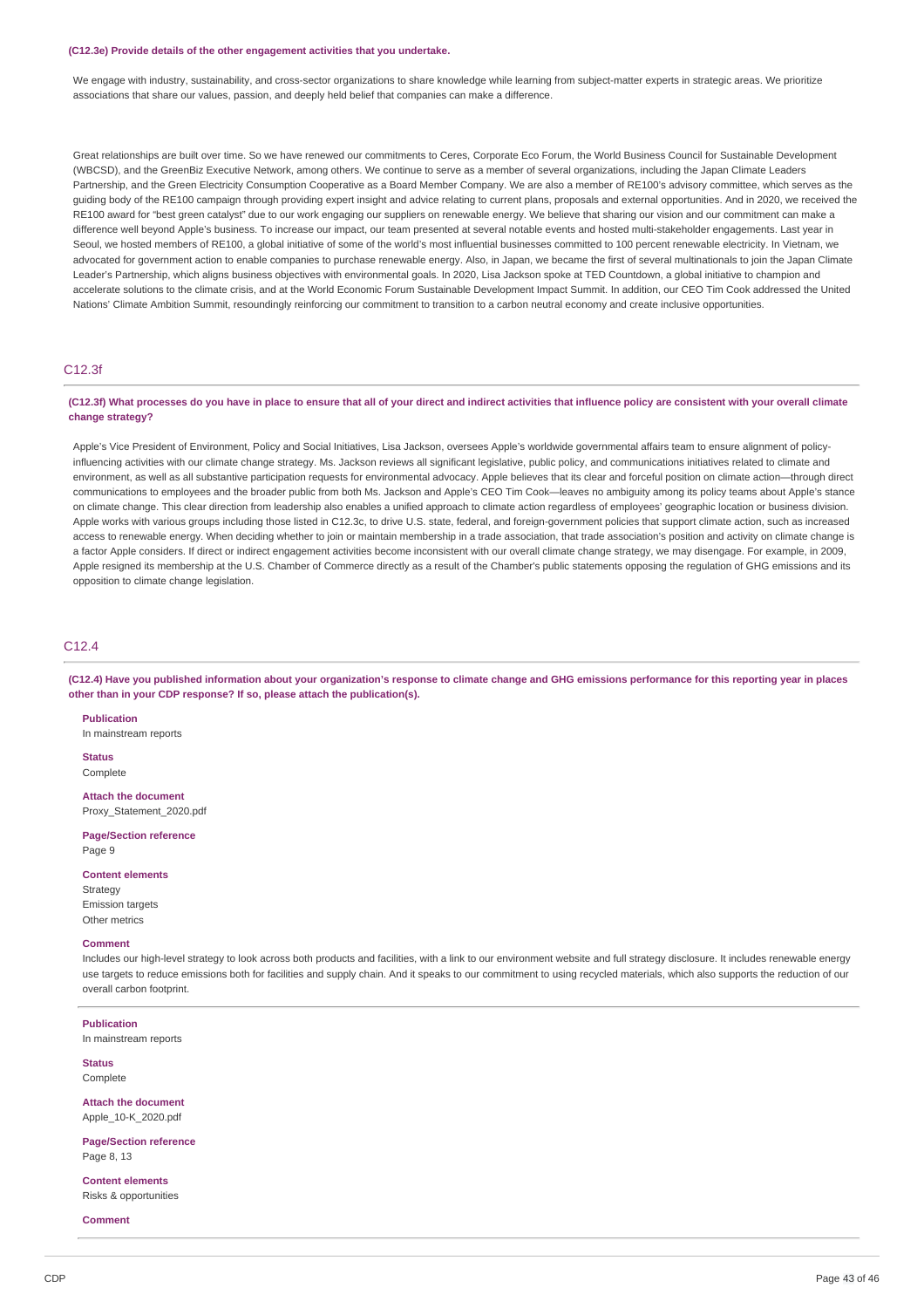**(C12.3e) Provide details of the other engagement activities that you undertake.**

We engage with industry, sustainability, and cross-sector organizations to share knowledge while learning from subject-matter experts in strategic areas. We prioritize associations that share our values, passion, and deeply held belief that companies can make a difference.

Great relationships are built over time. So we have renewed our commitments to Ceres, Corporate Eco Forum, the World Business Council for Sustainable Development (WBCSD), and the GreenBiz Executive Network, among others. We continue to serve as a member of several organizations, including the Japan Climate Leaders Partnership, and the Green Electricity Consumption Cooperative as a Board Member Company. We are also a member of RE100's advisory committee, which serves as the guiding body of the RE100 campaign through providing expert insight and advice relating to current plans, proposals and external opportunities. And in 2020, we received the RE100 award for "best green catalyst" due to our work engaging our suppliers on renewable energy. We believe that sharing our vision and our commitment can make a difference well beyond Apple's business. To increase our impact, our team presented at several notable events and hosted multi-stakeholder engagements. Last year in Seoul, we hosted members of RE100, a global initiative of some of the world's most influential businesses committed to 100 percent renewable electricity. In Vietnam, we advocated for government action to enable companies to purchase renewable energy. Also, in Japan, we became the first of several multinationals to join the Japan Climate Leader's Partnership, which aligns business objectives with environmental goals. In 2020, Lisa Jackson spoke at TED Countdown, a global initiative to champion and accelerate solutions to the climate crisis, and at the World Economic Forum Sustainable Development Impact Summit. In addition, our CEO Tim Cook addressed the United Nations' Climate Ambition Summit, resoundingly reinforcing our commitment to transition to a carbon neutral economy and create inclusive opportunities.

## C12.3f

**(C12.3f) What processes do you have in place to ensure that all of your direct and indirect activities that influence policy are consistent with your overall climate change strategy?**

Apple's Vice President of Environment, Policy and Social Initiatives, Lisa Jackson, oversees Apple's worldwide governmental affairs team to ensure alignment of policy-influencing activities with our climate change strategy. Ms. Jackson reviews all significant legislative, public policy, and communications initiatives related to climate and environment, as well as all substantive participation requests for environmental advocacy. Apple believes that its clear and forceful position on climate action—through direct communications to employees and the broader public from both Ms. Jackson and Apple's CEO Tim Cook—leaves no ambiguity among its policy teams about Apple's stance on climate change. This clear direction from leadership also enables a unified approach to climate action regardless of employees' geographic location or business division. Apple works with various groups including those listed in C12.3c, to drive U.S. state, federal, and foreign-government policies that support climate action, such as increased access to renewable energy. When deciding whether to join or maintain membership in a trade association, that trade association's position and activity on climate change is a factor Apple considers. If direct or indirect engagement activities become inconsistent with our overall climate change strategy, we may disengage. For example, in 2009, Apple resigned its membership at the U.S. Chamber of Commerce directly as a result of the Chamber's public statements opposing the regulation of GHG emissions and its opposition to climate change legislation.

## C12.4

**(C12.4) Have you published information about your organization's response to climate change and GHG emissions performance for this reporting year in places other than in your CDP response? If so, please attach the publication(s).**

**Publication**
In mainstream reports

**Status**
Complete

**Attach the document**
Proxy_Statement_2020.pdf

**Page/Section reference**
Page 9

**Content elements**
Strategy
Emission targets
Other metrics

**Comment**
Includes our high-level strategy to look across both products and facilities, with a link to our environment website and full strategy disclosure. It includes renewable energy use targets to reduce emissions both for facilities and supply chain. And it speaks to our commitment to using recycled materials, which also supports the reduction of our overall carbon footprint.

**Publication**
In mainstream reports

**Status**
Complete

**Attach the document**
Apple_10-K_2020.pdf

**Page/Section reference**
Page 8, 13

**Content elements**
Risks & opportunities

**Comment**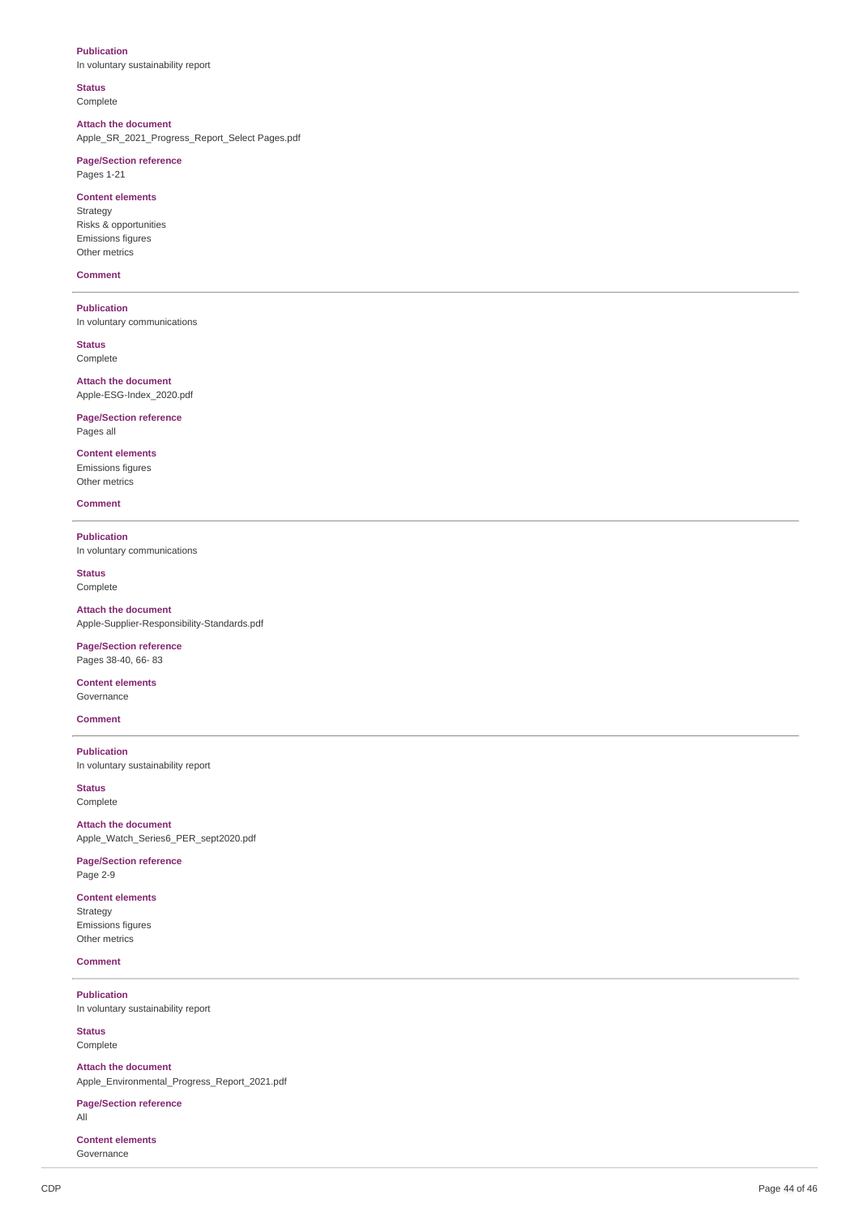**Publication**
In voluntary sustainability report

**Status**
Complete

**Attach the document**
Apple_SR_2021_Progress_Report_Select Pages.pdf

**Page/Section reference**
Pages 1-21

**Content elements**
Strategy
Risks & opportunities
Emissions figures
Other metrics

**Comment**

---

**Publication**
In voluntary communications

**Status**
Complete

**Attach the document**
Apple-ESG-Index_2020.pdf

**Page/Section reference**
Pages all

**Content elements**
Emissions figures
Other metrics

**Comment**

---

**Publication**
In voluntary communications

**Status**
Complete

**Attach the document**
Apple-Supplier-Responsibility-Standards.pdf

**Page/Section reference**
Pages 38-40, 66- 83

**Content elements**
Governance

**Comment**

---

**Publication**
In voluntary sustainability report

**Status**
Complete

**Attach the document**
Apple_Watch_Series6_PER_sept2020.pdf

**Page/Section reference**
Page 2-9

**Content elements**
Strategy
Emissions figures
Other metrics

**Comment**

---

**Publication**
In voluntary sustainability report

**Status**
Complete

**Attach the document**
Apple_Environmental_Progress_Report_2021.pdf

**Page/Section reference**
All

**Content elements**
Governance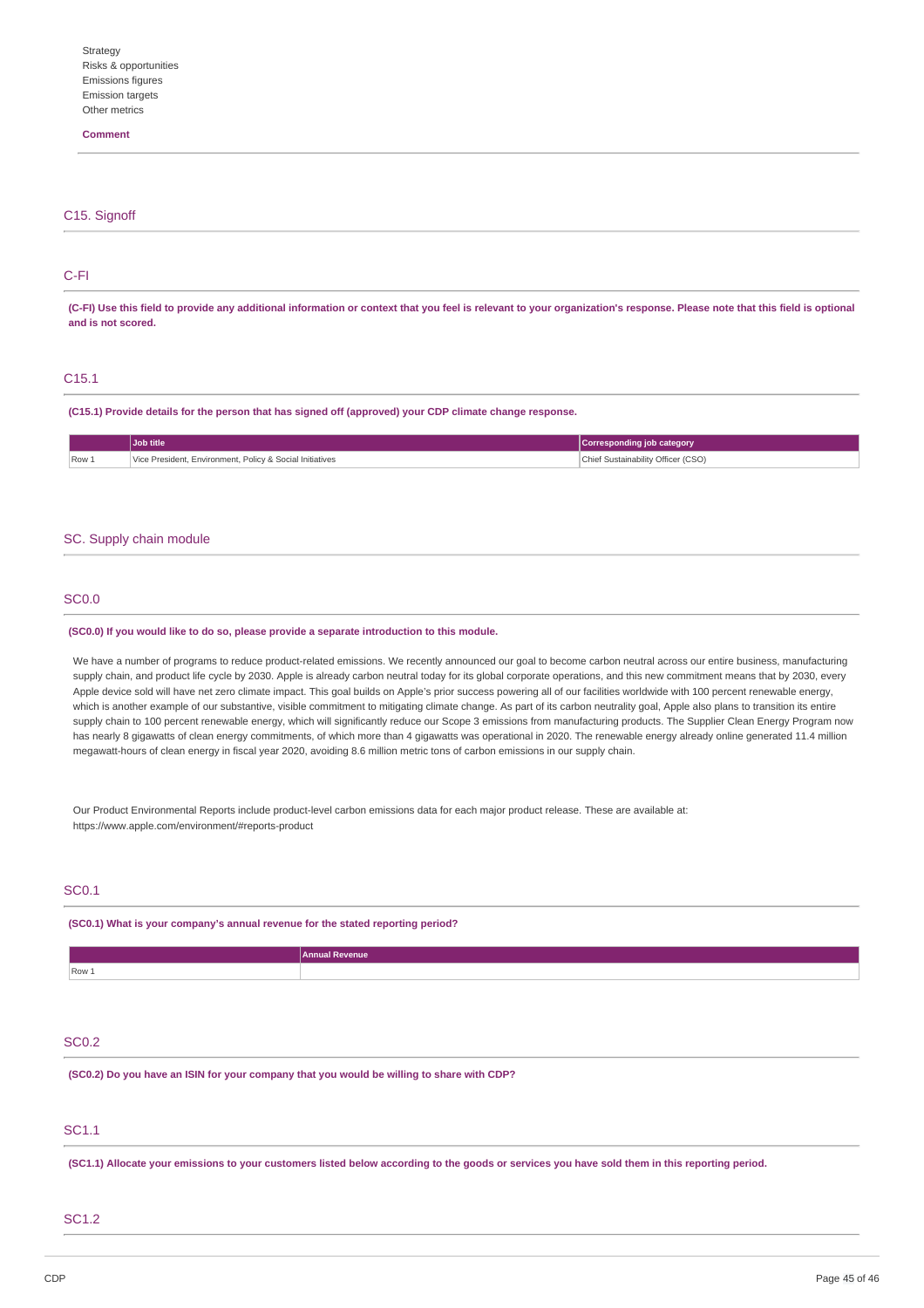Strategy
Risks & opportunities
Emissions figures
Emission targets
Other metrics

**Comment**

## C15. Signoff

### C-FI

**(C-FI) Use this field to provide any additional information or context that you feel is relevant to your organization's response. Please note that this field is optional and is not scored.**

### C15.1

**(C15.1) Provide details for the person that has signed off (approved) your CDP climate change response.**

| | Job title | Corresponding job category |
|---|---|---|
| Row 1 | Vice President, Environment, Policy & Social Initiatives | Chief Sustainability Officer (CSO) |

## SC. Supply chain module

### SC0.0

**(SC0.0) If you would like to do so, please provide a separate introduction to this module.**

We have a number of programs to reduce product-related emissions. We recently announced our goal to become carbon neutral across our entire business, manufacturing supply chain, and product life cycle by 2030. Apple is already carbon neutral today for its global corporate operations, and this new commitment means that by 2030, every Apple device sold will have net zero climate impact. This goal builds on Apple's prior success powering all of our facilities worldwide with 100 percent renewable energy, which is another example of our substantive, visible commitment to mitigating climate change. As part of its carbon neutrality goal, Apple also plans to transition its entire supply chain to 100 percent renewable energy, which will significantly reduce our Scope 3 emissions from manufacturing products. The Supplier Clean Energy Program now has nearly 8 gigawatts of clean energy commitments, of which more than 4 gigawatts was operational in 2020. The renewable energy already online generated 11.4 million megawatt-hours of clean energy in fiscal year 2020, avoiding 8.6 million metric tons of carbon emissions in our supply chain.

Our Product Environmental Reports include product-level carbon emissions data for each major product release. These are available at:
https://www.apple.com/environment/#reports-product

### SC0.1

**(SC0.1) What is your company's annual revenue for the stated reporting period?**

| | Annual Revenue |
|---|---|
| Row 1 | |

### SC0.2

**(SC0.2) Do you have an ISIN for your company that you would be willing to share with CDP?**

### SC1.1

**(SC1.1) Allocate your emissions to your customers listed below according to the goods or services you have sold them in this reporting period.**

### SC1.2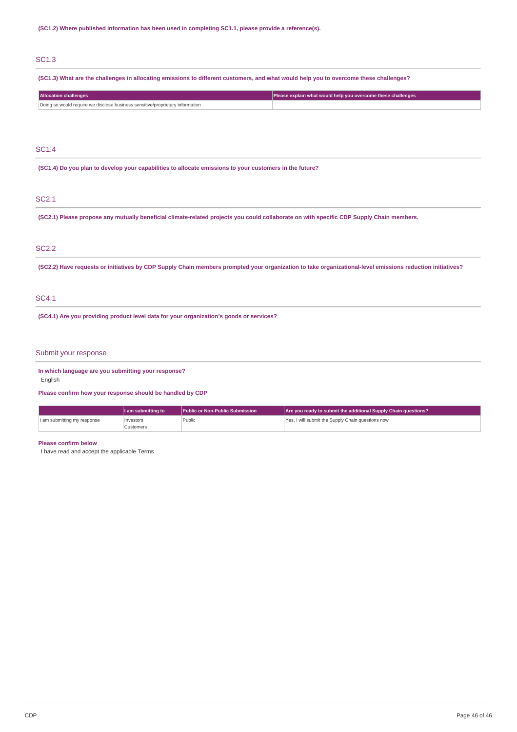**(SC1.2) Where published information has been used in completing SC1.1, please provide a reference(s).**

## SC1.3

**(SC1.3) What are the challenges in allocating emissions to different customers, and what would help you to overcome these challenges?**

| Allocation challenges | Please explain what would help you overcome these challenges |
|---|---|
| Doing so would require we disclose business sensitive/proprietary information | |

## SC1.4

**(SC1.4) Do you plan to develop your capabilities to allocate emissions to your customers in the future?**

## SC2.1

**(SC2.1) Please propose any mutually beneficial climate-related projects you could collaborate on with specific CDP Supply Chain members.**

## SC2.2

**(SC2.2) Have requests or initiatives by CDP Supply Chain members prompted your organization to take organizational-level emissions reduction initiatives?**

## SC4.1

**(SC4.1) Are you providing product level data for your organization's goods or services?**

## Submit your response

**In which language are you submitting your response?**

English

**Please confirm how your response should be handled by CDP**

| | I am submitting to | Public or Non-Public Submission | Are you ready to submit the additional Supply Chain questions? |
|---|---|---|---|
| I am submitting my response | Investors<br>Customers | Public | Yes, I will submit the Supply Chain questions now |

**Please confirm below**

I have read and accept the applicable Terms